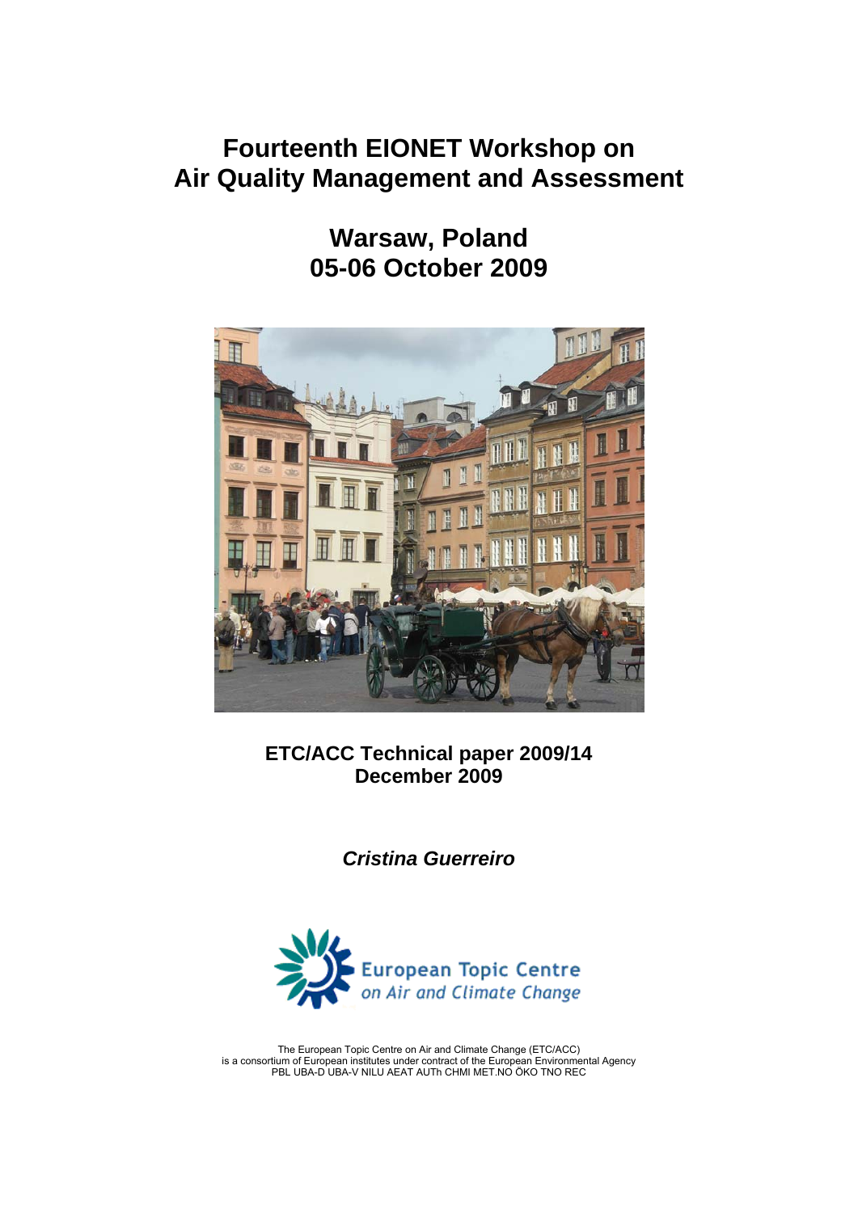# Fourteenth EIONET Workshop on Air Quality Management and Assessment

## Warsaw, Poland
## 05-06 October 2009

**ETC/ACC Technical paper 2009/14**
**December 2009**

***Cristina Guerreiro***

European Topic Centre
*on Air and Climate Change*

The European Topic Centre on Air and Climate Change (ETC/ACC)
is a consortium of European institutes under contract of the European Environmental Agency
PBL UBA-D UBA-V NILU AEAT AUTh CHMI MET.NO ÖKO TNO REC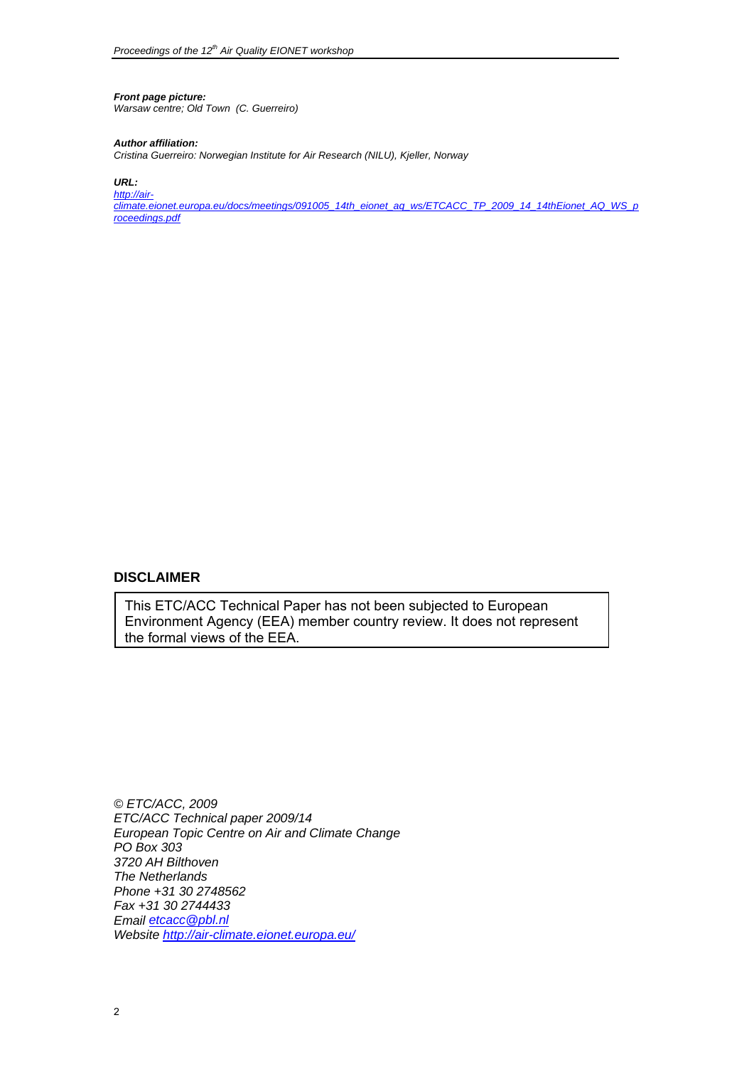***Front page picture:***
*Warsaw centre; Old Town (C. Guerreiro)*

***Author affiliation:***
*Cristina Guerreiro: Norwegian Institute for Air Research (NILU), Kjeller, Norway*

***URL:***
*http://air-climate.eionet.europa.eu/docs/meetings/091005_14th_eionet_aq_ws/ETCACC_TP_2009_14_14thEionet_AQ_WS_proceedings.pdf*

## DISCLAIMER

This ETC/ACC Technical Paper has not been subjected to European Environment Agency (EEA) member country review. It does not represent the formal views of the EEA.

*© ETC/ACC, 2009*
*ETC/ACC Technical paper 2009/14*
*European Topic Centre on Air and Climate Change*
*PO Box 303*
*3720 AH Bilthoven*
*The Netherlands*
*Phone +31 30 2748562*
*Fax +31 30 2744433*
*Email etcacc@pbl.nl*
*Website http://air-climate.eionet.europa.eu/*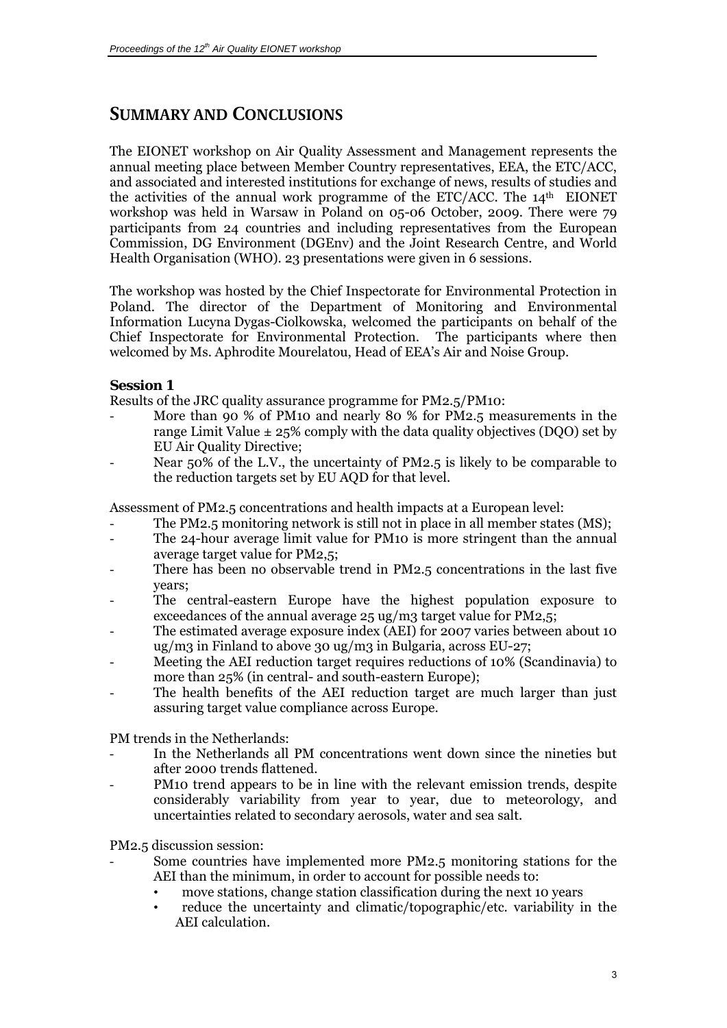## SUMMARY AND CONCLUSIONS

The EIONET workshop on Air Quality Assessment and Management represents the annual meeting place between Member Country representatives, EEA, the ETC/ACC, and associated and interested institutions for exchange of news, results of studies and the activities of the annual work programme of the ETC/ACC. The 14th EIONET workshop was held in Warsaw in Poland on 05-06 October, 2009. There were 79 participants from 24 countries and including representatives from the European Commission, DG Environment (DGEnv) and the Joint Research Centre, and World Health Organisation (WHO). 23 presentations were given in 6 sessions.

The workshop was hosted by the Chief Inspectorate for Environmental Protection in Poland. The director of the Department of Monitoring and Environmental Information Lucyna Dygas-Ciolkowska, welcomed the participants on behalf of the Chief Inspectorate for Environmental Protection. The participants where then welcomed by Ms. Aphrodite Mourelatou, Head of EEA's Air and Noise Group.

### Session 1

Results of the JRC quality assurance programme for PM2.5/PM10:

- More than 90 % of PM10 and nearly 80 % for PM2.5 measurements in the range Limit Value ± 25% comply with the data quality objectives (DQO) set by EU Air Quality Directive;
- Near 50% of the L.V., the uncertainty of PM2.5 is likely to be comparable to the reduction targets set by EU AQD for that level.

Assessment of PM2.5 concentrations and health impacts at a European level:

- The PM2.5 monitoring network is still not in place in all member states (MS);
- The 24-hour average limit value for PM10 is more stringent than the annual average target value for PM2,5;
- There has been no observable trend in PM2.5 concentrations in the last five years;
- The central-eastern Europe have the highest population exposure to exceedances of the annual average 25 ug/m3 target value for PM2,5;
- The estimated average exposure index (AEI) for 2007 varies between about 10 ug/m3 in Finland to above 30 ug/m3 in Bulgaria, across EU-27;
- Meeting the AEI reduction target requires reductions of 10% (Scandinavia) to more than 25% (in central- and south-eastern Europe);
- The health benefits of the AEI reduction target are much larger than just assuring target value compliance across Europe.

PM trends in the Netherlands:

- In the Netherlands all PM concentrations went down since the nineties but after 2000 trends flattened.
- PM10 trend appears to be in line with the relevant emission trends, despite considerably variability from year to year, due to meteorology, and uncertainties related to secondary aerosols, water and sea salt.

PM2.5 discussion session:

- Some countries have implemented more PM2.5 monitoring stations for the AEI than the minimum, in order to account for possible needs to:
  - move stations, change station classification during the next 10 years
  - reduce the uncertainty and climatic/topographic/etc. variability in the AEI calculation.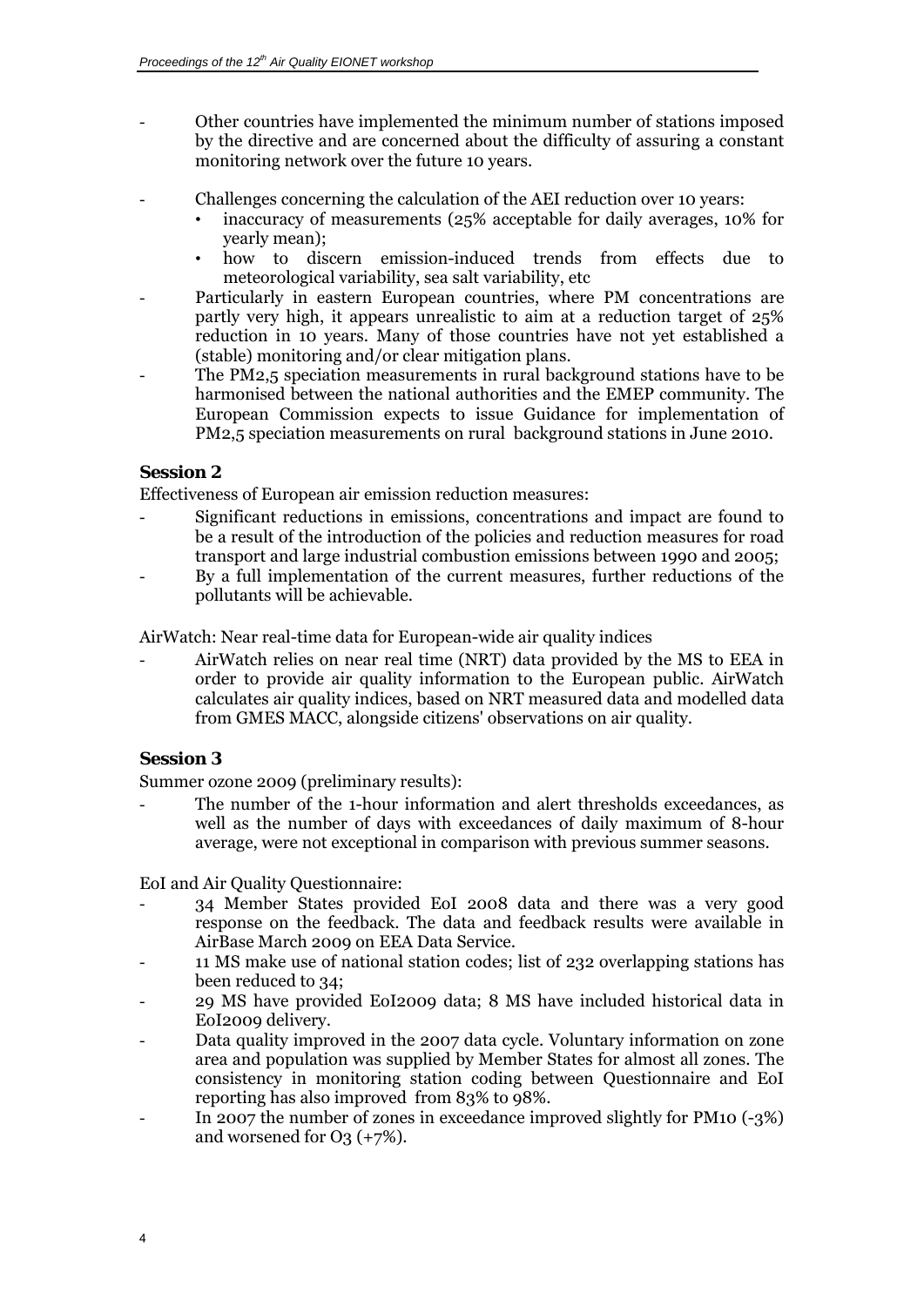- Other countries have implemented the minimum number of stations imposed by the directive and are concerned about the difficulty of assuring a constant monitoring network over the future 10 years.
- Challenges concerning the calculation of the AEI reduction over 10 years:
  - inaccuracy of measurements (25% acceptable for daily averages, 10% for yearly mean);
  - how to discern emission-induced trends from effects due to meteorological variability, sea salt variability, etc
- Particularly in eastern European countries, where PM concentrations are partly very high, it appears unrealistic to aim at a reduction target of 25% reduction in 10 years. Many of those countries have not yet established a (stable) monitoring and/or clear mitigation plans.
- The PM2,5 speciation measurements in rural background stations have to be harmonised between the national authorities and the EMEP community. The European Commission expects to issue Guidance for implementation of PM2,5 speciation measurements on rural background stations in June 2010.

### Session 2

Effectiveness of European air emission reduction measures:

- Significant reductions in emissions, concentrations and impact are found to be a result of the introduction of the policies and reduction measures for road transport and large industrial combustion emissions between 1990 and 2005;
- By a full implementation of the current measures, further reductions of the pollutants will be achievable.

AirWatch: Near real-time data for European-wide air quality indices

- AirWatch relies on near real time (NRT) data provided by the MS to EEA in order to provide air quality information to the European public. AirWatch calculates air quality indices, based on NRT measured data and modelled data from GMES MACC, alongside citizens' observations on air quality.

### Session 3

Summer ozone 2009 (preliminary results):

- The number of the 1-hour information and alert thresholds exceedances, as well as the number of days with exceedances of daily maximum of 8-hour average, were not exceptional in comparison with previous summer seasons.

EoI and Air Quality Questionnaire:

- 34 Member States provided EoI 2008 data and there was a very good response on the feedback. The data and feedback results were available in AirBase March 2009 on EEA Data Service.
- 11 MS make use of national station codes; list of 232 overlapping stations has been reduced to 34;
- 29 MS have provided EoI2009 data; 8 MS have included historical data in EoI2009 delivery.
- Data quality improved in the 2007 data cycle. Voluntary information on zone area and population was supplied by Member States for almost all zones. The consistency in monitoring station coding between Questionnaire and EoI reporting has also improved from 83% to 98%.
- In 2007 the number of zones in exceedance improved slightly for PM10 (-3%) and worsened for $O_3$ (+7%).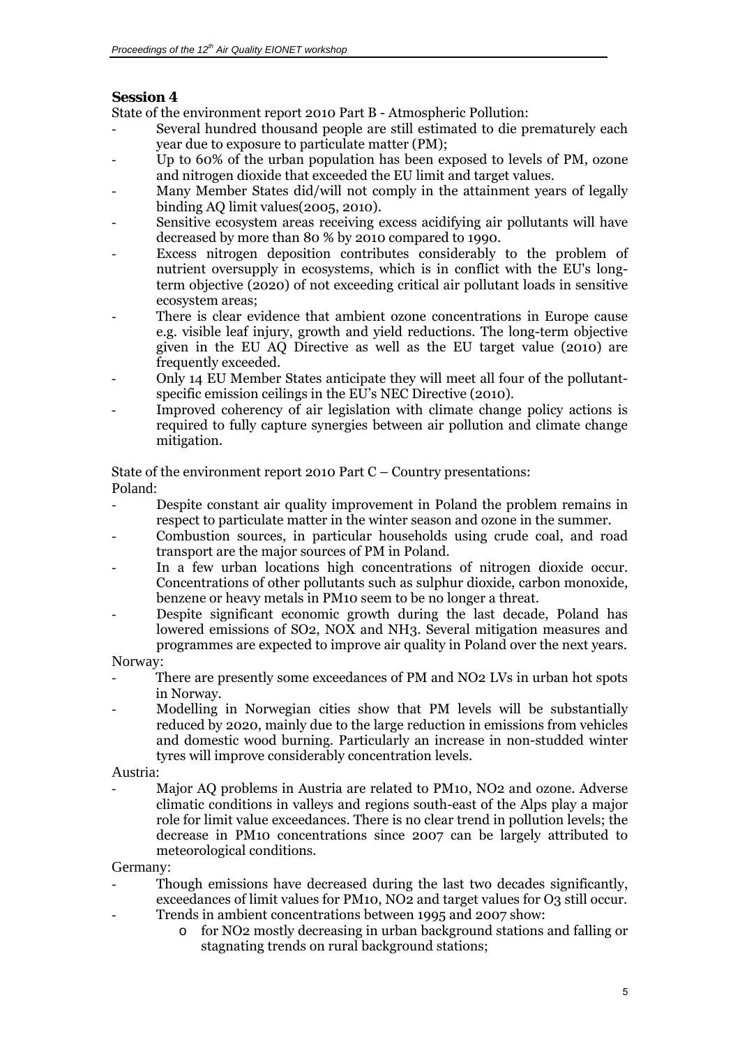## Session 4

State of the environment report 2010 Part B - Atmospheric Pollution:

- Several hundred thousand people are still estimated to die prematurely each year due to exposure to particulate matter (PM);
- Up to 60% of the urban population has been exposed to levels of PM, ozone and nitrogen dioxide that exceeded the EU limit and target values.
- Many Member States did/will not comply in the attainment years of legally binding AQ limit values(2005, 2010).
- Sensitive ecosystem areas receiving excess acidifying air pollutants will have decreased by more than 80 % by 2010 compared to 1990.
- Excess nitrogen deposition contributes considerably to the problem of nutrient oversupply in ecosystems, which is in conflict with the EU's long-term objective (2020) of not exceeding critical air pollutant loads in sensitive ecosystem areas;
- There is clear evidence that ambient ozone concentrations in Europe cause e.g. visible leaf injury, growth and yield reductions. The long-term objective given in the EU AQ Directive as well as the EU target value (2010) are frequently exceeded.
- Only 14 EU Member States anticipate they will meet all four of the pollutant-specific emission ceilings in the EU's NEC Directive (2010).
- Improved coherency of air legislation with climate change policy actions is required to fully capture synergies between air pollution and climate change mitigation.

State of the environment report 2010 Part C – Country presentations:

Poland:

- Despite constant air quality improvement in Poland the problem remains in respect to particulate matter in the winter season and ozone in the summer.
- Combustion sources, in particular households using crude coal, and road transport are the major sources of PM in Poland.
- In a few urban locations high concentrations of nitrogen dioxide occur. Concentrations of other pollutants such as sulphur dioxide, carbon monoxide, benzene or heavy metals in PM10 seem to be no longer a threat.
- Despite significant economic growth during the last decade, Poland has lowered emissions of $SO_2$, $NO_X$ and $NH_3$. Several mitigation measures and programmes are expected to improve air quality in Poland over the next years.

Norway:

- There are presently some exceedances of PM and $NO_2$ LVs in urban hot spots in Norway.
- Modelling in Norwegian cities show that PM levels will be substantially reduced by 2020, mainly due to the large reduction in emissions from vehicles and domestic wood burning. Particularly an increase in non-studded winter tyres will improve considerably concentration levels.

Austria:

- Major AQ problems in Austria are related to PM10, $NO_2$ and ozone. Adverse climatic conditions in valleys and regions south-east of the Alps play a major role for limit value exceedances. There is no clear trend in pollution levels; the decrease in PM10 concentrations since 2007 can be largely attributed to meteorological conditions.

Germany:

- Though emissions have decreased during the last two decades significantly, exceedances of limit values for PM10, $NO_2$ and target values for $O_3$ still occur.
- Trends in ambient concentrations between 1995 and 2007 show:
  - for $NO_2$ mostly decreasing in urban background stations and falling or stagnating trends on rural background stations;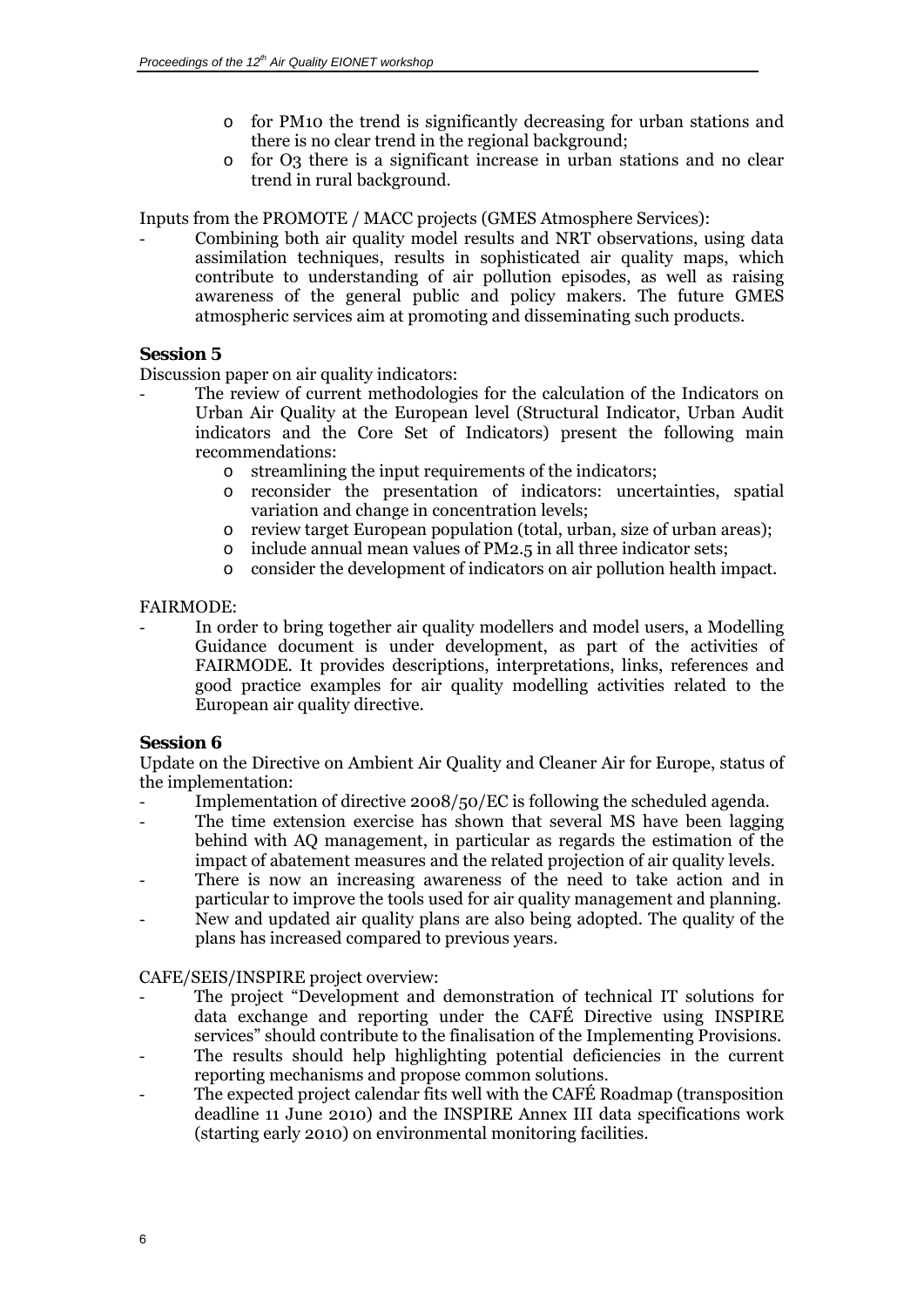- for PM10 the trend is significantly decreasing for urban stations and there is no clear trend in the regional background;
- for O3 there is a significant increase in urban stations and no clear trend in rural background.

Inputs from the PROMOTE / MACC projects (GMES Atmosphere Services):

- Combining both air quality model results and NRT observations, using data assimilation techniques, results in sophisticated air quality maps, which contribute to understanding of air pollution episodes, as well as raising awareness of the general public and policy makers. The future GMES atmospheric services aim at promoting and disseminating such products.

### Session 5

Discussion paper on air quality indicators:

- The review of current methodologies for the calculation of the Indicators on Urban Air Quality at the European level (Structural Indicator, Urban Audit indicators and the Core Set of Indicators) present the following main recommendations:
  - streamlining the input requirements of the indicators;
  - reconsider the presentation of indicators: uncertainties, spatial variation and change in concentration levels;
  - review target European population (total, urban, size of urban areas);
  - include annual mean values of PM2.5 in all three indicator sets;
  - consider the development of indicators on air pollution health impact.

FAIRMODE:

- In order to bring together air quality modellers and model users, a Modelling Guidance document is under development, as part of the activities of FAIRMODE. It provides descriptions, interpretations, links, references and good practice examples for air quality modelling activities related to the European air quality directive.

### Session 6

Update on the Directive on Ambient Air Quality and Cleaner Air for Europe, status of the implementation:

- Implementation of directive 2008/50/EC is following the scheduled agenda.
- The time extension exercise has shown that several MS have been lagging behind with AQ management, in particular as regards the estimation of the impact of abatement measures and the related projection of air quality levels.
- There is now an increasing awareness of the need to take action and in particular to improve the tools used for air quality management and planning.
- New and updated air quality plans are also being adopted. The quality of the plans has increased compared to previous years.

CAFE/SEIS/INSPIRE project overview:

- The project "Development and demonstration of technical IT solutions for data exchange and reporting under the CAFÉ Directive using INSPIRE services" should contribute to the finalisation of the Implementing Provisions.
- The results should help highlighting potential deficiencies in the current reporting mechanisms and propose common solutions.
- The expected project calendar fits well with the CAFÉ Roadmap (transposition deadline 11 June 2010) and the INSPIRE Annex III data specifications work (starting early 2010) on environmental monitoring facilities.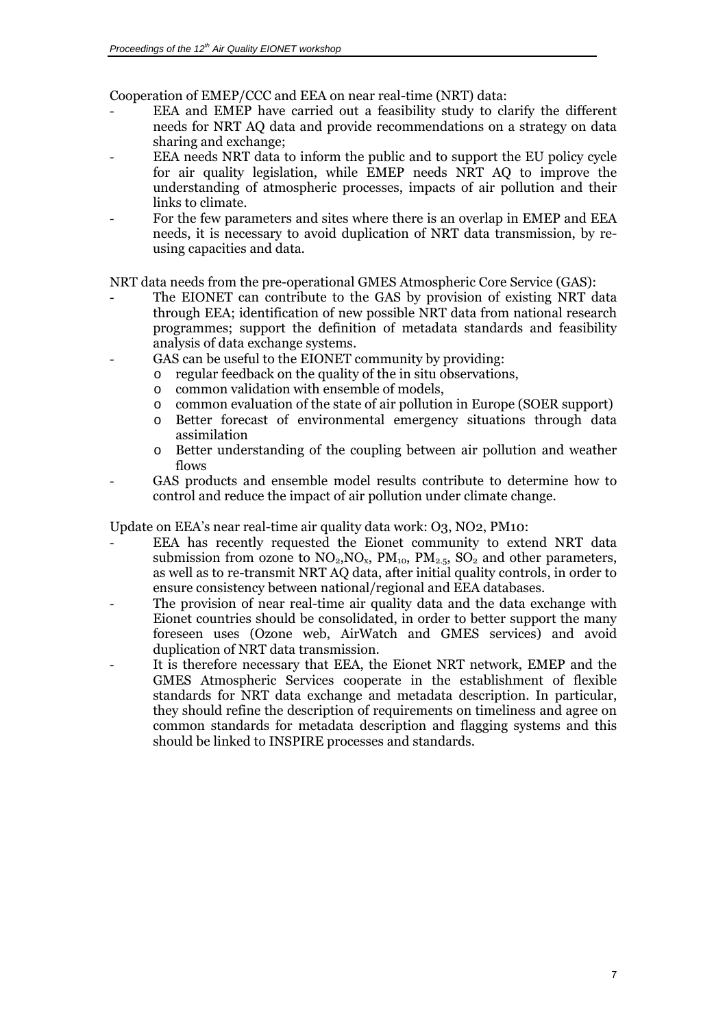Cooperation of EMEP/CCC and EEA on near real-time (NRT) data:

- EEA and EMEP have carried out a feasibility study to clarify the different needs for NRT AQ data and provide recommendations on a strategy on data sharing and exchange;
- EEA needs NRT data to inform the public and to support the EU policy cycle for air quality legislation, while EMEP needs NRT AQ to improve the understanding of atmospheric processes, impacts of air pollution and their links to climate.
- For the few parameters and sites where there is an overlap in EMEP and EEA needs, it is necessary to avoid duplication of NRT data transmission, by re-using capacities and data.

NRT data needs from the pre-operational GMES Atmospheric Core Service (GAS):

- The EIONET can contribute to the GAS by provision of existing NRT data through EEA; identification of new possible NRT data from national research programmes; support the definition of metadata standards and feasibility analysis of data exchange systems.
- GAS can be useful to the EIONET community by providing:
  - regular feedback on the quality of the in situ observations,
  - common validation with ensemble of models,
  - common evaluation of the state of air pollution in Europe (SOER support)
  - Better forecast of environmental emergency situations through data assimilation
  - Better understanding of the coupling between air pollution and weather flows
- GAS products and ensemble model results contribute to determine how to control and reduce the impact of air pollution under climate change.

Update on EEA's near real-time air quality data work: O3, NO2, PM10:

- EEA has recently requested the Eionet community to extend NRT data submission from ozone to $NO_2$,$NO_x$, $PM_{10}$, $PM_{2.5}$, $SO_2$ and other parameters, as well as to re-transmit NRT AQ data, after initial quality controls, in order to ensure consistency between national/regional and EEA databases.
- The provision of near real-time air quality data and the data exchange with Eionet countries should be consolidated, in order to better support the many foreseen uses (Ozone web, AirWatch and GMES services) and avoid duplication of NRT data transmission.
- It is therefore necessary that EEA, the Eionet NRT network, EMEP and the GMES Atmospheric Services cooperate in the establishment of flexible standards for NRT data exchange and metadata description. In particular, they should refine the description of requirements on timeliness and agree on common standards for metadata description and flagging systems and this should be linked to INSPIRE processes and standards.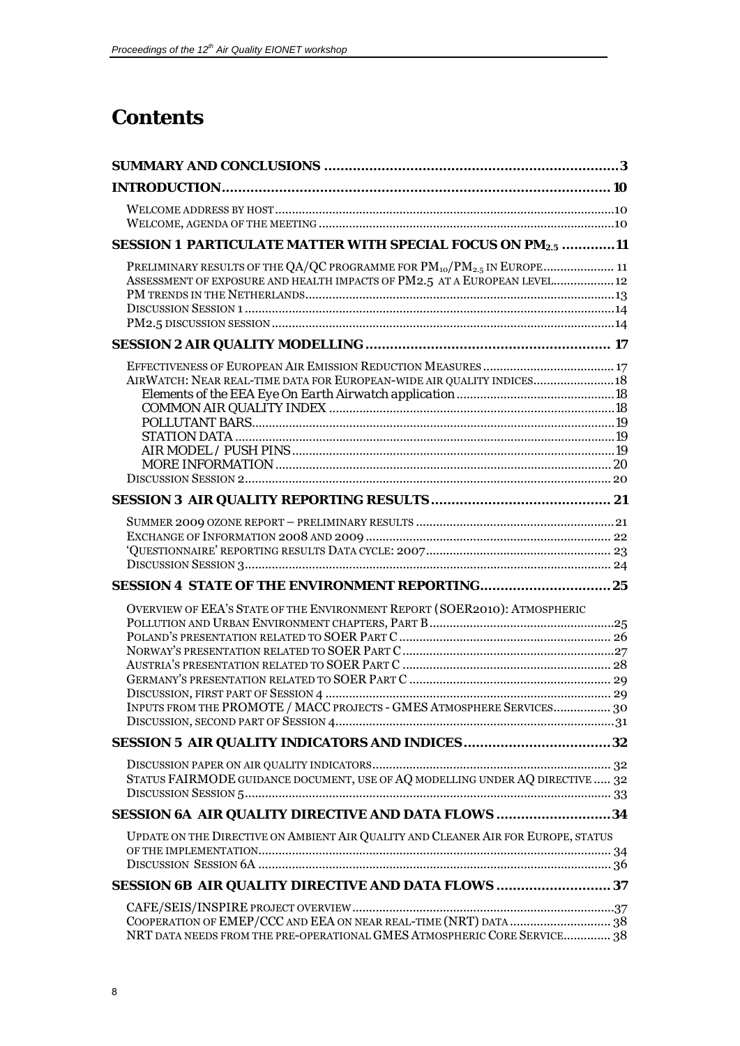# Contents

SUMMARY AND CONCLUSIONS ........................................................................ 3

INTRODUCTION ............................................................................................ 10

- Welcome address by host ........................................................................ 10
- Welcome, agenda of the meeting ............................................................ 10

SESSION 1 PARTICULATE MATTER WITH SPECIAL FOCUS ON $PM_{2.5}$ ............ 11

- Preliminary results of the QA/QC programme for $PM_{10}/PM_{2.5}$ in Europe ..................... 11
- Assessment of exposure and health impacts of PM2.5 at a European level .................. 12
- PM trends in the Netherlands ........................................................................ 13
- Discussion Session 1 ..................................................................................... 14
- PM2.5 discussion session ............................................................................... 14

SESSION 2 AIR QUALITY MODELLING ........................................................... 17

- Effectiveness of European Air Emission Reduction Measures ........................ 17
- AirWatch: Near real-time data for European-wide air quality indices ............ 18
  - Elements of the EEA Eye On Earth Airwatch application ....................... 18
  - COMMON AIR QUALITY INDEX ......................................................... 18
  - POLLUTANT BARS ............................................................................ 19
  - STATION DATA ................................................................................ 19
  - AIR MODEL / PUSH PINS .................................................................. 19
  - MORE INFORMATION ........................................................................ 20
- Discussion Session 2 ..................................................................................... 20

SESSION 3 AIR QUALITY REPORTING RESULTS ........................................... 21

- Summer 2009 ozone report – preliminary results ......................................... 21
- Exchange of Information 2008 and 2009 ....................................................... 22
- 'Questionnaire' reporting results Data cycle: 2007 ........................................ 23
- Discussion Session 3 ..................................................................................... 24

SESSION 4 STATE OF THE ENVIRONMENT REPORTING ................................ 25

- Overview of EEA's State of the Environment Report (SOER2010): Atmospheric Pollution and Urban Environment chapters, Part B ........................................ 25
- Poland's presentation related to SOER Part C ............................................... 26
- Norway's presentation related to SOER Part C .............................................. 27
- Austria's presentation related to SOER Part C ............................................... 28
- Germany's presentation related to SOER Part C ............................................ 29
- Discussion, first part of Session 4 ................................................................. 29
- Inputs from the PROMOTE / MACC projects - GMES Atmosphere Services ................. 30
- Discussion, second part of Session 4 .............................................................. 31

SESSION 5 AIR QUALITY INDICATORS AND INDICES .................................... 32

- Discussion paper on air quality indicators ..................................................... 32
- Status FAIRMODE guidance document, use of AQ modelling under AQ directive ..... 32
- Discussion Session 5 ..................................................................................... 33

SESSION 6A AIR QUALITY DIRECTIVE AND DATA FLOWS ............................ 34

- Update on the Directive on Ambient Air Quality and Cleaner Air for Europe, status of the implementation ........................................................................................ 34
- Discussion Session 6A ................................................................................... 36

SESSION 6B AIR QUALITY DIRECTIVE AND DATA FLOWS ............................ 37

- CAFE/SEIS/INSPIRE project overview ........................................................... 37
- Cooperation of EMEP/CCC and EEA on near real-time (NRT) data ................... 38
- NRT data needs from the pre-operational GMES Atmospheric Core Service .............. 38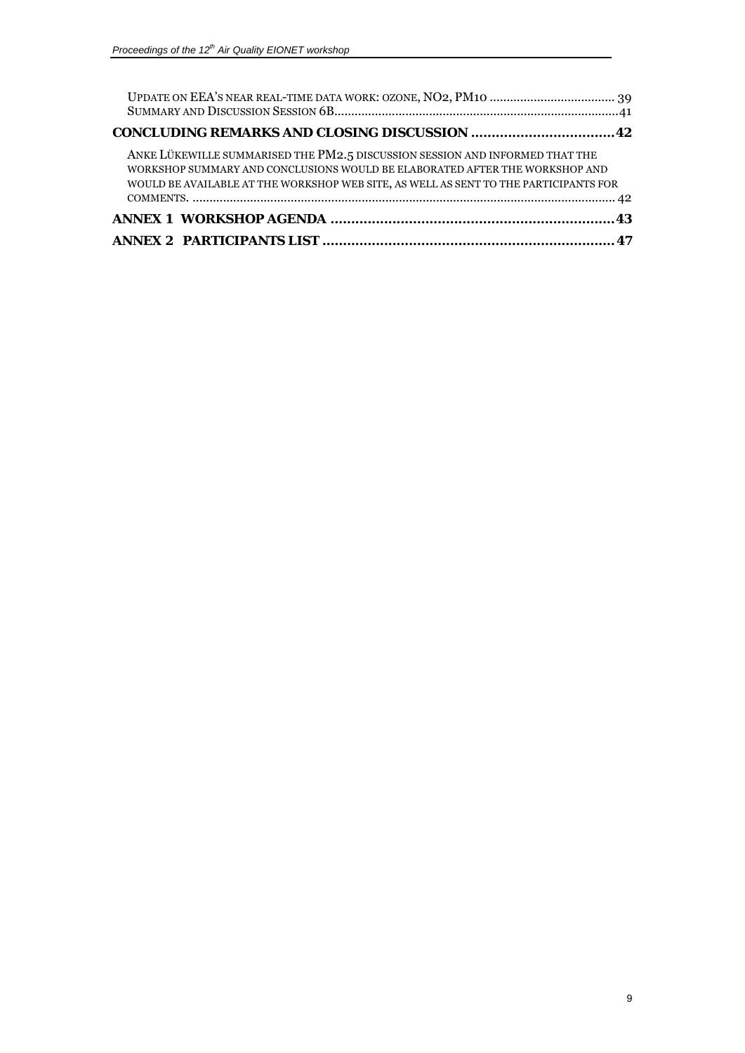UPDATE ON EEA'S NEAR REAL-TIME DATA WORK: OZONE, NO2, PM10 .................................... 39
SUMMARY AND DISCUSSION SESSION 6B.......................................................................................41

**CONCLUDING REMARKS AND CLOSING DISCUSSION ...................................42**

ANKE LÜKEWILLE SUMMARISED THE PM2.5 DISCUSSION SESSION AND INFORMED THAT THE WORKSHOP SUMMARY AND CONCLUSIONS WOULD BE ELABORATED AFTER THE WORKSHOP AND WOULD BE AVAILABLE AT THE WORKSHOP WEB SITE, AS WELL AS SENT TO THE PARTICIPANTS FOR COMMENTS. ........................................................................................................................... 42

**ANNEX 1 WORKSHOP AGENDA .....................................................................43**

**ANNEX 2 PARTICIPANTS LIST .......................................................................47**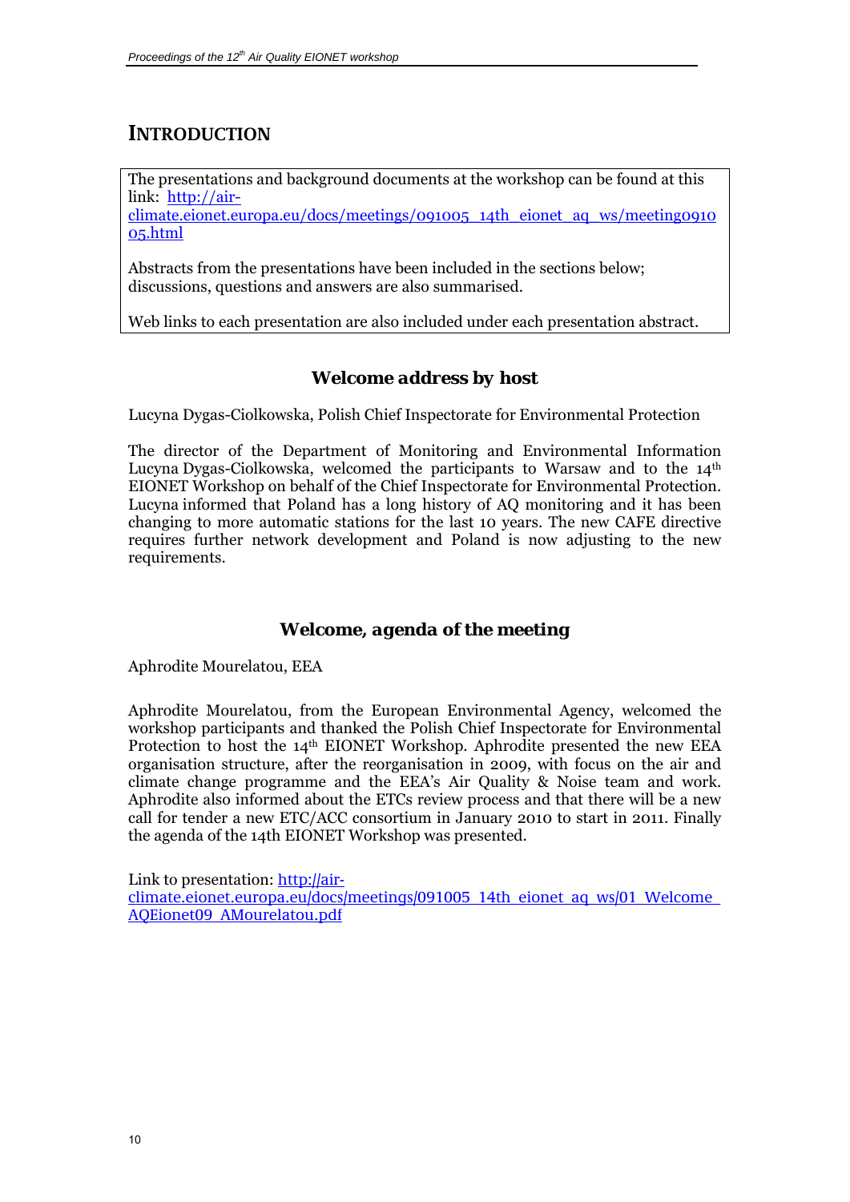# INTRODUCTION

The presentations and background documents at the workshop can be found at this link: http://air-climate.eionet.europa.eu/docs/meetings/091005_14th_eionet_aq_ws/meeting091005.html

Abstracts from the presentations have been included in the sections below; discussions, questions and answers are also summarised.

Web links to each presentation are also included under each presentation abstract.

### Welcome address by host

Lucyna Dygas-Ciolkowska, Polish Chief Inspectorate for Environmental Protection

The director of the Department of Monitoring and Environmental Information Lucyna Dygas-Ciolkowska, welcomed the participants to Warsaw and to the 14th EIONET Workshop on behalf of the Chief Inspectorate for Environmental Protection. Lucyna informed that Poland has a long history of AQ monitoring and it has been changing to more automatic stations for the last 10 years. The new CAFE directive requires further network development and Poland is now adjusting to the new requirements.

### Welcome, agenda of the meeting

Aphrodite Mourelatou, EEA

Aphrodite Mourelatou, from the European Environmental Agency, welcomed the workshop participants and thanked the Polish Chief Inspectorate for Environmental Protection to host the 14th EIONET Workshop. Aphrodite presented the new EEA organisation structure, after the reorganisation in 2009, with focus on the air and climate change programme and the EEA's Air Quality & Noise team and work. Aphrodite also informed about the ETCs review process and that there will be a new call for tender a new ETC/ACC consortium in January 2010 to start in 2011. Finally the agenda of the 14th EIONET Workshop was presented.

Link to presentation: http://air-climate.eionet.europa.eu/docs/meetings/091005_14th_eionet_aq_ws/01_Welcome_AQEionet09_AMourelatou.pdf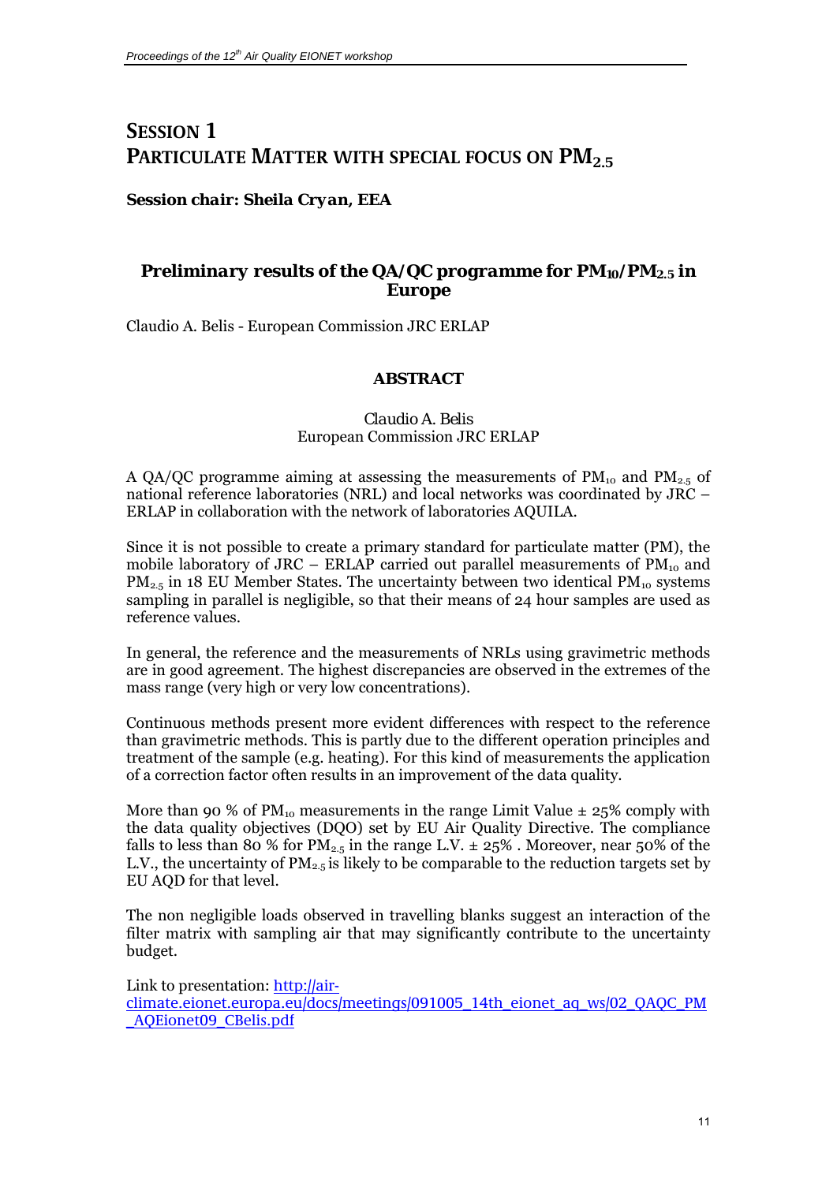# SESSION 1
# PARTICULATE MATTER WITH SPECIAL FOCUS ON $PM_{2.5}$

***Session chair: Sheila Cryan, EEA***

## *Preliminary results of the QA/QC programme for $PM_{10}$/$PM_{2.5}$ in Europe*

Claudio A. Belis - European Commission JRC ERLAP

### ABSTRACT

Claudio A. Belis
European Commission JRC ERLAP

A QA/QC programme aiming at assessing the measurements of $PM_{10}$ and $PM_{2.5}$ of national reference laboratories (NRL) and local networks was coordinated by JRC – ERLAP in collaboration with the network of laboratories AQUILA.

Since it is not possible to create a primary standard for particulate matter (PM), the mobile laboratory of JRC – ERLAP carried out parallel measurements of $PM_{10}$ and $PM_{2.5}$ in 18 EU Member States. The uncertainty between two identical $PM_{10}$ systems sampling in parallel is negligible, so that their means of 24 hour samples are used as reference values.

In general, the reference and the measurements of NRLs using gravimetric methods are in good agreement. The highest discrepancies are observed in the extremes of the mass range (very high or very low concentrations).

Continuous methods present more evident differences with respect to the reference than gravimetric methods. This is partly due to the different operation principles and treatment of the sample (e.g. heating). For this kind of measurements the application of a correction factor often results in an improvement of the data quality.

More than 90 % of $PM_{10}$ measurements in the range Limit Value ± 25% comply with the data quality objectives (DQO) set by EU Air Quality Directive. The compliance falls to less than 80 % for $PM_{2.5}$ in the range L.V. ± 25% . Moreover, near 50% of the L.V., the uncertainty of $PM_{2.5}$ is likely to be comparable to the reduction targets set by EU AQD for that level.

The non negligible loads observed in travelling blanks suggest an interaction of the filter matrix with sampling air that may significantly contribute to the uncertainty budget.

Link to presentation: [http://air-climate.eionet.europa.eu/docs/meetings/091005_14th_eionet_aq_ws/02_QAQC_PM_AQEionet09_CBelis.pdf](http://air-climate.eionet.europa.eu/docs/meetings/091005_14th_eionet_aq_ws/02_QAQC_PM_AQEionet09_CBelis.pdf)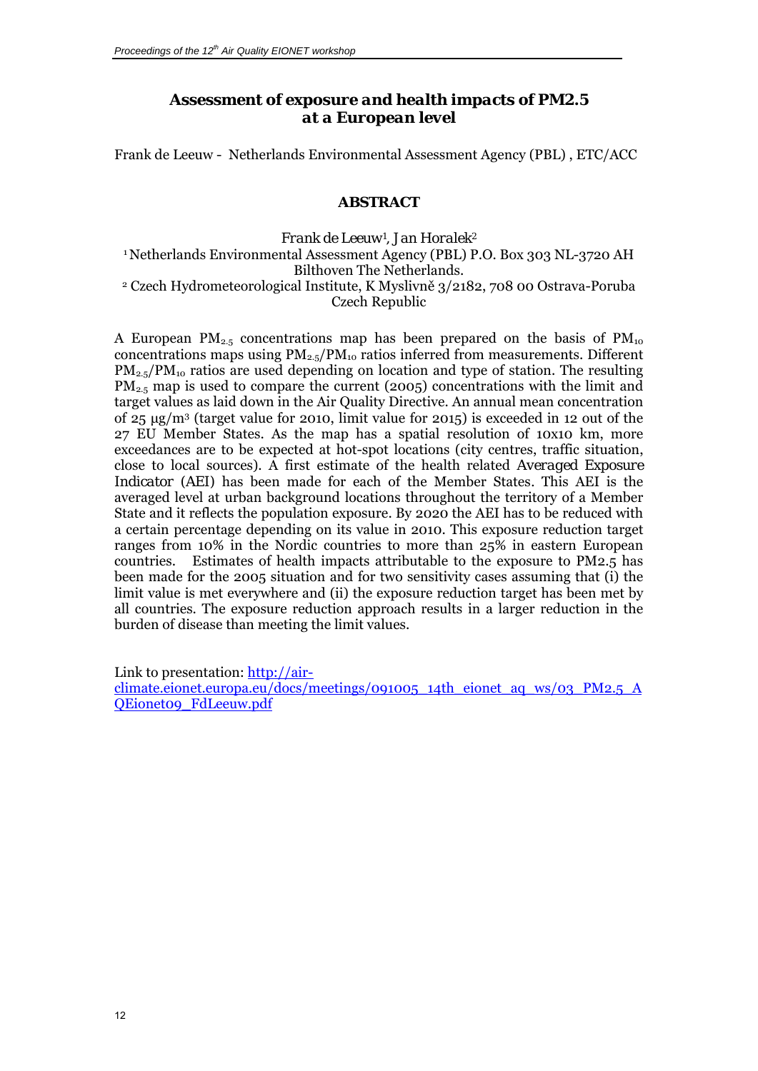## *Assessment of exposure and health impacts of PM2.5 at a European level*

Frank de Leeuw - Netherlands Environmental Assessment Agency (PBL) , ETC/ACC

### ABSTRACT

Frank de Leeuw[1], Jan Horalek[2]

[1] Netherlands Environmental Assessment Agency (PBL) P.O. Box 303 NL-3720 AH Bilthoven The Netherlands.

[2] Czech Hydrometeorological Institute, K Myslivně 3/2182, 708 00 Ostrava-Poruba Czech Republic

A European $PM_{2.5}$ concentrations map has been prepared on the basis of $PM_{10}$ concentrations maps using $PM_{2.5}/PM_{10}$ ratios inferred from measurements. Different $PM_{2.5}/PM_{10}$ ratios are used depending on location and type of station. The resulting $PM_{2.5}$ map is used to compare the current (2005) concentrations with the limit and target values as laid down in the Air Quality Directive. An annual mean concentration of 25 µg/m$^3$ (target value for 2010, limit value for 2015) is exceeded in 12 out of the 27 EU Member States. As the map has a spatial resolution of 10x10 km, more exceedances are to be expected at hot-spot locations (city centres, traffic situation, close to local sources). A first estimate of the health related Averaged Exposure Indicator (AEI) has been made for each of the Member States. This AEI is the averaged level at urban background locations throughout the territory of a Member State and it reflects the population exposure. By 2020 the AEI has to be reduced with a certain percentage depending on its value in 2010. This exposure reduction target ranges from 10% in the Nordic countries to more than 25% in eastern European countries. Estimates of health impacts attributable to the exposure to PM2.5 has been made for the 2005 situation and for two sensitivity cases assuming that (i) the limit value is met everywhere and (ii) the exposure reduction target has been met by all countries. The exposure reduction approach results in a larger reduction in the burden of disease than meeting the limit values.

Link to presentation: [http://air-climate.eionet.europa.eu/docs/meetings/091005_14th_eionet_aq_ws/03_PM2.5_AQEionet09_FdLeeuw.pdf](http://air-climate.eionet.europa.eu/docs/meetings/091005_14th_eionet_aq_ws/03_PM2.5_AQEionet09_FdLeeuw.pdf)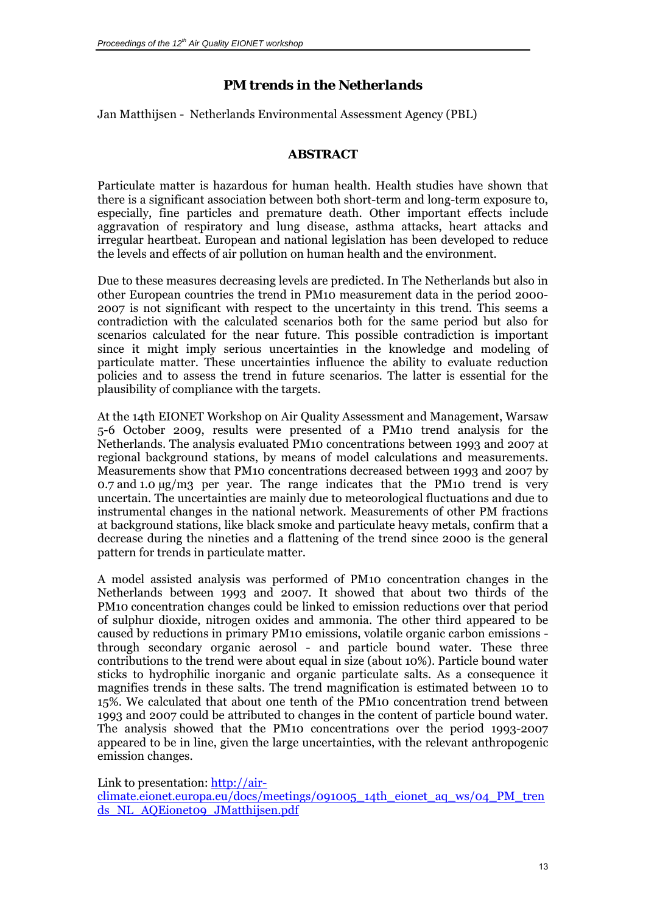# PM trends in the Netherlands

Jan Matthijsen - Netherlands Environmental Assessment Agency (PBL)

## ABSTRACT

Particulate matter is hazardous for human health. Health studies have shown that there is a significant association between both short-term and long-term exposure to, especially, fine particles and premature death. Other important effects include aggravation of respiratory and lung disease, asthma attacks, heart attacks and irregular heartbeat. European and national legislation has been developed to reduce the levels and effects of air pollution on human health and the environment.

Due to these measures decreasing levels are predicted. In The Netherlands but also in other European countries the trend in PM10 measurement data in the period 2000-2007 is not significant with respect to the uncertainty in this trend. This seems a contradiction with the calculated scenarios both for the same period but also for scenarios calculated for the near future. This possible contradiction is important since it might imply serious uncertainties in the knowledge and modeling of particulate matter. These uncertainties influence the ability to evaluate reduction policies and to assess the trend in future scenarios. The latter is essential for the plausibility of compliance with the targets.

At the 14th EIONET Workshop on Air Quality Assessment and Management, Warsaw 5-6 October 2009, results were presented of a PM10 trend analysis for the Netherlands. The analysis evaluated PM10 concentrations between 1993 and 2007 at regional background stations, by means of model calculations and measurements. Measurements show that PM10 concentrations decreased between 1993 and 2007 by 0.7 and 1.0 μg/m3 per year. The range indicates that the PM10 trend is very uncertain. The uncertainties are mainly due to meteorological fluctuations and due to instrumental changes in the national network. Measurements of other PM fractions at background stations, like black smoke and particulate heavy metals, confirm that a decrease during the nineties and a flattening of the trend since 2000 is the general pattern for trends in particulate matter.

A model assisted analysis was performed of PM10 concentration changes in the Netherlands between 1993 and 2007. It showed that about two thirds of the PM10 concentration changes could be linked to emission reductions over that period of sulphur dioxide, nitrogen oxides and ammonia. The other third appeared to be caused by reductions in primary PM10 emissions, volatile organic carbon emissions - through secondary organic aerosol - and particle bound water. These three contributions to the trend were about equal in size (about 10%). Particle bound water sticks to hydrophilic inorganic and organic particulate salts. As a consequence it magnifies trends in these salts. The trend magnification is estimated between 10 to 15%. We calculated that about one tenth of the PM10 concentration trend between 1993 and 2007 could be attributed to changes in the content of particle bound water. The analysis showed that the PM10 concentrations over the period 1993-2007 appeared to be in line, given the large uncertainties, with the relevant anthropogenic emission changes.

Link to presentation: [http://air-climate.eionet.europa.eu/docs/meetings/091005_14th_eionet_aq_ws/04_PM_trends_NL_AQEionet09_JMatthijsen.pdf](http://air-climate.eionet.europa.eu/docs/meetings/091005_14th_eionet_aq_ws/04_PM_trends_NL_AQEionet09_JMatthijsen.pdf)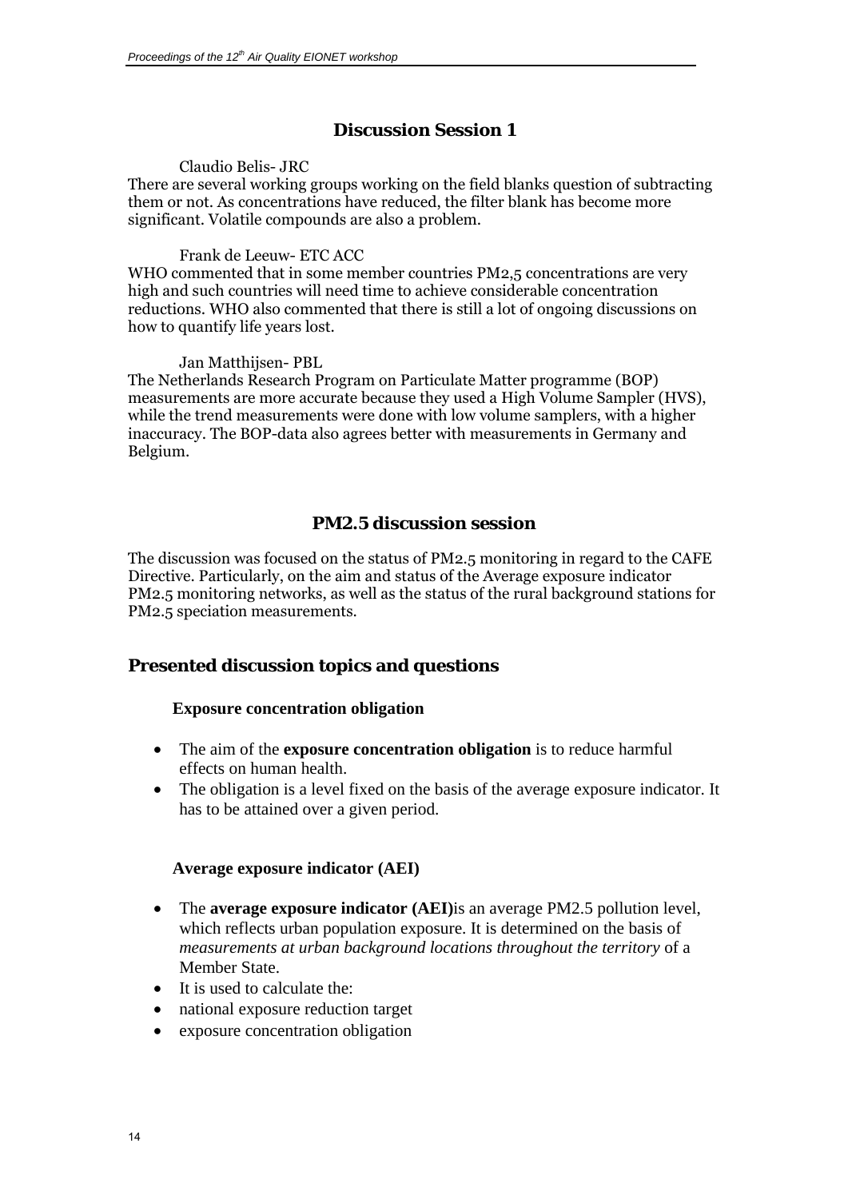## Discussion Session 1

Claudio Belis- JRC

There are several working groups working on the field blanks question of subtracting them or not. As concentrations have reduced, the filter blank has become more significant. Volatile compounds are also a problem.

Frank de Leeuw- ETC ACC

WHO commented that in some member countries PM2,5 concentrations are very high and such countries will need time to achieve considerable concentration reductions. WHO also commented that there is still a lot of ongoing discussions on how to quantify life years lost.

Jan Matthijsen- PBL

The Netherlands Research Program on Particulate Matter programme (BOP) measurements are more accurate because they used a High Volume Sampler (HVS), while the trend measurements were done with low volume samplers, with a higher inaccuracy. The BOP-data also agrees better with measurements in Germany and Belgium.

## PM2.5 discussion session

The discussion was focused on the status of PM2.5 monitoring in regard to the CAFE Directive. Particularly, on the aim and status of the Average exposure indicator PM2.5 monitoring networks, as well as the status of the rural background stations for PM2.5 speciation measurements.

### Presented discussion topics and questions

**Exposure concentration obligation**

- The aim of the **exposure concentration obligation** is to reduce harmful effects on human health.
- The obligation is a level fixed on the basis of the average exposure indicator. It has to be attained over a given period.

**Average exposure indicator (AEI)**

- The **average exposure indicator (AEI)**is an average PM2.5 pollution level, which reflects urban population exposure. It is determined on the basis of *measurements at urban background locations throughout the territory* of a Member State.
- It is used to calculate the:
- national exposure reduction target
- exposure concentration obligation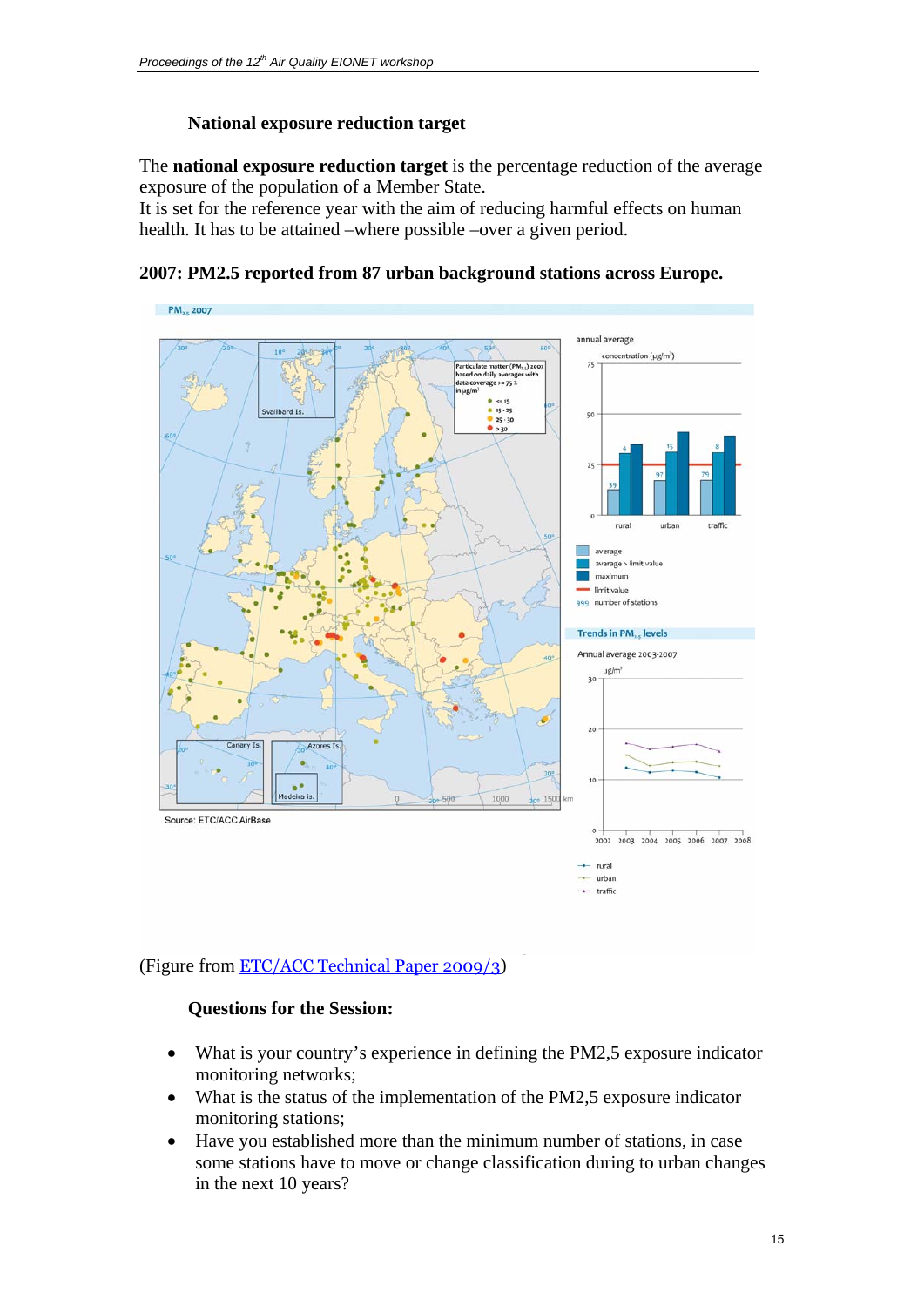### National exposure reduction target

The **national exposure reduction target** is the percentage reduction of the average exposure of the population of a Member State.
It is set for the reference year with the aim of reducing harmful effects on human health. It has to be attained –where possible –over a given period.

**2007: PM2.5 reported from 87 urban background stations across Europe.**

(Figure from [ETC/ACC Technical Paper 2009/3](ETC/ACC Technical Paper 2009/3))

### Questions for the Session:

- What is your country's experience in defining the PM2,5 exposure indicator monitoring networks;
- What is the status of the implementation of the PM2,5 exposure indicator monitoring stations;
- Have you established more than the minimum number of stations, in case some stations have to move or change classification during to urban changes in the next 10 years?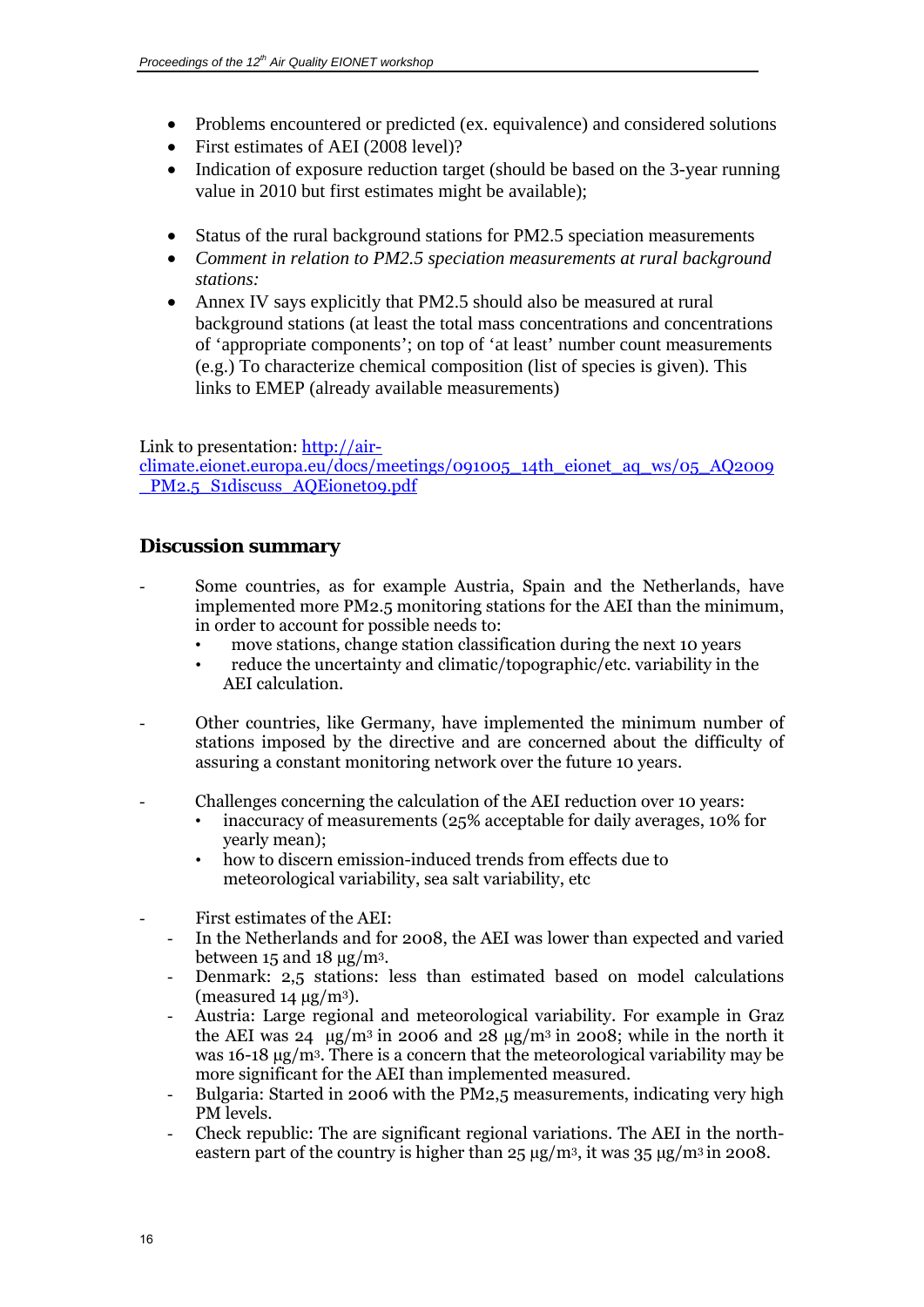- Problems encountered or predicted (ex. equivalence) and considered solutions
- First estimates of AEI (2008 level)?
- Indication of exposure reduction target (should be based on the 3-year running value in 2010 but first estimates might be available);

- Status of the rural background stations for PM2.5 speciation measurements
- *Comment in relation to PM2.5 speciation measurements at rural background stations:*
- Annex IV says explicitly that PM2.5 should also be measured at rural background stations (at least the total mass concentrations and concentrations of 'appropriate components'; on top of 'at least' number count measurements (e.g.) To characterize chemical composition (list of species is given). This links to EMEP (already available measurements)

Link to presentation: [http://air-climate.eionet.europa.eu/docs/meetings/091005_14th_eionet_aq_ws/05_AQ2009_PM2.5_S1discuss_AQEionet09.pdf](http://air-climate.eionet.europa.eu/docs/meetings/091005_14th_eionet_aq_ws/05_AQ2009_PM2.5_S1discuss_AQEionet09.pdf)

## Discussion summary

- Some countries, as for example Austria, Spain and the Netherlands, have implemented more PM2.5 monitoring stations for the AEI than the minimum, in order to account for possible needs to:
  - move stations, change station classification during the next 10 years
  - reduce the uncertainty and climatic/topographic/etc. variability in the AEI calculation.

- Other countries, like Germany, have implemented the minimum number of stations imposed by the directive and are concerned about the difficulty of assuring a constant monitoring network over the future 10 years.

- Challenges concerning the calculation of the AEI reduction over 10 years:
  - inaccuracy of measurements (25% acceptable for daily averages, 10% for yearly mean);
  - how to discern emission-induced trends from effects due to meteorological variability, sea salt variability, etc

- First estimates of the AEI:
  - In the Netherlands and for 2008, the AEI was lower than expected and varied between 15 and 18 µg/m$^3$.
  - Denmark: 2,5 stations: less than estimated based on model calculations (measured 14 µg/m$^3$).
  - Austria: Large regional and meteorological variability. For example in Graz the AEI was 24 µg/m$^3$ in 2006 and 28 µg/m$^3$ in 2008; while in the north it was 16-18 µg/m$^3$. There is a concern that the meteorological variability may be more significant for the AEI than implemented measured.
  - Bulgaria: Started in 2006 with the PM2,5 measurements, indicating very high PM levels.
  - Check republic: The are significant regional variations. The AEI in the north-eastern part of the country is higher than 25 µg/m$^3$, it was 35 µg/m$^3$ in 2008.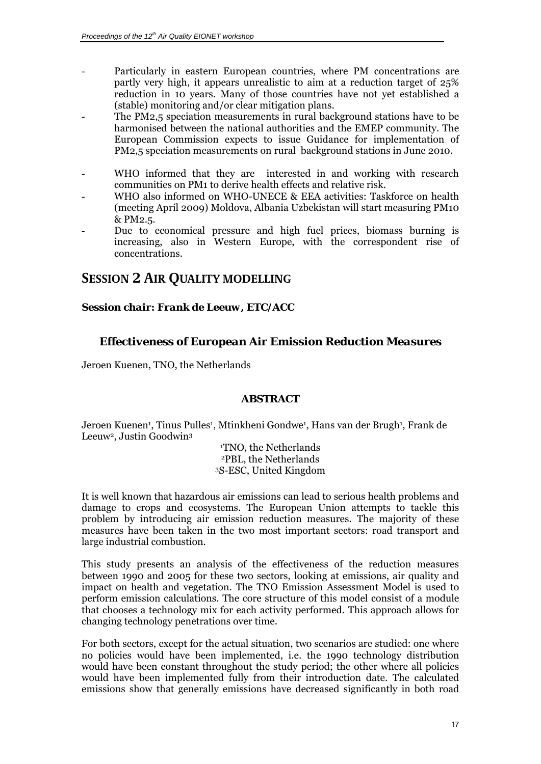- Particularly in eastern European countries, where PM concentrations are partly very high, it appears unrealistic to aim at a reduction target of 25% reduction in 10 years. Many of those countries have not yet established a (stable) monitoring and/or clear mitigation plans.
- The PM2,5 speciation measurements in rural background stations have to be harmonised between the national authorities and the EMEP community. The European Commission expects to issue Guidance for implementation of PM2,5 speciation measurements on rural background stations in June 2010.
- WHO informed that they are interested in and working with research communities on PM1 to derive health effects and relative risk.
- WHO also informed on WHO-UNECE & EEA activities: Taskforce on health (meeting April 2009) Moldova, Albania Uzbekistan will start measuring PM10 & PM2.5.
- Due to economical pressure and high fuel prices, biomass burning is increasing, also in Western Europe, with the correspondent rise of concentrations.

# SESSION 2 AIR QUALITY MODELLING

**Session chair: Frank de Leeuw, ETC/ACC**

## Effectiveness of European Air Emission Reduction Measures

Jeroen Kuenen, TNO, the Netherlands

### ABSTRACT

Jeroen Kuenen[1], Tinus Pulles[1], Mtinkheni Gondwe[1], Hans van der Brugh[1], Frank de Leeuw[2], Justin Goodwin[3]

[1]TNO, the Netherlands
[2]PBL, the Netherlands
[3]S-ESC, United Kingdom

It is well known that hazardous air emissions can lead to serious health problems and damage to crops and ecosystems. The European Union attempts to tackle this problem by introducing air emission reduction measures. The majority of these measures have been taken in the two most important sectors: road transport and large industrial combustion.

This study presents an analysis of the effectiveness of the reduction measures between 1990 and 2005 for these two sectors, looking at emissions, air quality and impact on health and vegetation. The TNO Emission Assessment Model is used to perform emission calculations. The core structure of this model consist of a module that chooses a technology mix for each activity performed. This approach allows for changing technology penetrations over time.

For both sectors, except for the actual situation, two scenarios are studied: one where no policies would have been implemented, i.e. the 1990 technology distribution would have been constant throughout the study period; the other where all policies would have been implemented fully from their introduction date. The calculated emissions show that generally emissions have decreased significantly in both road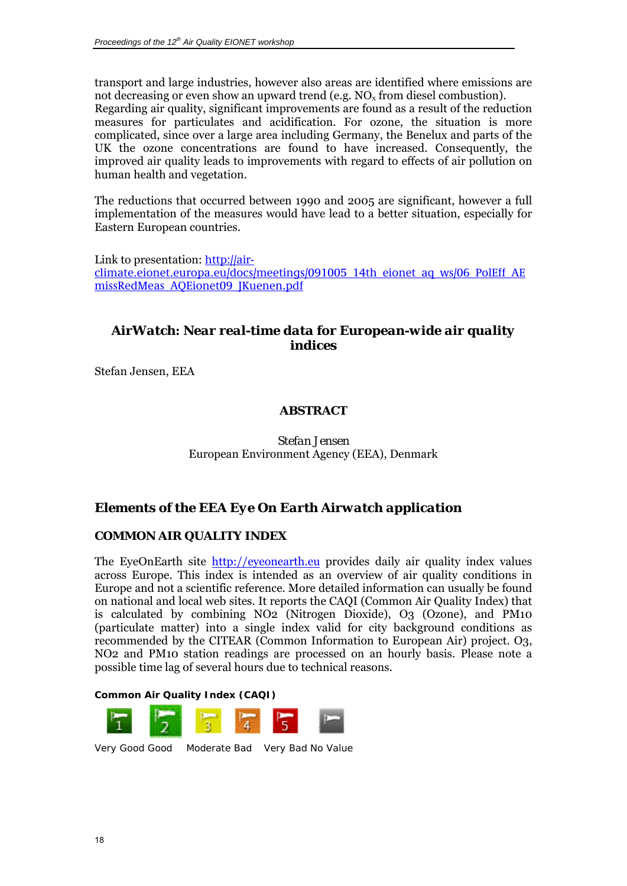transport and large industries, however also areas are identified where emissions are not decreasing or even show an upward trend (e.g. $NO_x$ from diesel combustion). Regarding air quality, significant improvements are found as a result of the reduction measures for particulates and acidification. For ozone, the situation is more complicated, since over a large area including Germany, the Benelux and parts of the UK the ozone concentrations are found to have increased. Consequently, the improved air quality leads to improvements with regard to effects of air pollution on human health and vegetation.

The reductions that occurred between 1990 and 2005 are significant, however a full implementation of the measures would have lead to a better situation, especially for Eastern European countries.

Link to presentation: http://air-climate.eionet.europa.eu/docs/meetings/091005_14th_eionet_aq_ws/06_PolEff_AEmissRedMeas_AQEionet09_JKuenen.pdf

## AirWatch: Near real-time data for European-wide air quality indices

Stefan Jensen, EEA

### ABSTRACT

*Stefan Jensen*
European Environment Agency (EEA), Denmark

## Elements of the EEA Eye On Earth Airwatch application

### COMMON AIR QUALITY INDEX

The EyeOnEarth site http://eyeonearth.eu provides daily air quality index values across Europe. This index is intended as an overview of air quality conditions in Europe and not a scientific reference. More detailed information can usually be found on national and local web sites. It reports the CAQI (Common Air Quality Index) that is calculated by combining NO2 (Nitrogen Dioxide), O3 (Ozone), and PM10 (particulate matter) into a single index valid for city background conditions as recommended by the CITEAR (Common Information to European Air) project. O3, NO2 and PM10 station readings are processed on an hourly basis. Please note a possible time lag of several hours due to technical reasons.

**Common Air Quality Index (CAQI)**

| 1 | 2 | 3 | 4 | 5 | |
|---|---|---|---|---|---|
| Very Good | Good | Moderate | Bad | Very Bad | No Value |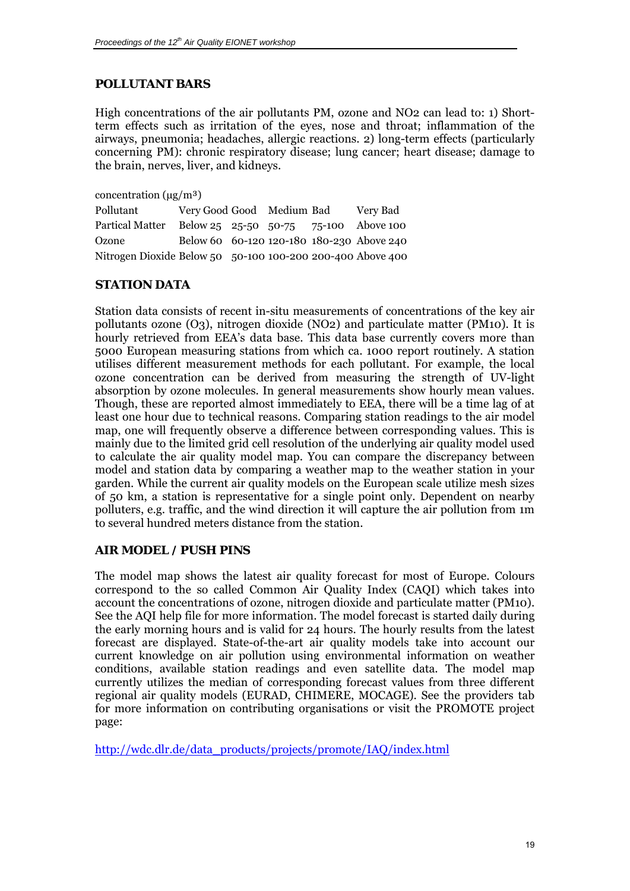## POLLUTANT BARS

High concentrations of the air pollutants PM, ozone and NO2 can lead to: 1) Short-term effects such as irritation of the eyes, nose and throat; inflammation of the airways, pneumonia; headaches, allergic reactions. 2) long-term effects (particularly concerning PM): chronic respiratory disease; lung cancer; heart disease; damage to the brain, nerves, liver, and kidneys.

concentration (μg/m³)

| Pollutant | Very Good | Good | Medium | Bad | Very Bad |
|---|---|---|---|---|---|
| Partical Matter | Below 25 | 25-50 | 50-75 | 75-100 | Above 100 |
| Ozone | Below 60 | 60-120 | 120-180 | 180-230 | Above 240 |
| Nitrogen Dioxide | Below 50 | 50-100 | 100-200 | 200-400 | Above 400 |

## STATION DATA

Station data consists of recent in-situ measurements of concentrations of the key air pollutants ozone (O3), nitrogen dioxide (NO2) and particulate matter (PM10). It is hourly retrieved from EEA's data base. This data base currently covers more than 5000 European measuring stations from which ca. 1000 report routinely. A station utilises different measurement methods for each pollutant. For example, the local ozone concentration can be derived from measuring the strength of UV-light absorption by ozone molecules. In general measurements show hourly mean values. Though, these are reported almost immediately to EEA, there will be a time lag of at least one hour due to technical reasons. Comparing station readings to the air model map, one will frequently observe a difference between corresponding values. This is mainly due to the limited grid cell resolution of the underlying air quality model used to calculate the air quality model map. You can compare the discrepancy between model and station data by comparing a weather map to the weather station in your garden. While the current air quality models on the European scale utilize mesh sizes of 50 km, a station is representative for a single point only. Dependent on nearby polluters, e.g. traffic, and the wind direction it will capture the air pollution from 1m to several hundred meters distance from the station.

## AIR MODEL / PUSH PINS

The model map shows the latest air quality forecast for most of Europe. Colours correspond to the so called Common Air Quality Index (CAQI) which takes into account the concentrations of ozone, nitrogen dioxide and particulate matter (PM10). See the AQI help file for more information. The model forecast is started daily during the early morning hours and is valid for 24 hours. The hourly results from the latest forecast are displayed. State-of-the-art air quality models take into account our current knowledge on air pollution using environmental information on weather conditions, available station readings and even satellite data. The model map currently utilizes the median of corresponding forecast values from three different regional air quality models (EURAD, CHIMERE, MOCAGE). See the providers tab for more information on contributing organisations or visit the PROMOTE project page:

http://wdc.dlr.de/data_products/projects/promote/IAQ/index.html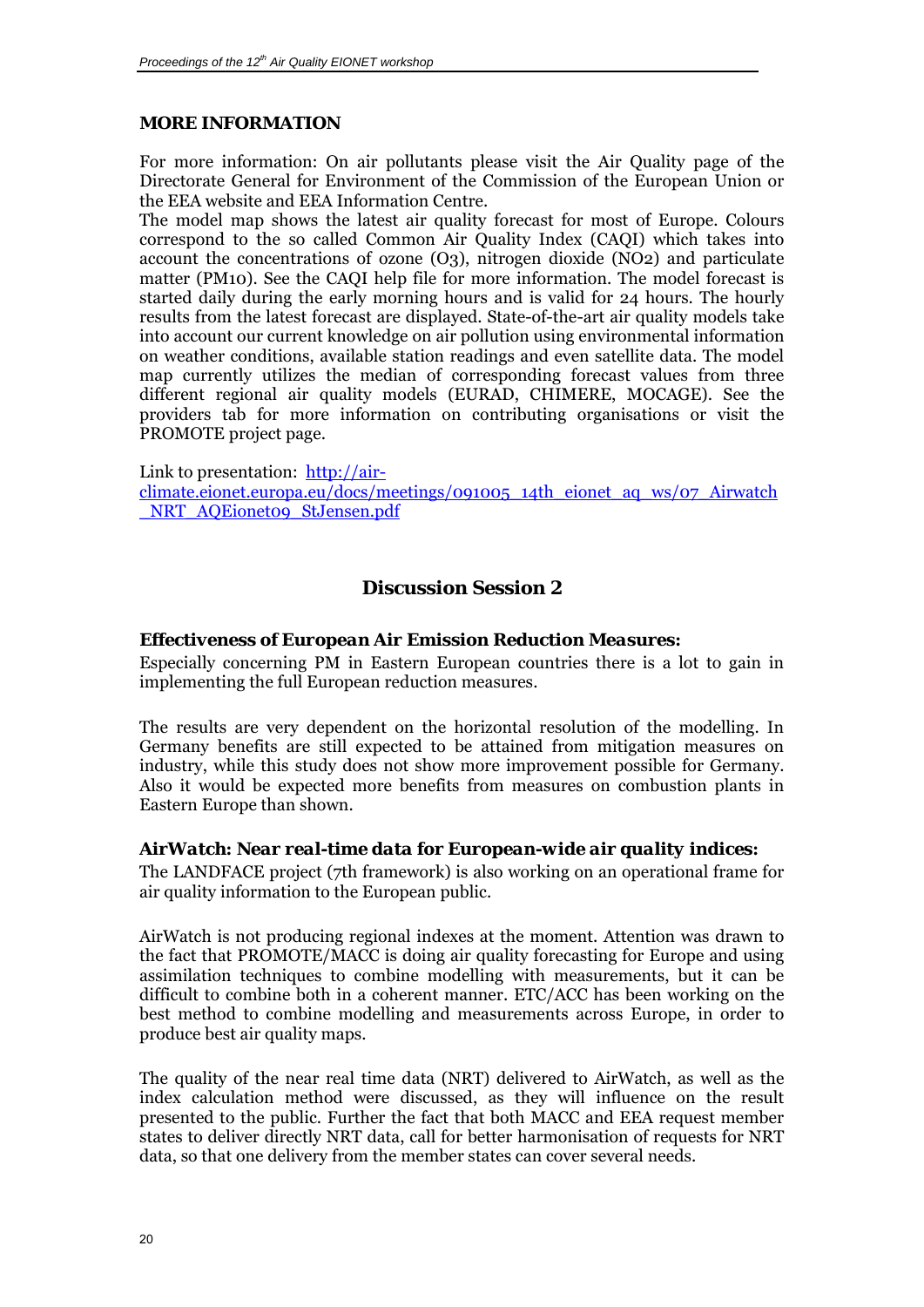### MORE INFORMATION

For more information: On air pollutants please visit the Air Quality page of the Directorate General for Environment of the Commission of the European Union or the EEA website and EEA Information Centre.

The model map shows the latest air quality forecast for most of Europe. Colours correspond to the so called Common Air Quality Index (CAQI) which takes into account the concentrations of ozone ($O_3$), nitrogen dioxide ($NO_2$) and particulate matter ($PM_{10}$). See the CAQI help file for more information. The model forecast is started daily during the early morning hours and is valid for 24 hours. The hourly results from the latest forecast are displayed. State-of-the-art air quality models take into account our current knowledge on air pollution using environmental information on weather conditions, available station readings and even satellite data. The model map currently utilizes the median of corresponding forecast values from three different regional air quality models (EURAD, CHIMERE, MOCAGE). See the providers tab for more information on contributing organisations or visit the PROMOTE project page.

Link to presentation: http://air-climate.eionet.europa.eu/docs/meetings/091005_14th_eionet_aq_ws/07_Airwatch_NRT_AQEionet09_StJensen.pdf

## Discussion Session 2

### *Effectiveness of European Air Emission Reduction Measures:*

Especially concerning PM in Eastern European countries there is a lot to gain in implementing the full European reduction measures.

The results are very dependent on the horizontal resolution of the modelling. In Germany benefits are still expected to be attained from mitigation measures on industry, while this study does not show more improvement possible for Germany. Also it would be expected more benefits from measures on combustion plants in Eastern Europe than shown.

### *AirWatch: Near real-time data for European-wide air quality indices:*

The LANDFACE project (7th framework) is also working on an operational frame for air quality information to the European public.

AirWatch is not producing regional indexes at the moment. Attention was drawn to the fact that PROMOTE/MACC is doing air quality forecasting for Europe and using assimilation techniques to combine modelling with measurements, but it can be difficult to combine both in a coherent manner. ETC/ACC has been working on the best method to combine modelling and measurements across Europe, in order to produce best air quality maps.

The quality of the near real time data (NRT) delivered to AirWatch, as well as the index calculation method were discussed, as they will influence on the result presented to the public. Further the fact that both MACC and EEA request member states to deliver directly NRT data, call for better harmonisation of requests for NRT data, so that one delivery from the member states can cover several needs.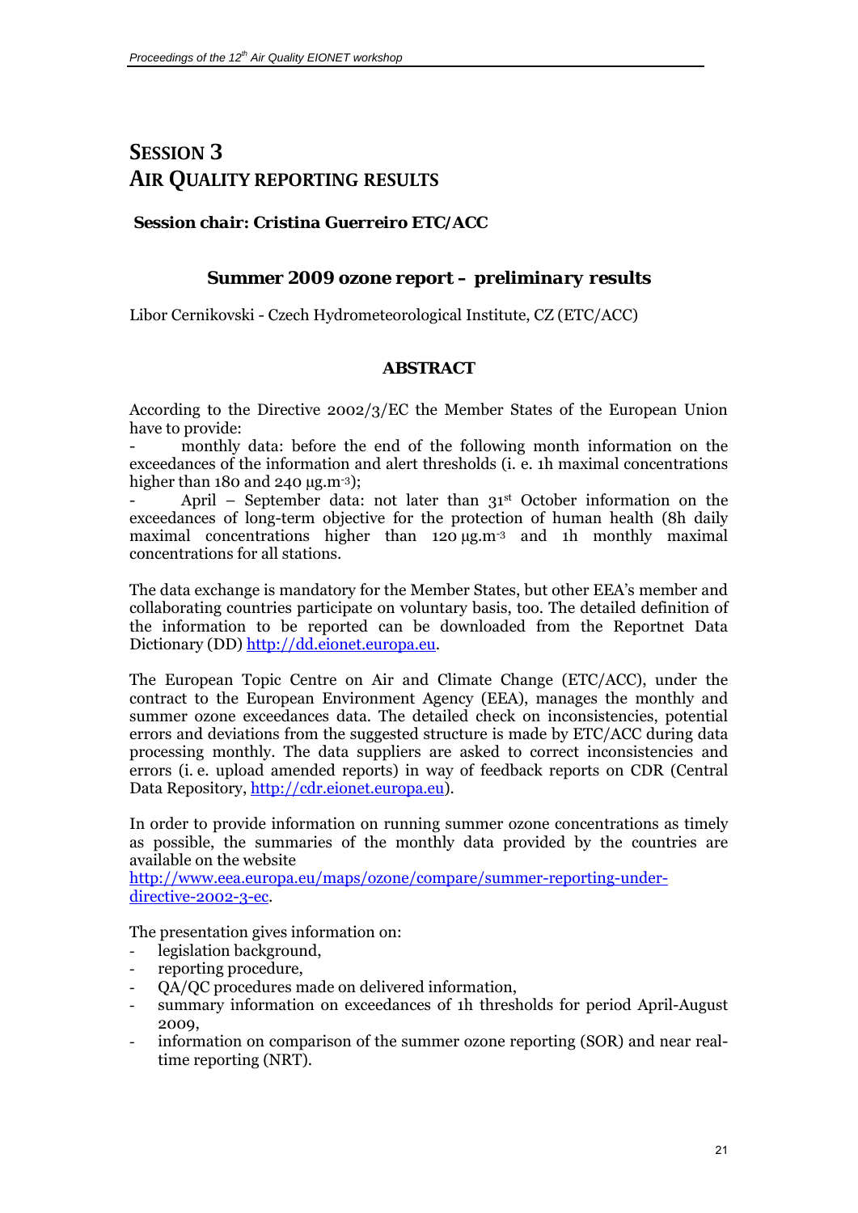# SESSION 3
# AIR QUALITY REPORTING RESULTS

**Session chair: Cristina Guerreiro ETC/ACC**

## Summer 2009 ozone report – *preliminary results*

Libor Cernikovski - Czech Hydrometeorological Institute, CZ (ETC/ACC)

### ABSTRACT

According to the Directive 2002/3/EC the Member States of the European Union have to provide:

- monthly data: before the end of the following month information on the exceedances of the information and alert thresholds (i. e. 1h maximal concentrations higher than 180 and 240 µg.m$^{-3}$);
- April – September data: not later than 31st October information on the exceedances of long-term objective for the protection of human health (8h daily maximal concentrations higher than 120 µg.m$^{-3}$ and 1h monthly maximal concentrations for all stations.

The data exchange is mandatory for the Member States, but other EEA's member and collaborating countries participate on voluntary basis, too. The detailed definition of the information to be reported can be downloaded from the Reportnet Data Dictionary (DD) http://dd.eionet.europa.eu.

The European Topic Centre on Air and Climate Change (ETC/ACC), under the contract to the European Environment Agency (EEA), manages the monthly and summer ozone exceedances data. The detailed check on inconsistencies, potential errors and deviations from the suggested structure is made by ETC/ACC during data processing monthly. The data suppliers are asked to correct inconsistencies and errors (i. e. upload amended reports) in way of feedback reports on CDR (Central Data Repository, http://cdr.eionet.europa.eu).

In order to provide information on running summer ozone concentrations as timely as possible, the summaries of the monthly data provided by the countries are available on the website
http://www.eea.europa.eu/maps/ozone/compare/summer-reporting-under-directive-2002-3-ec.

The presentation gives information on:

- legislation background,
- reporting procedure,
- QA/QC procedures made on delivered information,
- summary information on exceedances of 1h thresholds for period April-August 2009,
- information on comparison of the summer ozone reporting (SOR) and near real-time reporting (NRT).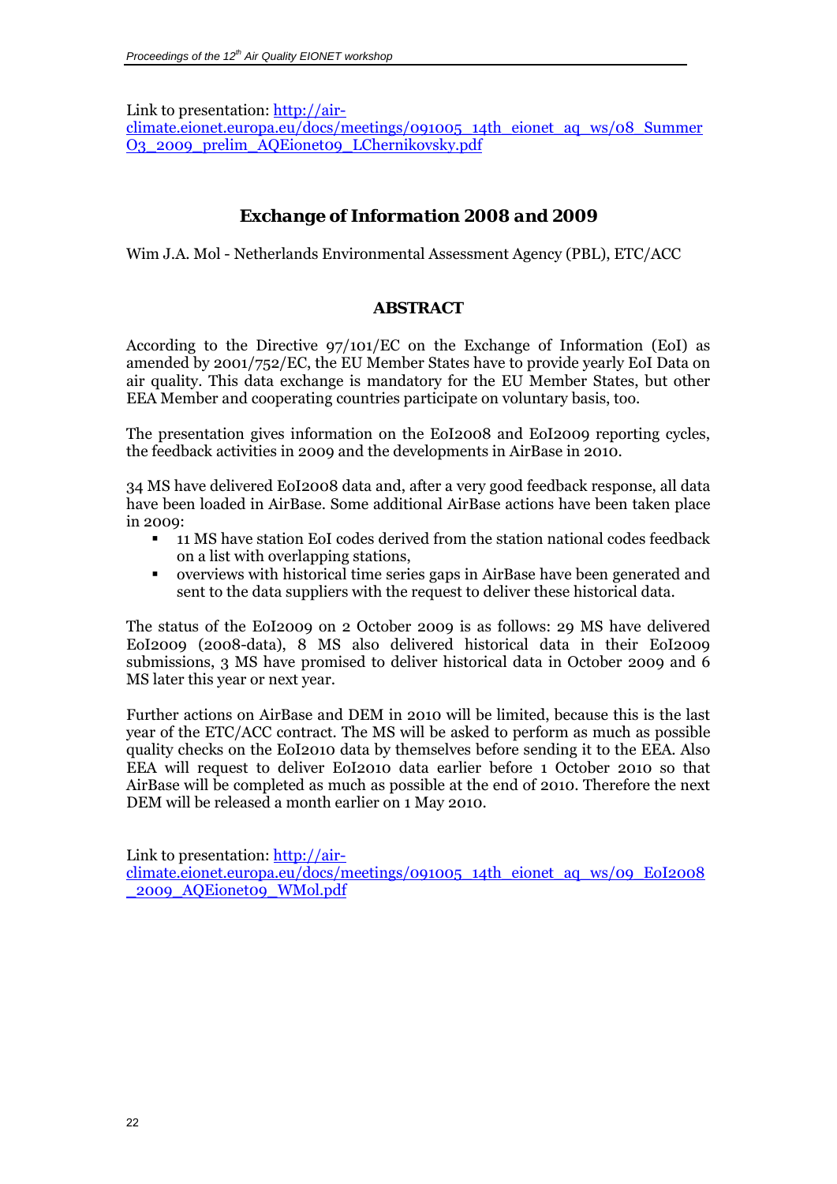Link to presentation: http://air-climate.eionet.europa.eu/docs/meetings/091005_14th_eionet_aq_ws/08_Summer O3_2009_prelim_AQEionet09_LChernikovsky.pdf

## Exchange of Information 2008 and 2009

Wim J.A. Mol - Netherlands Environmental Assessment Agency (PBL), ETC/ACC

### ABSTRACT

According to the Directive 97/101/EC on the Exchange of Information (EoI) as amended by 2001/752/EC, the EU Member States have to provide yearly EoI Data on air quality. This data exchange is mandatory for the EU Member States, but other EEA Member and cooperating countries participate on voluntary basis, too.

The presentation gives information on the EoI2008 and EoI2009 reporting cycles, the feedback activities in 2009 and the developments in AirBase in 2010.

34 MS have delivered EoI2008 data and, after a very good feedback response, all data have been loaded in AirBase. Some additional AirBase actions have been taken place in 2009:

- 11 MS have station EoI codes derived from the station national codes feedback on a list with overlapping stations,
- overviews with historical time series gaps in AirBase have been generated and sent to the data suppliers with the request to deliver these historical data.

The status of the EoI2009 on 2 October 2009 is as follows: 29 MS have delivered EoI2009 (2008-data), 8 MS also delivered historical data in their EoI2009 submissions, 3 MS have promised to deliver historical data in October 2009 and 6 MS later this year or next year.

Further actions on AirBase and DEM in 2010 will be limited, because this is the last year of the ETC/ACC contract. The MS will be asked to perform as much as possible quality checks on the EoI2010 data by themselves before sending it to the EEA. Also EEA will request to deliver EoI2010 data earlier before 1 October 2010 so that AirBase will be completed as much as possible at the end of 2010. Therefore the next DEM will be released a month earlier on 1 May 2010.

Link to presentation: http://air-climate.eionet.europa.eu/docs/meetings/091005_14th_eionet_aq_ws/09_EoI2008_2009_AQEionet09_WMol.pdf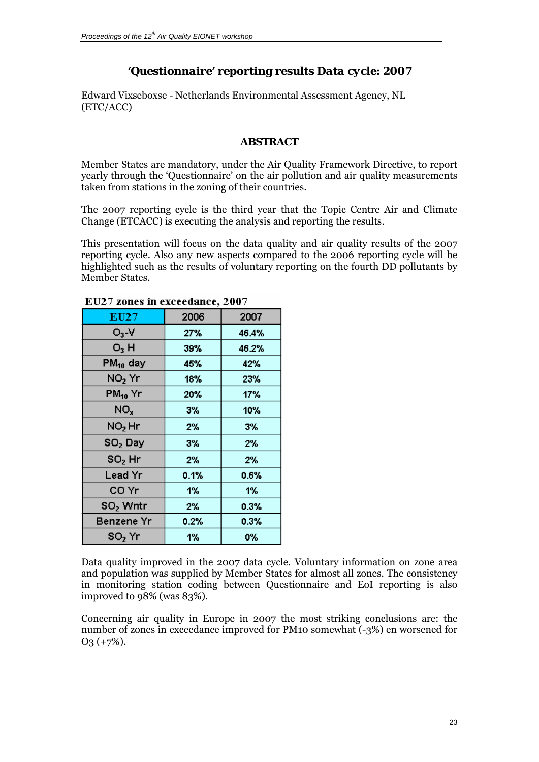# 'Questionnaire' reporting results Data cycle: 2007

Edward Vixseboxse - Netherlands Environmental Assessment Agency, NL (ETC/ACC)

## ABSTRACT

Member States are mandatory, under the Air Quality Framework Directive, to report yearly through the 'Questionnaire' on the air pollution and air quality measurements taken from stations in the zoning of their countries.

The 2007 reporting cycle is the third year that the Topic Centre Air and Climate Change (ETCACC) is executing the analysis and reporting the results.

This presentation will focus on the data quality and air quality results of the 2007 reporting cycle. Also any new aspects compared to the 2006 reporting cycle will be highlighted such as the results of voluntary reporting on the fourth DD pollutants by Member States.

**EU27 zones in exceedance, 2007**

| EU27 | 2006 | 2007 |
|---|---|---|
| $O_3$-V | 27% | 46.4% |
| $O_3$ H | 39% | 46.2% |
| $PM_{10}$ day | 45% | 42% |
| $NO_2$ Yr | 18% | 23% |
| $PM_{10}$ Yr | 20% | 17% |
| $NO_x$ | 3% | 10% |
| $NO_2$ Hr | 2% | 3% |
| $SO_2$ Day | 3% | 2% |
| $SO_2$ Hr | 2% | 2% |
| Lead Yr | 0.1% | 0.6% |
| CO Yr | 1% | 1% |
| $SO_2$ Wntr | 2% | 0.3% |
| Benzene Yr | 0.2% | 0.3% |
| $SO_2$ Yr | 1% | 0% |

Data quality improved in the 2007 data cycle. Voluntary information on zone area and population was supplied by Member States for almost all zones. The consistency in monitoring station coding between Questionnaire and EoI reporting is also improved to 98% (was 83%).

Concerning air quality in Europe in 2007 the most striking conclusions are: the number of zones in exceedance improved for PM10 somewhat (-3%) en worsened for O3 (+7%).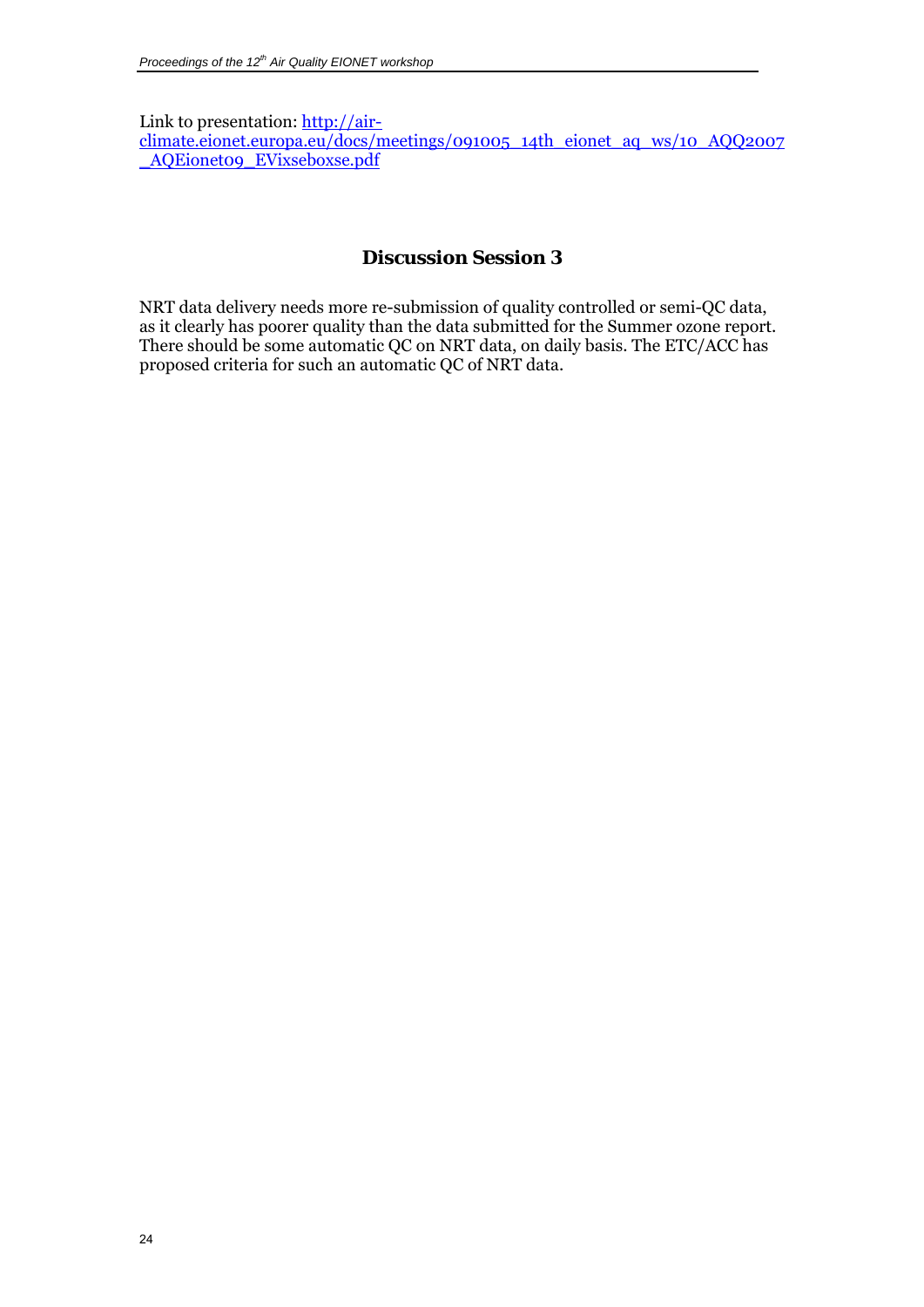Link to presentation: [http://air-climate.eionet.europa.eu/docs/meetings/091005_14th_eionet_aq_ws/10_AQQ2007_AQEionet09_EVixseboxse.pdf](http://air-climate.eionet.europa.eu/docs/meetings/091005_14th_eionet_aq_ws/10_AQQ2007_AQEionet09_EVixseboxse.pdf)

## Discussion Session 3

NRT data delivery needs more re-submission of quality controlled or semi-QC data, as it clearly has poorer quality than the data submitted for the Summer ozone report. There should be some automatic QC on NRT data, on daily basis. The ETC/ACC has proposed criteria for such an automatic QC of NRT data.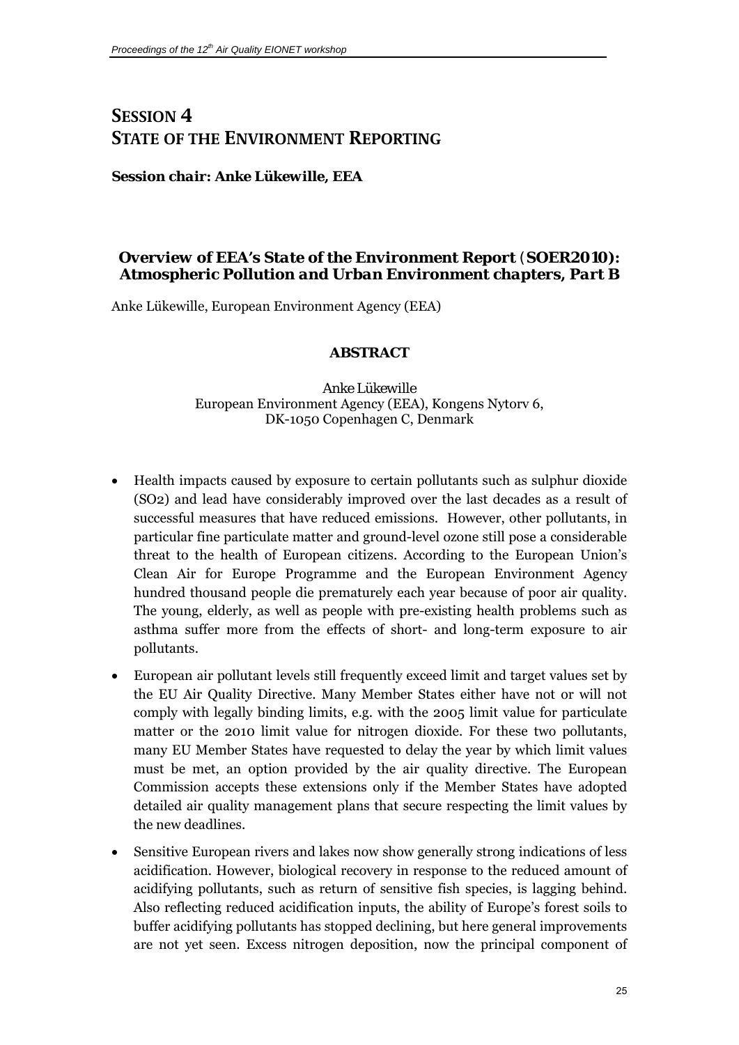# SESSION 4
# STATE OF THE ENVIRONMENT REPORTING

**Session chair: Anke Lükewille, EEA**

## Overview of EEA's State of the Environment Report (SOER2010): Atmospheric Pollution and Urban Environment chapters, Part B

Anke Lükewille, European Environment Agency (EEA)

### ABSTRACT

Anke Lükewille
European Environment Agency (EEA), Kongens Nytorv 6,
DK-1050 Copenhagen C, Denmark

- Health impacts caused by exposure to certain pollutants such as sulphur dioxide ($SO_2$) and lead have considerably improved over the last decades as a result of successful measures that have reduced emissions. However, other pollutants, in particular fine particulate matter and ground-level ozone still pose a considerable threat to the health of European citizens. According to the European Union's Clean Air for Europe Programme and the European Environment Agency hundred thousand people die prematurely each year because of poor air quality. The young, elderly, as well as people with pre-existing health problems such as asthma suffer more from the effects of short- and long-term exposure to air pollutants.
- European air pollutant levels still frequently exceed limit and target values set by the EU Air Quality Directive. Many Member States either have not or will not comply with legally binding limits, e.g. with the 2005 limit value for particulate matter or the 2010 limit value for nitrogen dioxide. For these two pollutants, many EU Member States have requested to delay the year by which limit values must be met, an option provided by the air quality directive. The European Commission accepts these extensions only if the Member States have adopted detailed air quality management plans that secure respecting the limit values by the new deadlines.
- Sensitive European rivers and lakes now show generally strong indications of less acidification. However, biological recovery in response to the reduced amount of acidifying pollutants, such as return of sensitive fish species, is lagging behind. Also reflecting reduced acidification inputs, the ability of Europe's forest soils to buffer acidifying pollutants has stopped declining, but here general improvements are not yet seen. Excess nitrogen deposition, now the principal component of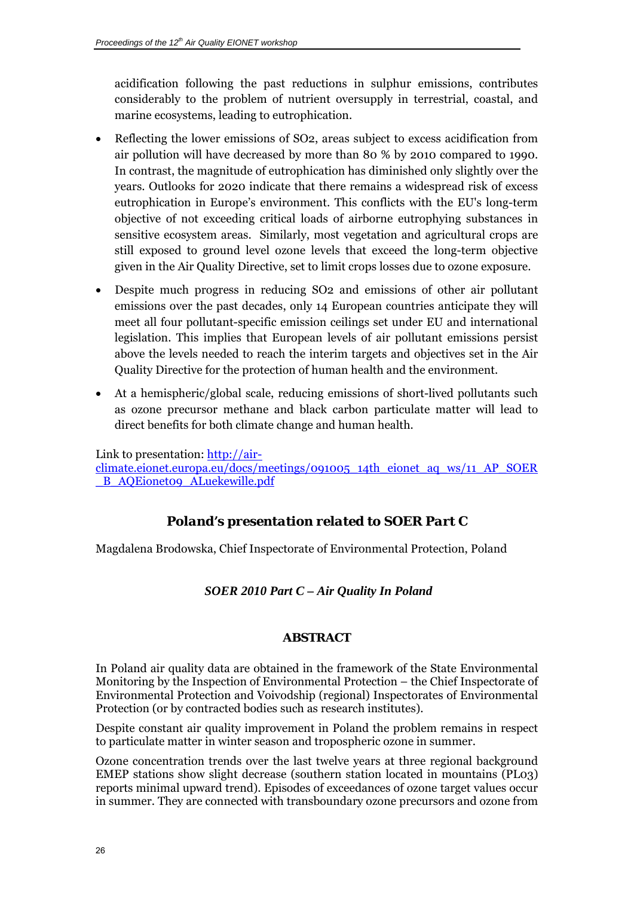acidification following the past reductions in sulphur emissions, contributes considerably to the problem of nutrient oversupply in terrestrial, coastal, and marine ecosystems, leading to eutrophication.

- Reflecting the lower emissions of $SO_2$, areas subject to excess acidification from air pollution will have decreased by more than 80 % by 2010 compared to 1990. In contrast, the magnitude of eutrophication has diminished only slightly over the years. Outlooks for 2020 indicate that there remains a widespread risk of excess eutrophication in Europe's environment. This conflicts with the EU's long-term objective of not exceeding critical loads of airborne eutrophying substances in sensitive ecosystem areas. Similarly, most vegetation and agricultural crops are still exposed to ground level ozone levels that exceed the long-term objective given in the Air Quality Directive, set to limit crops losses due to ozone exposure.
- Despite much progress in reducing $SO_2$ and emissions of other air pollutant emissions over the past decades, only 14 European countries anticipate they will meet all four pollutant-specific emission ceilings set under EU and international legislation. This implies that European levels of air pollutant emissions persist above the levels needed to reach the interim targets and objectives set in the Air Quality Directive for the protection of human health and the environment.
- At a hemispheric/global scale, reducing emissions of short-lived pollutants such as ozone precursor methane and black carbon particulate matter will lead to direct benefits for both climate change and human health.

Link to presentation: http://air-climate.eionet.europa.eu/docs/meetings/091005_14th_eionet_aq_ws/11_AP_SOER_B_AQEionet09_ALuekewille.pdf

## Poland's presentation related to SOER Part C

Magdalena Brodowska, Chief Inspectorate of Environmental Protection, Poland

### *SOER 2010 Part C – Air Quality In Poland*

### ABSTRACT

In Poland air quality data are obtained in the framework of the State Environmental Monitoring by the Inspection of Environmental Protection – the Chief Inspectorate of Environmental Protection and Voivodship (regional) Inspectorates of Environmental Protection (or by contracted bodies such as research institutes).

Despite constant air quality improvement in Poland the problem remains in respect to particulate matter in winter season and tropospheric ozone in summer.

Ozone concentration trends over the last twelve years at three regional background EMEP stations show slight decrease (southern station located in mountains (PL03) reports minimal upward trend). Episodes of exceedances of ozone target values occur in summer. They are connected with transboundary ozone precursors and ozone from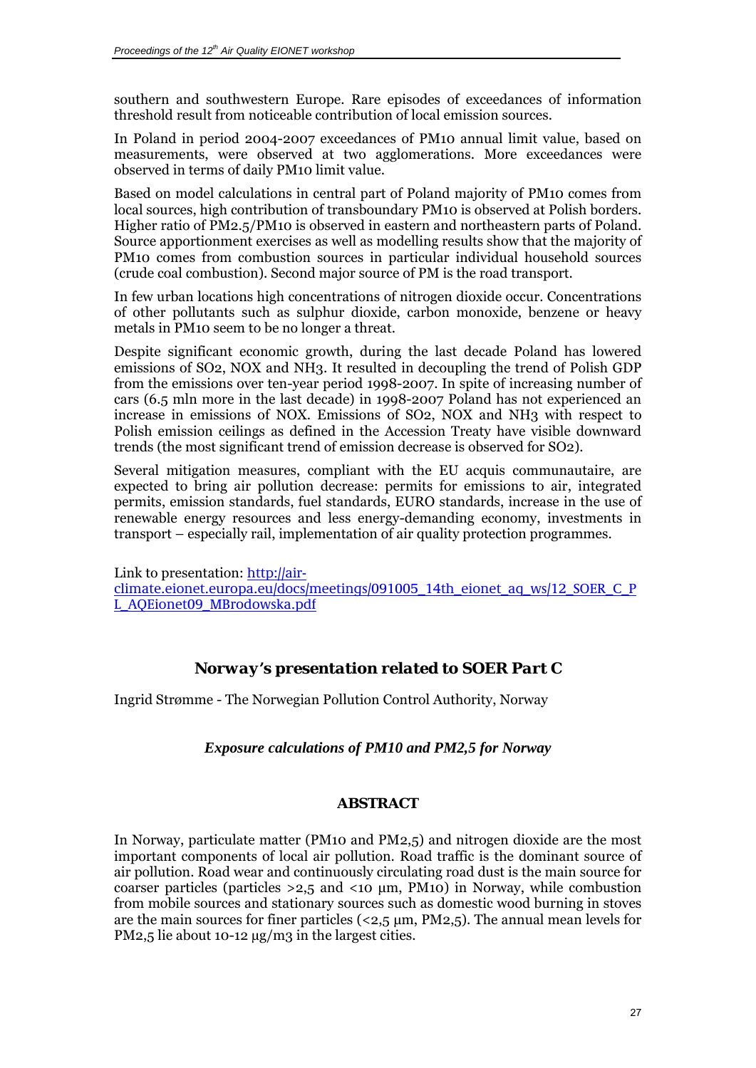southern and southwestern Europe. Rare episodes of exceedances of information threshold result from noticeable contribution of local emission sources.

In Poland in period 2004-2007 exceedances of PM10 annual limit value, based on measurements, were observed at two agglomerations. More exceedances were observed in terms of daily PM10 limit value.

Based on model calculations in central part of Poland majority of PM10 comes from local sources, high contribution of transboundary PM10 is observed at Polish borders. Higher ratio of PM2.5/PM10 is observed in eastern and northeastern parts of Poland. Source apportionment exercises as well as modelling results show that the majority of PM10 comes from combustion sources in particular individual household sources (crude coal combustion). Second major source of PM is the road transport.

In few urban locations high concentrations of nitrogen dioxide occur. Concentrations of other pollutants such as sulphur dioxide, carbon monoxide, benzene or heavy metals in PM10 seem to be no longer a threat.

Despite significant economic growth, during the last decade Poland has lowered emissions of SO2, NOX and NH3. It resulted in decoupling the trend of Polish GDP from the emissions over ten-year period 1998-2007. In spite of increasing number of cars (6.5 mln more in the last decade) in 1998-2007 Poland has not experienced an increase in emissions of NOX. Emissions of SO2, NOX and NH3 with respect to Polish emission ceilings as defined in the Accession Treaty have visible downward trends (the most significant trend of emission decrease is observed for SO2).

Several mitigation measures, compliant with the EU acquis communautaire, are expected to bring air pollution decrease: permits for emissions to air, integrated permits, emission standards, fuel standards, EURO standards, increase in the use of renewable energy resources and less energy-demanding economy, investments in transport – especially rail, implementation of air quality protection programmes.

Link to presentation: http://air-climate.eionet.europa.eu/docs/meetings/091005_14th_eionet_aq_ws/12_SOER_C_PL_AQEionet09_MBrodowska.pdf

## *Norway's presentation related to SOER Part C*

Ingrid Strømme - The Norwegian Pollution Control Authority, Norway

### *Exposure calculations of PM10 and PM2,5 for Norway*

### ABSTRACT

In Norway, particulate matter (PM10 and PM2,5) and nitrogen dioxide are the most important components of local air pollution. Road traffic is the dominant source of air pollution. Road wear and continuously circulating road dust is the main source for coarser particles (particles >2,5 and <10 µm, PM10) in Norway, while combustion from mobile sources and stationary sources such as domestic wood burning in stoves are the main sources for finer particles (<2,5 µm, PM2,5). The annual mean levels for PM2,5 lie about 10-12 µg/m3 in the largest cities.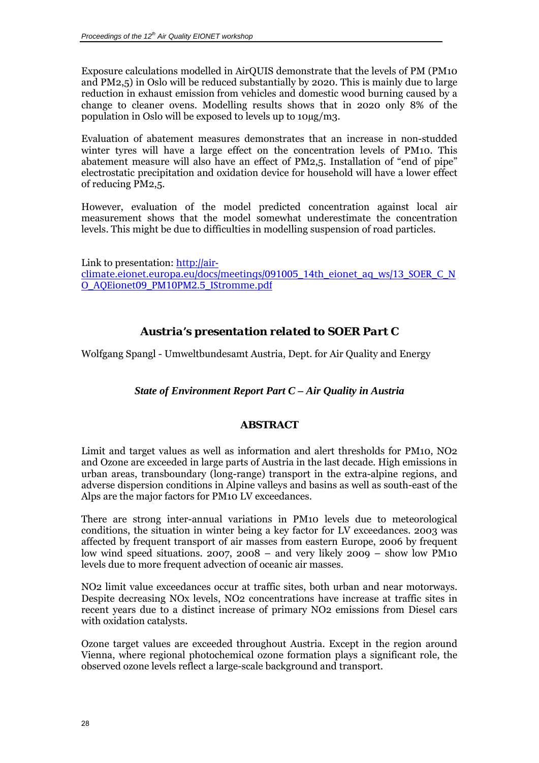Exposure calculations modelled in AirQUIS demonstrate that the levels of PM (PM10 and PM2,5) in Oslo will be reduced substantially by 2020. This is mainly due to large reduction in exhaust emission from vehicles and domestic wood burning caused by a change to cleaner ovens. Modelling results shows that in 2020 only 8% of the population in Oslo will be exposed to levels up to 10µg/m3.

Evaluation of abatement measures demonstrates that an increase in non-studded winter tyres will have a large effect on the concentration levels of PM10. This abatement measure will also have an effect of PM2,5. Installation of "end of pipe" electrostatic precipitation and oxidation device for household will have a lower effect of reducing PM2,5.

However, evaluation of the model predicted concentration against local air measurement shows that the model somewhat underestimate the concentration levels. This might be due to difficulties in modelling suspension of road particles.

Link to presentation: http://air-climate.eionet.europa.eu/docs/meetings/091005_14th_eionet_aq_ws/13_SOER_C_NO_AQEionet09_PM10PM2.5_IStromme.pdf

## *Austria's presentation related to SOER Part C*

Wolfgang Spangl - Umweltbundesamt Austria, Dept. for Air Quality and Energy

### *State of Environment Report Part C – Air Quality in Austria*

#### ABSTRACT

Limit and target values as well as information and alert thresholds for PM10, NO2 and Ozone are exceeded in large parts of Austria in the last decade. High emissions in urban areas, transboundary (long-range) transport in the extra-alpine regions, and adverse dispersion conditions in Alpine valleys and basins as well as south-east of the Alps are the major factors for PM10 LV exceedances.

There are strong inter-annual variations in PM10 levels due to meteorological conditions, the situation in winter being a key factor for LV exceedances. 2003 was affected by frequent transport of air masses from eastern Europe, 2006 by frequent low wind speed situations. 2007, 2008 – and very likely 2009 – show low PM10 levels due to more frequent advection of oceanic air masses.

NO2 limit value exceedances occur at traffic sites, both urban and near motorways. Despite decreasing NOx levels, NO2 concentrations have increase at traffic sites in recent years due to a distinct increase of primary NO2 emissions from Diesel cars with oxidation catalysts.

Ozone target values are exceeded throughout Austria. Except in the region around Vienna, where regional photochemical ozone formation plays a significant role, the observed ozone levels reflect a large-scale background and transport.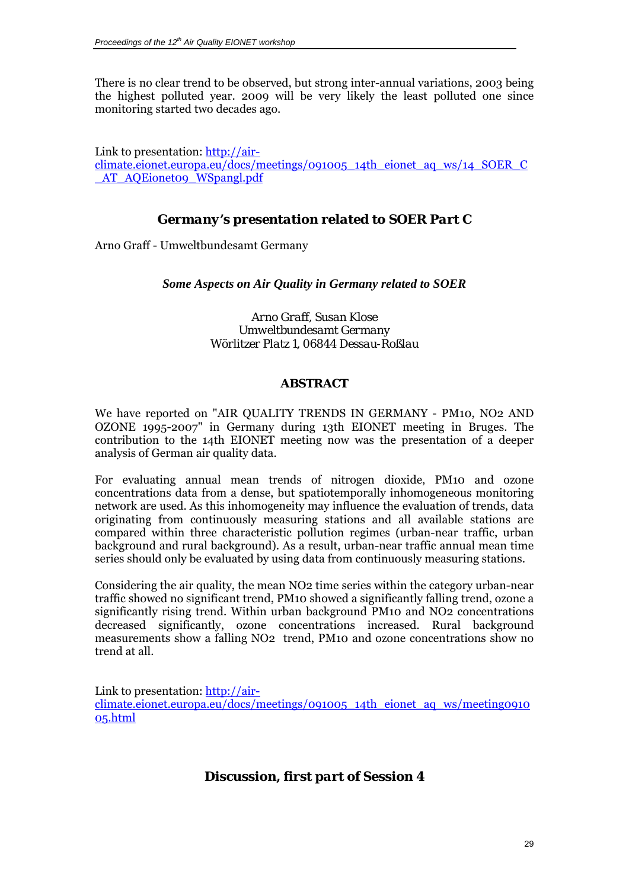There is no clear trend to be observed, but strong inter-annual variations, 2003 being the highest polluted year. 2009 will be very likely the least polluted one since monitoring started two decades ago.

Link to presentation: [http://air-climate.eionet.europa.eu/docs/meetings/091005_14th_eionet_aq_ws/14_SOER_C_AT_AQEionet09_WSpangl.pdf](http://air-climate.eionet.europa.eu/docs/meetings/091005_14th_eionet_aq_ws/14_SOER_C_AT_AQEionet09_WSpangl.pdf)

## Germany's presentation related to SOER Part C

Arno Graff - Umweltbundesamt Germany

### *Some Aspects on Air Quality in Germany related to SOER*

*Arno Graff, Susan Klose*
*Umweltbundesamt Germany*
*Wörlitzer Platz 1, 06844 Dessau-Roßlau*

### *ABSTRACT*

We have reported on "AIR QUALITY TRENDS IN GERMANY - PM10, NO2 AND OZONE 1995-2007" in Germany during 13th EIONET meeting in Bruges. The contribution to the 14th EIONET meeting now was the presentation of a deeper analysis of German air quality data.

For evaluating annual mean trends of nitrogen dioxide, PM10 and ozone concentrations data from a dense, but spatiotemporally inhomogeneous monitoring network are used. As this inhomogeneity may influence the evaluation of trends, data originating from continuously measuring stations and all available stations are compared within three characteristic pollution regimes (urban-near traffic, urban background and rural background). As a result, urban-near traffic annual mean time series should only be evaluated by using data from continuously measuring stations.

Considering the air quality, the mean NO2 time series within the category urban-near traffic showed no significant trend, PM10 showed a significantly falling trend, ozone a significantly rising trend. Within urban background PM10 and NO2 concentrations decreased significantly, ozone concentrations increased. Rural background measurements show a falling NO2 trend, PM10 and ozone concentrations show no trend at all.

Link to presentation: [http://air-climate.eionet.europa.eu/docs/meetings/091005_14th_eionet_aq_ws/meeting091005.html](http://air-climate.eionet.europa.eu/docs/meetings/091005_14th_eionet_aq_ws/meeting091005.html)

## Discussion, first part of Session 4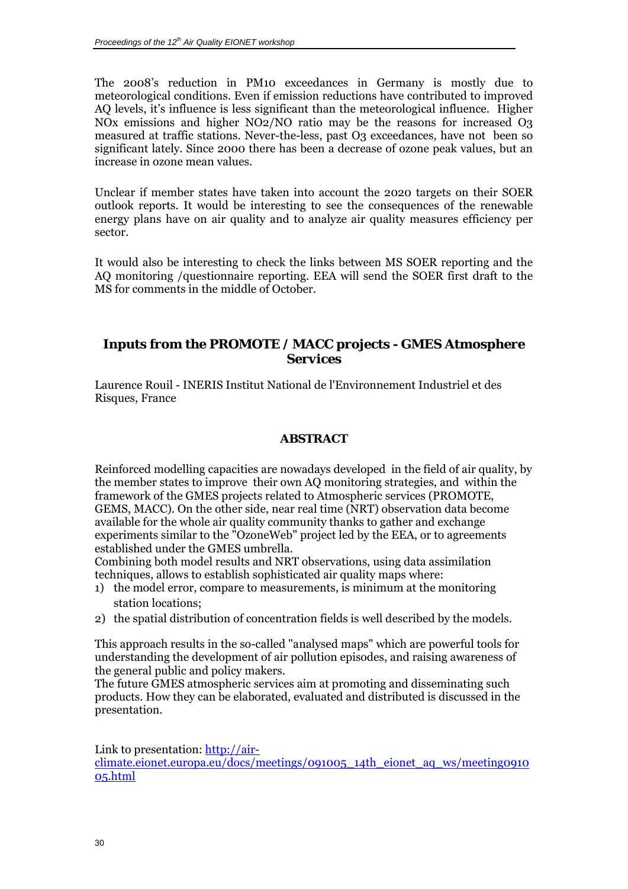The 2008's reduction in PM10 exceedances in Germany is mostly due to meteorological conditions. Even if emission reductions have contributed to improved AQ levels, it's influence is less significant than the meteorological influence. Higher NOx emissions and higher $NO_2$/NO ratio may be the reasons for increased $O_3$ measured at traffic stations. Never-the-less, past $O_3$ exceedances, have not been so significant lately. Since 2000 there has been a decrease of ozone peak values, but an increase in ozone mean values.

Unclear if member states have taken into account the 2020 targets on their SOER outlook reports. It would be interesting to see the consequences of the renewable energy plans have on air quality and to analyze air quality measures efficiency per sector.

It would also be interesting to check the links between MS SOER reporting and the AQ monitoring /questionnaire reporting. EEA will send the SOER first draft to the MS for comments in the middle of October.

## Inputs from the PROMOTE / MACC projects - GMES Atmosphere Services

Laurence Rouil - INERIS Institut National de l'Environnement Industriel et des Risques, France

### ABSTRACT

Reinforced modelling capacities are nowadays developed in the field of air quality, by the member states to improve their own AQ monitoring strategies, and within the framework of the GMES projects related to Atmospheric services (PROMOTE, GEMS, MACC). On the other side, near real time (NRT) observation data become available for the whole air quality community thanks to gather and exchange experiments similar to the "OzoneWeb" project led by the EEA, or to agreements established under the GMES umbrella.
Combining both model results and NRT observations, using data assimilation techniques, allows to establish sophisticated air quality maps where:

1) the model error, compare to measurements, is minimum at the monitoring station locations;
2) the spatial distribution of concentration fields is well described by the models.

This approach results in the so-called "analysed maps" which are powerful tools for understanding the development of air pollution episodes, and raising awareness of the general public and policy makers.
The future GMES atmospheric services aim at promoting and disseminating such products. How they can be elaborated, evaluated and distributed is discussed in the presentation.

Link to presentation: [http://air-climate.eionet.europa.eu/docs/meetings/091005_14th_eionet_aq_ws/meeting091005.html](http://air-climate.eionet.europa.eu/docs/meetings/091005_14th_eionet_aq_ws/meeting091005.html)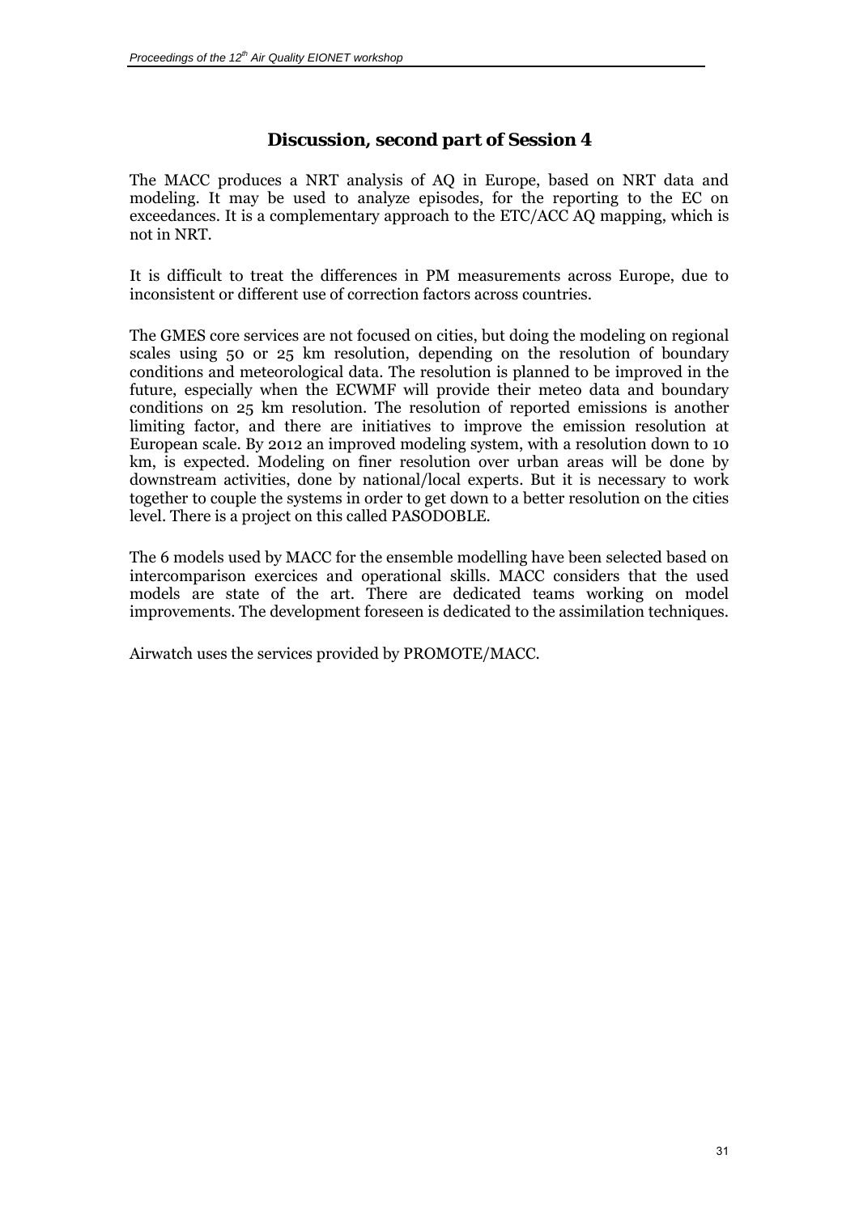## Discussion, second part of Session 4

The MACC produces a NRT analysis of AQ in Europe, based on NRT data and modeling. It may be used to analyze episodes, for the reporting to the EC on exceedances. It is a complementary approach to the ETC/ACC AQ mapping, which is not in NRT.

It is difficult to treat the differences in PM measurements across Europe, due to inconsistent or different use of correction factors across countries.

The GMES core services are not focused on cities, but doing the modeling on regional scales using 50 or 25 km resolution, depending on the resolution of boundary conditions and meteorological data. The resolution is planned to be improved in the future, especially when the ECWMF will provide their meteo data and boundary conditions on 25 km resolution. The resolution of reported emissions is another limiting factor, and there are initiatives to improve the emission resolution at European scale. By 2012 an improved modeling system, with a resolution down to 10 km, is expected. Modeling on finer resolution over urban areas will be done by downstream activities, done by national/local experts. But it is necessary to work together to couple the systems in order to get down to a better resolution on the cities level. There is a project on this called PASODOBLE.

The 6 models used by MACC for the ensemble modelling have been selected based on intercomparison exercices and operational skills. MACC considers that the used models are state of the art. There are dedicated teams working on model improvements. The development foreseen is dedicated to the assimilation techniques.

Airwatch uses the services provided by PROMOTE/MACC.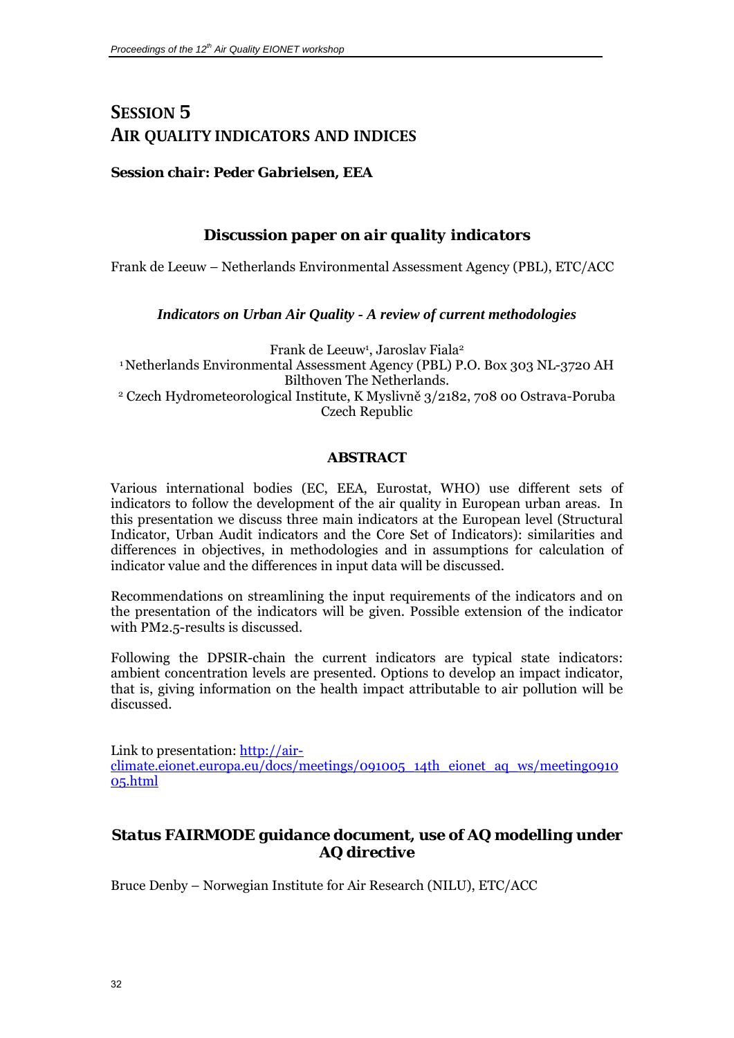# SESSION 5
# AIR QUALITY INDICATORS AND INDICES

***Session chair: Peder Gabrielsen, EEA***

## Discussion paper on air quality indicators

Frank de Leeuw – Netherlands Environmental Assessment Agency (PBL), ETC/ACC

### *Indicators on Urban Air Quality - A review of current methodologies*

Frank de Leeuw[1], Jaroslav Fiala[2]
[1] Netherlands Environmental Assessment Agency (PBL) P.O. Box 303 NL-3720 AH Bilthoven The Netherlands.
[2] Czech Hydrometeorological Institute, K Myslivně 3/2182, 708 00 Ostrava-Poruba Czech Republic

**ABSTRACT**

Various international bodies (EC, EEA, Eurostat, WHO) use different sets of indicators to follow the development of the air quality in European urban areas. In this presentation we discuss three main indicators at the European level (Structural Indicator, Urban Audit indicators and the Core Set of Indicators): similarities and differences in objectives, in methodologies and in assumptions for calculation of indicator value and the differences in input data will be discussed.

Recommendations on streamlining the input requirements of the indicators and on the presentation of the indicators will be given. Possible extension of the indicator with PM2.5-results is discussed.

Following the DPSIR-chain the current indicators are typical state indicators: ambient concentration levels are presented. Options to develop an impact indicator, that is, giving information on the health impact attributable to air pollution will be discussed.

Link to presentation: http://air-climate.eionet.europa.eu/docs/meetings/091005_14th_eionet_aq_ws/meeting091005.html

## Status FAIRMODE guidance document, use of AQ modelling under AQ directive

Bruce Denby – Norwegian Institute for Air Research (NILU), ETC/ACC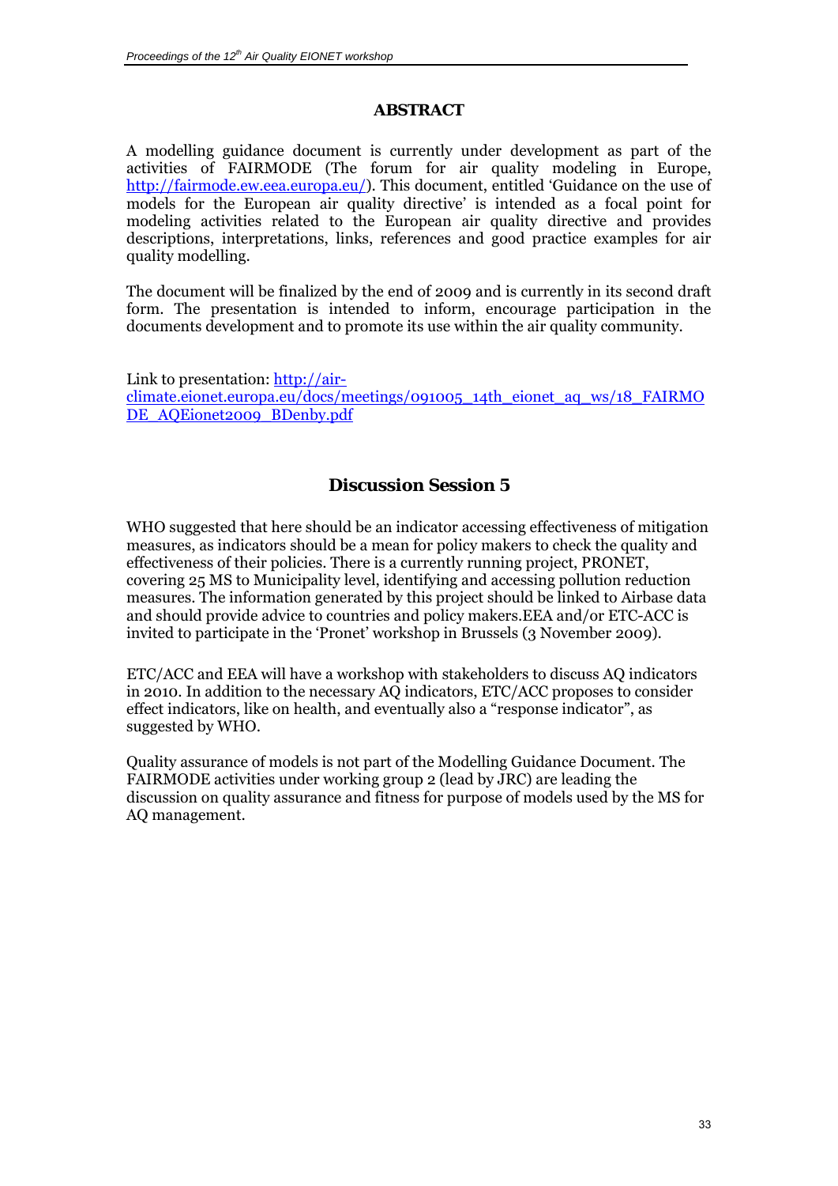## ABSTRACT

A modelling guidance document is currently under development as part of the activities of FAIRMODE (The forum for air quality modeling in Europe, http://fairmode.ew.eea.europa.eu/). This document, entitled 'Guidance on the use of models for the European air quality directive' is intended as a focal point for modeling activities related to the European air quality directive and provides descriptions, interpretations, links, references and good practice examples for air quality modelling.

The document will be finalized by the end of 2009 and is currently in its second draft form. The presentation is intended to inform, encourage participation in the documents development and to promote its use within the air quality community.

Link to presentation: http://air-climate.eionet.europa.eu/docs/meetings/091005_14th_eionet_aq_ws/18_FAIRMODE_AQEionet2009_BDenby.pdf

## Discussion Session 5

WHO suggested that here should be an indicator accessing effectiveness of mitigation measures, as indicators should be a mean for policy makers to check the quality and effectiveness of their policies. There is a currently running project, PRONET, covering 25 MS to Municipality level, identifying and accessing pollution reduction measures. The information generated by this project should be linked to Airbase data and should provide advice to countries and policy makers.EEA and/or ETC-ACC is invited to participate in the 'Pronet' workshop in Brussels (3 November 2009).

ETC/ACC and EEA will have a workshop with stakeholders to discuss AQ indicators in 2010. In addition to the necessary AQ indicators, ETC/ACC proposes to consider effect indicators, like on health, and eventually also a "response indicator", as suggested by WHO.

Quality assurance of models is not part of the Modelling Guidance Document. The FAIRMODE activities under working group 2 (lead by JRC) are leading the discussion on quality assurance and fitness for purpose of models used by the MS for AQ management.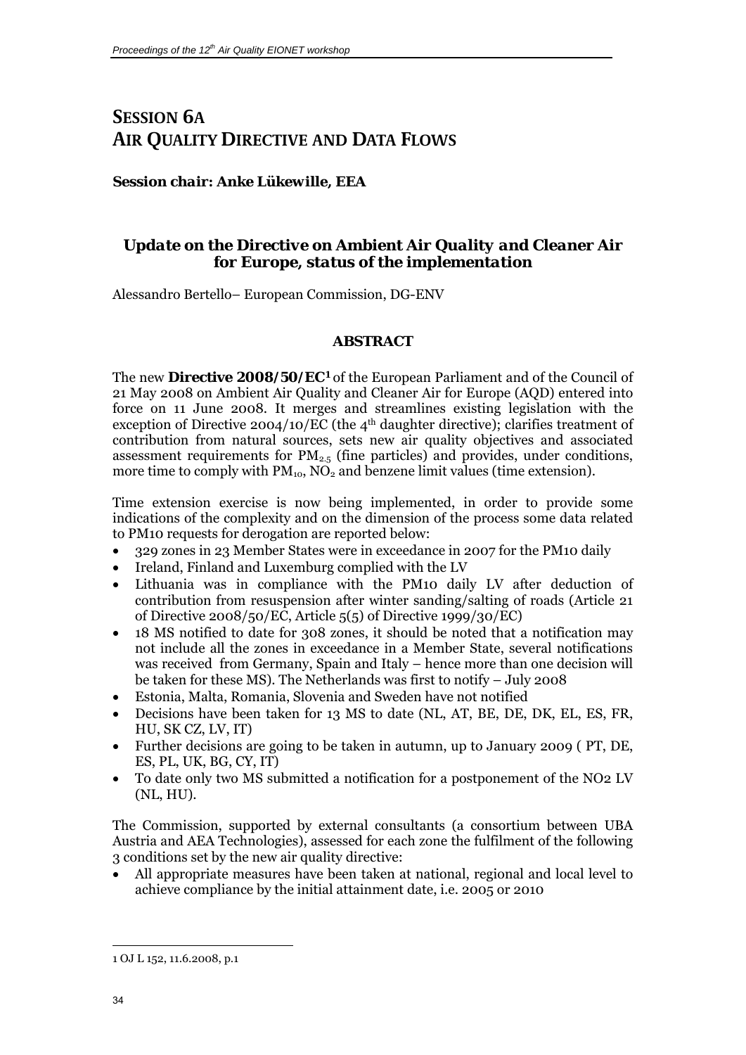# SESSION 6A
# AIR QUALITY DIRECTIVE AND DATA FLOWS

***Session chair: Anke Lükewille, EEA***

### *Update on the Directive on Ambient Air Quality and Cleaner Air for Europe, status of the implementation*

Alessandro Bertello– European Commission, DG-ENV

#### *ABSTRACT*

The new **Directive 2008/50/EC**[1] of the European Parliament and of the Council of 21 May 2008 on Ambient Air Quality and Cleaner Air for Europe (AQD) entered into force on 11 June 2008. It merges and streamlines existing legislation with the exception of Directive 2004/10/EC (the 4th daughter directive); clarifies treatment of contribution from natural sources, sets new air quality objectives and associated assessment requirements for $PM_{2.5}$ (fine particles) and provides, under conditions, more time to comply with $PM_{10}$, $NO_2$ and benzene limit values (time extension).

Time extension exercise is now being implemented, in order to provide some indications of the complexity and on the dimension of the process some data related to PM10 requests for derogation are reported below:

- 329 zones in 23 Member States were in exceedance in 2007 for the PM10 daily
- Ireland, Finland and Luxemburg complied with the LV
- Lithuania was in compliance with the PM10 daily LV after deduction of contribution from resuspension after winter sanding/salting of roads (Article 21 of Directive 2008/50/EC, Article 5(5) of Directive 1999/30/EC)
- 18 MS notified to date for 308 zones, it should be noted that a notification may not include all the zones in exceedance in a Member State, several notifications was received from Germany, Spain and Italy – hence more than one decision will be taken for these MS). The Netherlands was first to notify – July 2008
- Estonia, Malta, Romania, Slovenia and Sweden have not notified
- Decisions have been taken for 13 MS to date (NL, AT, BE, DE, DK, EL, ES, FR, HU, SK CZ, LV, IT)
- Further decisions are going to be taken in autumn, up to January 2009 ( PT, DE, ES, PL, UK, BG, CY, IT)
- To date only two MS submitted a notification for a postponement of the NO2 LV (NL, HU).

The Commission, supported by external consultants (a consortium between UBA Austria and AEA Technologies), assessed for each zone the fulfilment of the following 3 conditions set by the new air quality directive:

- All appropriate measures have been taken at national, regional and local level to achieve compliance by the initial attainment date, i.e. 2005 or 2010

---

1 OJ L 152, 11.6.2008, p.1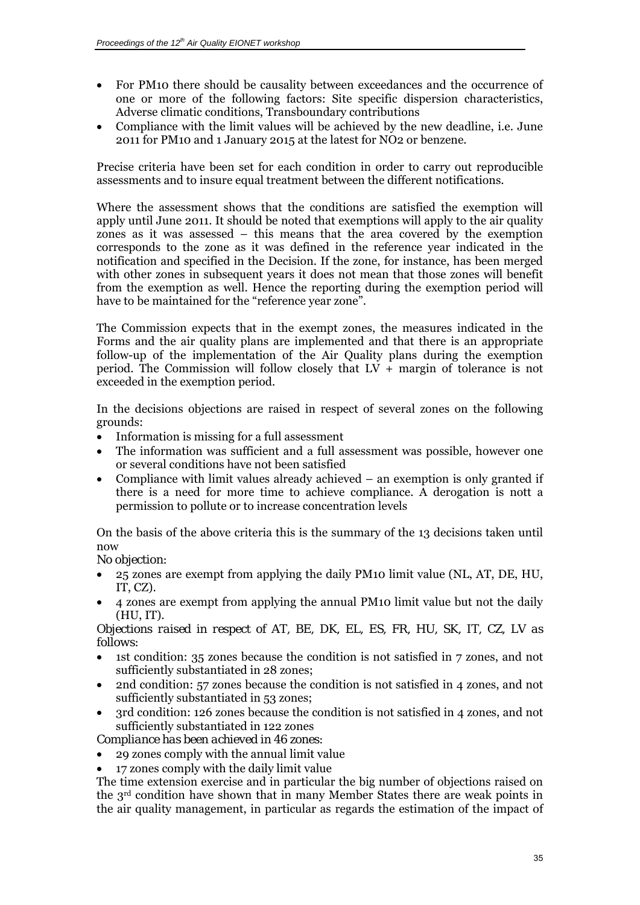- For PM10 there should be causality between exceedances and the occurrence of one or more of the following factors: Site specific dispersion characteristics, Adverse climatic conditions, Transboundary contributions
- Compliance with the limit values will be achieved by the new deadline, i.e. June 2011 for PM10 and 1 January 2015 at the latest for NO2 or benzene.

Precise criteria have been set for each condition in order to carry out reproducible assessments and to insure equal treatment between the different notifications.

Where the assessment shows that the conditions are satisfied the exemption will apply until June 2011. It should be noted that exemptions will apply to the air quality zones as it was assessed – this means that the area covered by the exemption corresponds to the zone as it was defined in the reference year indicated in the notification and specified in the Decision. If the zone, for instance, has been merged with other zones in subsequent years it does not mean that those zones will benefit from the exemption as well. Hence the reporting during the exemption period will have to be maintained for the "reference year zone".

The Commission expects that in the exempt zones, the measures indicated in the Forms and the air quality plans are implemented and that there is an appropriate follow-up of the implementation of the Air Quality plans during the exemption period. The Commission will follow closely that LV + margin of tolerance is not exceeded in the exemption period.

In the decisions objections are raised in respect of several zones on the following grounds:

- Information is missing for a full assessment
- The information was sufficient and a full assessment was possible, however one or several conditions have not been satisfied
- Compliance with limit values already achieved – an exemption is only granted if there is a need for more time to achieve compliance. A derogation is nott a permission to pollute or to increase concentration levels

On the basis of the above criteria this is the summary of the 13 decisions taken until now

*No objection:*

- 25 zones are exempt from applying the daily PM10 limit value (NL, AT, DE, HU, IT, CZ).
- 4 zones are exempt from applying the annual PM10 limit value but not the daily (HU, IT).

*Objections raised in respect of AT, BE, DK, EL, ES, FR, HU, SK, IT, CZ, LV as follows:*

- 1st condition: 35 zones because the condition is not satisfied in 7 zones, and not sufficiently substantiated in 28 zones;
- 2nd condition: 57 zones because the condition is not satisfied in 4 zones, and not sufficiently substantiated in 53 zones;
- 3rd condition: 126 zones because the condition is not satisfied in 4 zones, and not sufficiently substantiated in 122 zones

*Compliance has been achieved in 46 zones:*

- 29 zones comply with the annual limit value
- 17 zones comply with the daily limit value

The time extension exercise and in particular the big number of objections raised on the 3rd condition have shown that in many Member States there are weak points in the air quality management, in particular as regards the estimation of the impact of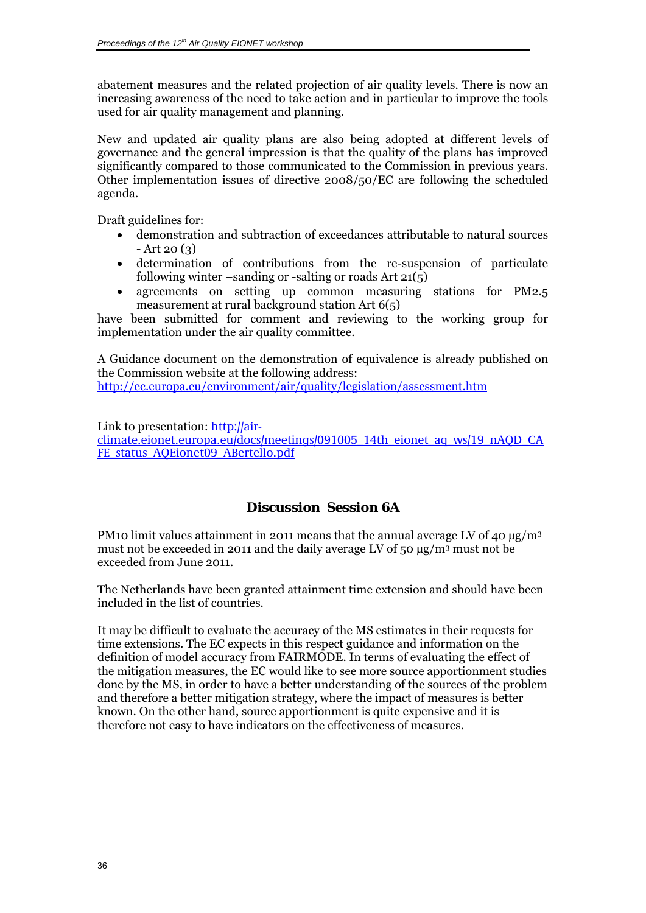abatement measures and the related projection of air quality levels. There is now an increasing awareness of the need to take action and in particular to improve the tools used for air quality management and planning.

New and updated air quality plans are also being adopted at different levels of governance and the general impression is that the quality of the plans has improved significantly compared to those communicated to the Commission in previous years. Other implementation issues of directive 2008/50/EC are following the scheduled agenda.

Draft guidelines for:

- demonstration and subtraction of exceedances attributable to natural sources - Art 20 (3)
- determination of contributions from the re-suspension of particulate following winter –sanding or -salting or roads Art 21(5)
- agreements on setting up common measuring stations for PM2.5 measurement at rural background station Art 6(5)

have been submitted for comment and reviewing to the working group for implementation under the air quality committee.

A Guidance document on the demonstration of equivalence is already published on the Commission website at the following address:
http://ec.europa.eu/environment/air/quality/legislation/assessment.htm

Link to presentation: http://air-climate.eionet.europa.eu/docs/meetings/091005_14th_eionet_aq_ws/19_nAQD_CAFE_status_AQEionet09_ABertello.pdf

## Discussion Session 6A

PM10 limit values attainment in 2011 means that the annual average LV of 40 µg/m³ must not be exceeded in 2011 and the daily average LV of 50 µg/m³ must not be exceeded from June 2011.

The Netherlands have been granted attainment time extension and should have been included in the list of countries.

It may be difficult to evaluate the accuracy of the MS estimates in their requests for time extensions. The EC expects in this respect guidance and information on the definition of model accuracy from FAIRMODE. In terms of evaluating the effect of the mitigation measures, the EC would like to see more source apportionment studies done by the MS, in order to have a better understanding of the sources of the problem and therefore a better mitigation strategy, where the impact of measures is better known. On the other hand, source apportionment is quite expensive and it is therefore not easy to have indicators on the effectiveness of measures.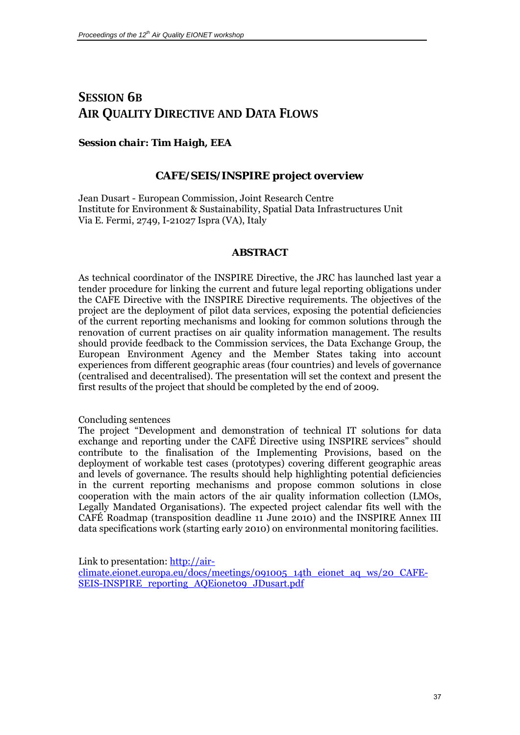# SESSION 6B
# AIR QUALITY DIRECTIVE AND DATA FLOWS

***Session chair: Tim Haigh, EEA***

## CAFE/SEIS/INSPIRE project overview

Jean Dusart - European Commission, Joint Research Centre
Institute for Environment & Sustainability, Spatial Data Infrastructures Unit
Via E. Fermi, 2749, I-21027 Ispra (VA), Italy

### ABSTRACT

As technical coordinator of the INSPIRE Directive, the JRC has launched last year a tender procedure for linking the current and future legal reporting obligations under the CAFE Directive with the INSPIRE Directive requirements. The objectives of the project are the deployment of pilot data services, exposing the potential deficiencies of the current reporting mechanisms and looking for common solutions through the renovation of current practises on air quality information management. The results should provide feedback to the Commission services, the Data Exchange Group, the European Environment Agency and the Member States taking into account experiences from different geographic areas (four countries) and levels of governance (centralised and decentralised). The presentation will set the context and present the first results of the project that should be completed by the end of 2009.

Concluding sentences
The project "Development and demonstration of technical IT solutions for data exchange and reporting under the CAFÉ Directive using INSPIRE services" should contribute to the finalisation of the Implementing Provisions, based on the deployment of workable test cases (prototypes) covering different geographic areas and levels of governance. The results should help highlighting potential deficiencies in the current reporting mechanisms and propose common solutions in close cooperation with the main actors of the air quality information collection (LMOs, Legally Mandated Organisations). The expected project calendar fits well with the CAFÉ Roadmap (transposition deadline 11 June 2010) and the INSPIRE Annex III data specifications work (starting early 2010) on environmental monitoring facilities.

Link to presentation: [http://air-climate.eionet.europa.eu/docs/meetings/091005_14th_eionet_aq_ws/20_CAFE-SEIS-INSPIRE_reporting_AQEionet09_JDusart.pdf](http://air-climate.eionet.europa.eu/docs/meetings/091005_14th_eionet_aq_ws/20_CAFE-SEIS-INSPIRE_reporting_AQEionet09_JDusart.pdf)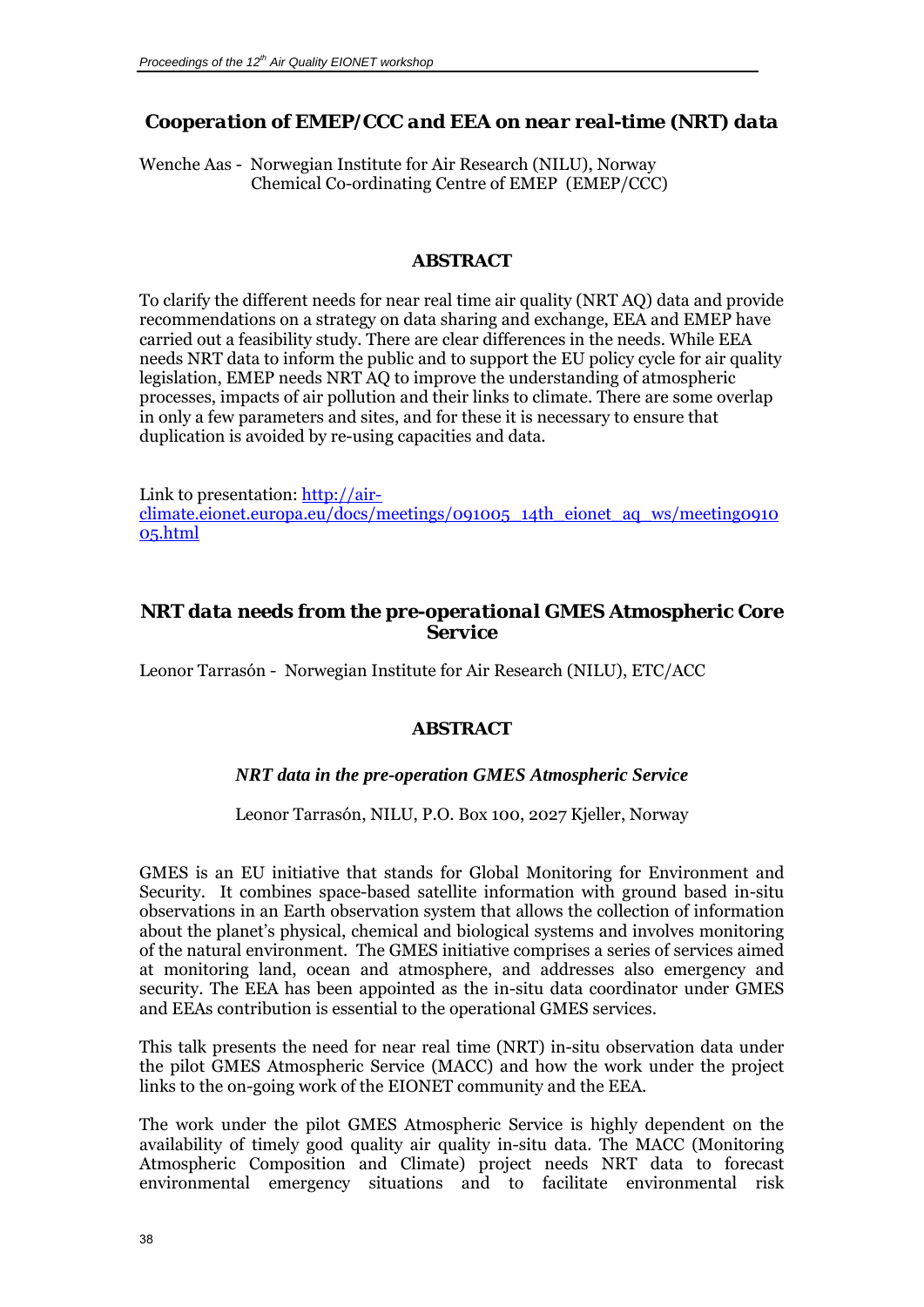## Cooperation of EMEP/CCC and EEA on near real-time (NRT) data

Wenche Aas - Norwegian Institute for Air Research (NILU), Norway
Chemical Co-ordinating Centre of EMEP (EMEP/CCC)

### ABSTRACT

To clarify the different needs for near real time air quality (NRT AQ) data and provide recommendations on a strategy on data sharing and exchange, EEA and EMEP have carried out a feasibility study. There are clear differences in the needs. While EEA needs NRT data to inform the public and to support the EU policy cycle for air quality legislation, EMEP needs NRT AQ to improve the understanding of atmospheric processes, impacts of air pollution and their links to climate. There are some overlap in only a few parameters and sites, and for these it is necessary to ensure that duplication is avoided by re-using capacities and data.

Link to presentation: http://air-climate.eionet.europa.eu/docs/meetings/091005_14th_eionet_aq_ws/meeting091005.html

## NRT data needs from the pre-operational GMES Atmospheric Core Service

Leonor Tarrasón - Norwegian Institute for Air Research (NILU), ETC/ACC

### ABSTRACT

***NRT data in the pre-operation GMES Atmospheric Service***

Leonor Tarrasón, NILU, P.O. Box 100, 2027 Kjeller, Norway

GMES is an EU initiative that stands for Global Monitoring for Environment and Security. It combines space-based satellite information with ground based in-situ observations in an Earth observation system that allows the collection of information about the planet's physical, chemical and biological systems and involves monitoring of the natural environment. The GMES initiative comprises a series of services aimed at monitoring land, ocean and atmosphere, and addresses also emergency and security. The EEA has been appointed as the in-situ data coordinator under GMES and EEAs contribution is essential to the operational GMES services.

This talk presents the need for near real time (NRT) in-situ observation data under the pilot GMES Atmospheric Service (MACC) and how the work under the project links to the on-going work of the EIONET community and the EEA.

The work under the pilot GMES Atmospheric Service is highly dependent on the availability of timely good quality air quality in-situ data. The MACC (Monitoring Atmospheric Composition and Climate) project needs NRT data to forecast environmental emergency situations and to facilitate environmental risk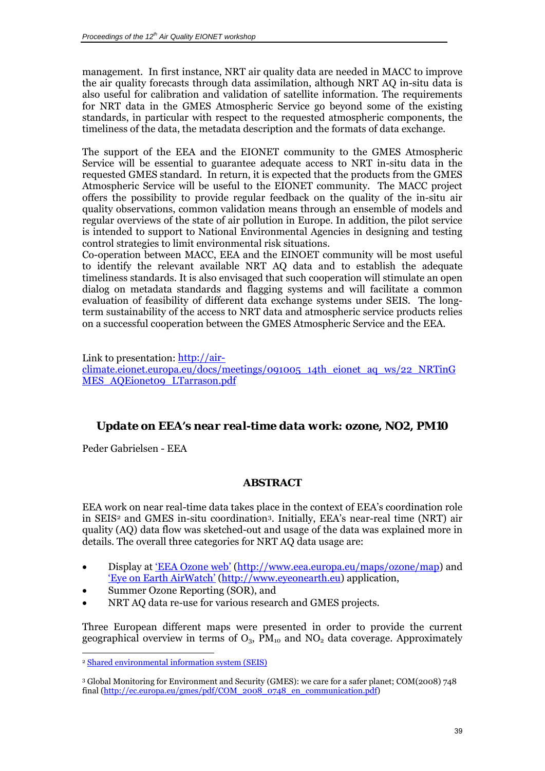management. In first instance, NRT air quality data are needed in MACC to improve the air quality forecasts through data assimilation, although NRT AQ in-situ data is also useful for calibration and validation of satellite information. The requirements for NRT data in the GMES Atmospheric Service go beyond some of the existing standards, in particular with respect to the requested atmospheric components, the timeliness of the data, the metadata description and the formats of data exchange.

The support of the EEA and the EIONET community to the GMES Atmospheric Service will be essential to guarantee adequate access to NRT in-situ data in the requested GMES standard. In return, it is expected that the products from the GMES Atmospheric Service will be useful to the EIONET community. The MACC project offers the possibility to provide regular feedback on the quality of the in-situ air quality observations, common validation means through an ensemble of models and regular overviews of the state of air pollution in Europe. In addition, the pilot service is intended to support to National Environmental Agencies in designing and testing control strategies to limit environmental risk situations.
Co-operation between MACC, EEA and the EINOET community will be most useful to identify the relevant available NRT AQ data and to establish the adequate timeliness standards. It is also envisaged that such cooperation will stimulate an open dialog on metadata standards and flagging systems and will facilitate a common evaluation of feasibility of different data exchange systems under SEIS. The long-term sustainability of the access to NRT data and atmospheric service products relies on a successful cooperation between the GMES Atmospheric Service and the EEA.

Link to presentation: [http://air-climate.eionet.europa.eu/docs/meetings/091005_14th_eionet_aq_ws/22_NRTinGMES_AQEionet09_LTarrason.pdf](http://air-climate.eionet.europa.eu/docs/meetings/091005_14th_eionet_aq_ws/22_NRTinGMES_AQEionet09_LTarrason.pdf)

## *Update on EEA's near real-time data work: ozone, NO2, PM10*

Peder Gabrielsen - EEA

### ABSTRACT

EEA work on near real-time data takes place in the context of EEA's coordination role in SEIS[2] and GMES in-situ coordination[3]. Initially, EEA's near-real time (NRT) air quality (AQ) data flow was sketched-out and usage of the data was explained more in details. The overall three categories for NRT AQ data usage are:

- Display at ['EEA Ozone web'](http://www.eea.europa.eu/maps/ozone/map) (http://www.eea.europa.eu/maps/ozone/map) and ['Eye on Earth AirWatch'](http://www.eyeonearth.eu) (http://www.eyeonearth.eu) application,
- Summer Ozone Reporting (SOR), and
- NRT AQ data re-use for various research and GMES projects.

Three European different maps were presented in order to provide the current geographical overview in terms of $O_3$, $PM_{10}$ and $NO_2$ data coverage. Approximately

---

[2] Shared environmental information system (SEIS)

[3] Global Monitoring for Environment and Security (GMES): we care for a safer planet; COM(2008) 748 final (http://ec.europa.eu/gmes/pdf/COM_2008_0748_en_communication.pdf)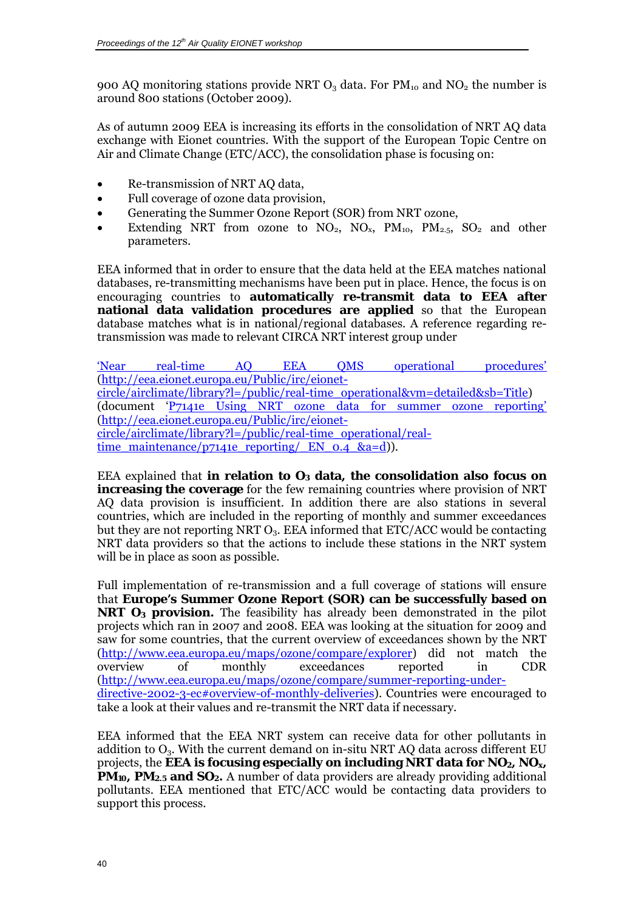900 AQ monitoring stations provide NRT $O_3$ data. For $PM_{10}$ and $NO_2$ the number is around 800 stations (October 2009).

As of autumn 2009 EEA is increasing its efforts in the consolidation of NRT AQ data exchange with Eionet countries. With the support of the European Topic Centre on Air and Climate Change (ETC/ACC), the consolidation phase is focusing on:

- Re-transmission of NRT AQ data,
- Full coverage of ozone data provision,
- Generating the Summer Ozone Report (SOR) from NRT ozone,
- Extending NRT from ozone to $NO_2$, $NO_x$, $PM_{10}$, $PM_{2.5}$, $SO_2$ and other parameters.

EEA informed that in order to ensure that the data held at the EEA matches national databases, re-transmitting mechanisms have been put in place. Hence, the focus is on encouraging countries to **automatically re-transmit data to EEA after national data validation procedures are applied** so that the European database matches what is in national/regional databases. A reference regarding re-transmission was made to relevant CIRCA NRT interest group under

'Near real-time AQ EEA QMS operational procedures' (http://eea.eionet.europa.eu/Public/irc/eionet-circle/airclimate/library?l=/public/real-time_operational&vm=detailed&sb=Title) (document 'P7141e Using NRT ozone data for summer ozone reporting' (http://eea.eionet.europa.eu/Public/irc/eionet-circle/airclimate/library?l=/public/real-time_operational/real-time_maintenance/p7141e_reporting/_EN_0.4_&a=d)).

EEA explained that **in relation to $O_3$ data, the consolidation also focus on increasing the coverage** for the few remaining countries where provision of NRT AQ data provision is insufficient. In addition there are also stations in several countries, which are included in the reporting of monthly and summer exceedances but they are not reporting NRT $O_3$. EEA informed that ETC/ACC would be contacting NRT data providers so that the actions to include these stations in the NRT system will be in place as soon as possible.

Full implementation of re-transmission and a full coverage of stations will ensure that **Europe's Summer Ozone Report (SOR) can be successfully based on NRT $O_3$ provision.** The feasibility has already been demonstrated in the pilot projects which ran in 2007 and 2008. EEA was looking at the situation for 2009 and saw for some countries, that the current overview of exceedances shown by the NRT (http://www.eea.europa.eu/maps/ozone/compare/explorer) did not match the overview of monthly exceedances reported in CDR (http://www.eea.europa.eu/maps/ozone/compare/summer-reporting-under-directive-2002-3-ec#overview-of-monthly-deliveries). Countries were encouraged to take a look at their values and re-transmit the NRT data if necessary.

EEA informed that the EEA NRT system can receive data for other pollutants in addition to $O_3$. With the current demand on in-situ NRT AQ data across different EU projects, the **EEA is focusing especially on including NRT data for $NO_2$, $NO_x$, $PM_{10}$, $PM_{2.5}$ and $SO_2$.** A number of data providers are already providing additional pollutants. EEA mentioned that ETC/ACC would be contacting data providers to support this process.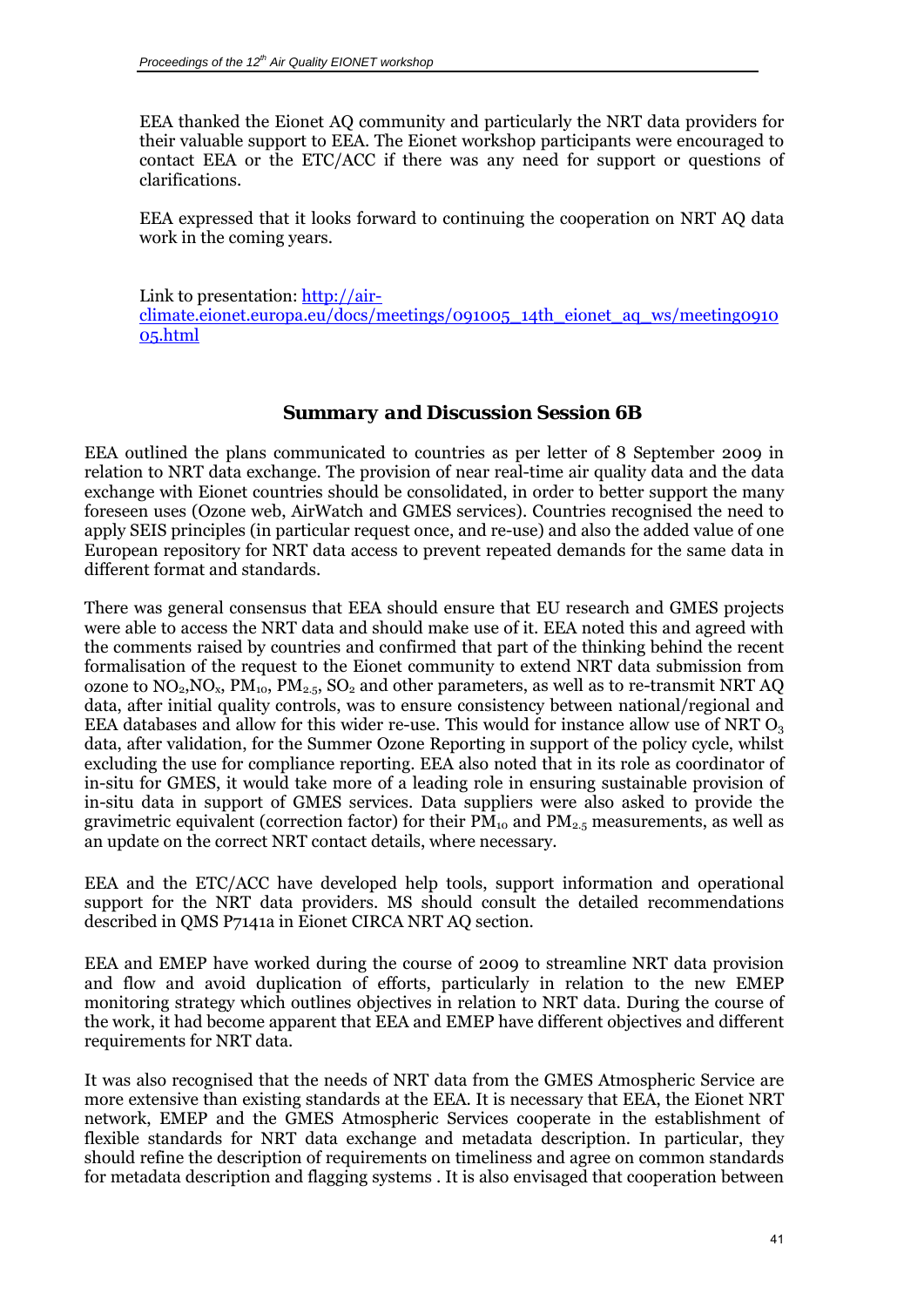EEA thanked the Eionet AQ community and particularly the NRT data providers for their valuable support to EEA. The Eionet workshop participants were encouraged to contact EEA or the ETC/ACC if there was any need for support or questions of clarifications.

EEA expressed that it looks forward to continuing the cooperation on NRT AQ data work in the coming years.

Link to presentation: http://air-climate.eionet.europa.eu/docs/meetings/091005_14th_eionet_aq_ws/meeting091005.html

## Summary and Discussion Session 6B

EEA outlined the plans communicated to countries as per letter of 8 September 2009 in relation to NRT data exchange. The provision of near real-time air quality data and the data exchange with Eionet countries should be consolidated, in order to better support the many foreseen uses (Ozone web, AirWatch and GMES services). Countries recognised the need to apply SEIS principles (in particular request once, and re-use) and also the added value of one European repository for NRT data access to prevent repeated demands for the same data in different format and standards.

There was general consensus that EEA should ensure that EU research and GMES projects were able to access the NRT data and should make use of it. EEA noted this and agreed with the comments raised by countries and confirmed that part of the thinking behind the recent formalisation of the request to the Eionet community to extend NRT data submission from ozone to $NO_2$,$NO_x$, $PM_{10}$, $PM_{2.5}$, $SO_2$ and other parameters, as well as to re-transmit NRT AQ data, after initial quality controls, was to ensure consistency between national/regional and EEA databases and allow for this wider re-use. This would for instance allow use of NRT $O_3$ data, after validation, for the Summer Ozone Reporting in support of the policy cycle, whilst excluding the use for compliance reporting. EEA also noted that in its role as coordinator of in-situ for GMES, it would take more of a leading role in ensuring sustainable provision of in-situ data in support of GMES services. Data suppliers were also asked to provide the gravimetric equivalent (correction factor) for their $PM_{10}$ and $PM_{2.5}$ measurements, as well as an update on the correct NRT contact details, where necessary.

EEA and the ETC/ACC have developed help tools, support information and operational support for the NRT data providers. MS should consult the detailed recommendations described in QMS P7141a in Eionet CIRCA NRT AQ section.

EEA and EMEP have worked during the course of 2009 to streamline NRT data provision and flow and avoid duplication of efforts, particularly in relation to the new EMEP monitoring strategy which outlines objectives in relation to NRT data. During the course of the work, it had become apparent that EEA and EMEP have different objectives and different requirements for NRT data.

It was also recognised that the needs of NRT data from the GMES Atmospheric Service are more extensive than existing standards at the EEA. It is necessary that EEA, the Eionet NRT network, EMEP and the GMES Atmospheric Services cooperate in the establishment of flexible standards for NRT data exchange and metadata description. In particular, they should refine the description of requirements on timeliness and agree on common standards for metadata description and flagging systems . It is also envisaged that cooperation between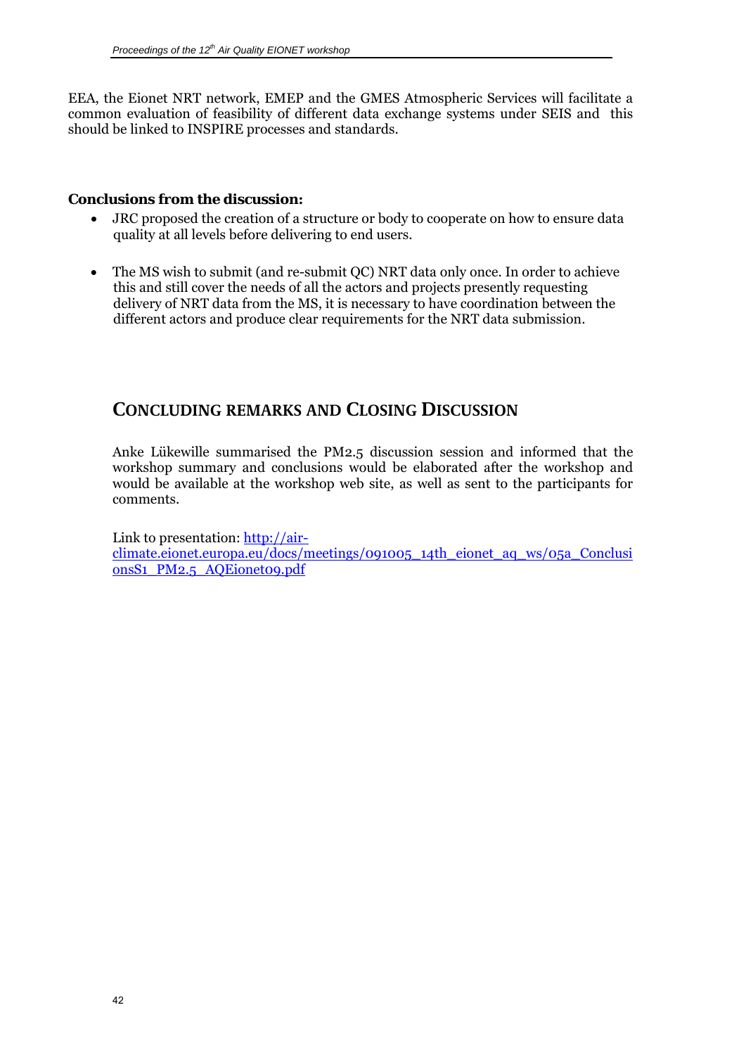EEA, the Eionet NRT network, EMEP and the GMES Atmospheric Services will facilitate a common evaluation of feasibility of different data exchange systems under SEIS and this should be linked to INSPIRE processes and standards.

**Conclusions from the discussion:**

- JRC proposed the creation of a structure or body to cooperate on how to ensure data quality at all levels before delivering to end users.
- The MS wish to submit (and re-submit QC) NRT data only once. In order to achieve this and still cover the needs of all the actors and projects presently requesting delivery of NRT data from the MS, it is necessary to have coordination between the different actors and produce clear requirements for the NRT data submission.

## CONCLUDING REMARKS AND CLOSING DISCUSSION

Anke Lükewille summarised the PM2.5 discussion session and informed that the workshop summary and conclusions would be elaborated after the workshop and would be available at the workshop web site, as well as sent to the participants for comments.

Link to presentation: http://air-climate.eionet.europa.eu/docs/meetings/091005_14th_eionet_aq_ws/05a_ConclusionsS1_PM2.5_AQEionet09.pdf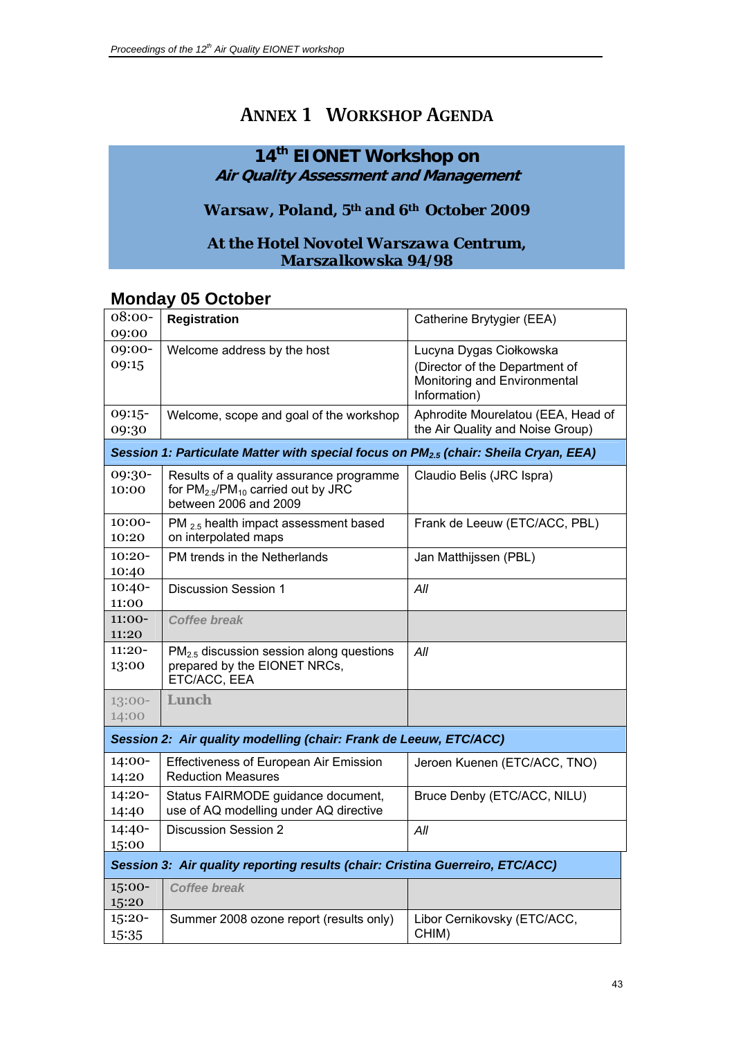# ANNEX 1 WORKSHOP AGENDA

## 14th EIONET Workshop on *Air Quality Assessment and Management*

**Warsaw, Poland, 5th and 6th October 2009**

**At the Hotel Novotel Warszawa Centrum, Marszalkowska 94/98**

### Monday 05 October

| Time | Item | Speaker |
|---|---|---|
| 08:00-09:00 | **Registration** | Catherine Brytygier (EEA) |
| 09:00-09:15 | Welcome address by the host | Lucyna Dygas Ciołkowska (Director of the Department of Monitoring and Environmental Information) |
| 09:15-09:30 | Welcome, scope and goal of the workshop | Aphrodite Mourelatou (EEA, Head of the Air Quality and Noise Group) |
| ***Session 1: Particulate Matter with special focus on $PM_{2.5}$ (chair: Sheila Cryan, EEA)*** | | |
| 09:30-10:00 | Results of a quality assurance programme for $PM_{2.5}$/$PM_{10}$ carried out by JRC between 2006 and 2009 | Claudio Belis (JRC Ispra) |
| 10:00-10:20 | PM $_{2.5}$ health impact assessment based on interpolated maps | Frank de Leeuw (ETC/ACC, PBL) |
| 10:20-10:40 | PM trends in the Netherlands | Jan Matthijssen (PBL) |
| 10:40-11:00 | Discussion Session 1 | *All* |
| 11:00-11:20 | ***Coffee break*** | |
| 11:20-13:00 | $PM_{2.5}$ discussion session along questions prepared by the EIONET NRCs, ETC/ACC, EEA | *All* |
| 13:00-14:00 | **Lunch** | |
| ***Session 2: Air quality modelling (chair: Frank de Leeuw, ETC/ACC)*** | | |
| 14:00-14:20 | Effectiveness of European Air Emission Reduction Measures | Jeroen Kuenen (ETC/ACC, TNO) |
| 14:20-14:40 | Status FAIRMODE guidance document, use of AQ modelling under AQ directive | Bruce Denby (ETC/ACC, NILU) |
| 14:40-15:00 | Discussion Session 2 | *All* |
| ***Session 3: Air quality reporting results (chair: Cristina Guerreiro, ETC/ACC)*** | | |
| 15:00-15:20 | ***Coffee break*** | |
| 15:20-15:35 | Summer 2008 ozone report (results only) | Libor Cernikovsky (ETC/ACC, CHIM) |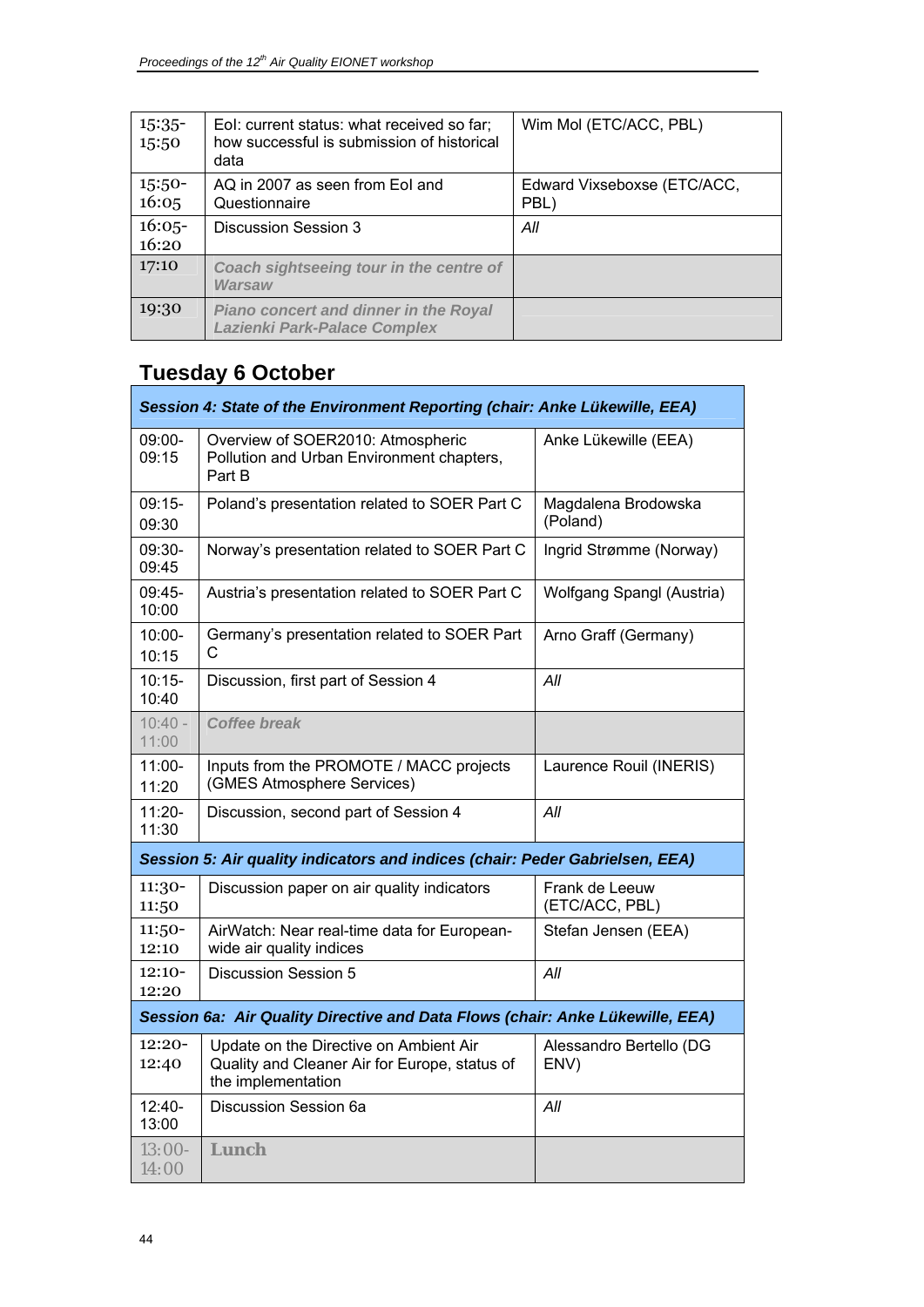| | | |
|---|---|---|
| 15:35-15:50 | EoI: current status: what received so far; how successful is submission of historical data | Wim Mol (ETC/ACC, PBL) |
| 15:50-16:05 | AQ in 2007 as seen from EoI and Questionnaire | Edward Vixseboxse (ETC/ACC, PBL) |
| 16:05-16:20 | Discussion Session 3 | *All* |
| 17:10 | ***Coach sightseeing tour in the centre of Warsaw*** | |
| 19:30 | ***Piano concert and dinner in the Royal Lazienki Park-Palace Complex*** | |

## Tuesday 6 October

| | | |
|---|---|---|
| ***Session 4: State of the Environment Reporting (chair: Anke Lükewille, EEA)*** | | |
| 09:00-09:15 | Overview of SOER2010: Atmospheric Pollution and Urban Environment chapters, Part B | Anke Lükewille (EEA) |
| 09:15-09:30 | Poland's presentation related to SOER Part C | Magdalena Brodowska (Poland) |
| 09:30-09:45 | Norway's presentation related to SOER Part C | Ingrid Strømme (Norway) |
| 09:45-10:00 | Austria's presentation related to SOER Part C | Wolfgang Spangl (Austria) |
| 10:00-10:15 | Germany's presentation related to SOER Part C | Arno Graff (Germany) |
| 10:15-10:40 | Discussion, first part of Session 4 | *All* |
| 10:40 - 11:00 | ***Coffee break*** | |
| 11:00-11:20 | Inputs from the PROMOTE / MACC projects (GMES Atmosphere Services) | Laurence Rouil (INERIS) |
| 11:20-11:30 | Discussion, second part of Session 4 | *All* |
| ***Session 5: Air quality indicators and indices (chair: Peder Gabrielsen, EEA)*** | | |
| 11:30-11:50 | Discussion paper on air quality indicators | Frank de Leeuw (ETC/ACC, PBL) |
| 11:50-12:10 | AirWatch: Near real-time data for European-wide air quality indices | Stefan Jensen (EEA) |
| 12:10-12:20 | Discussion Session 5 | *All* |
| ***Session 6a: Air Quality Directive and Data Flows (chair: Anke Lükewille, EEA)*** | | |
| 12:20-12:40 | Update on the Directive on Ambient Air Quality and Cleaner Air for Europe, status of the implementation | Alessandro Bertello (DG ENV) |
| 12:40-13:00 | Discussion Session 6a | *All* |
| 13:00-14:00 | **Lunch** | |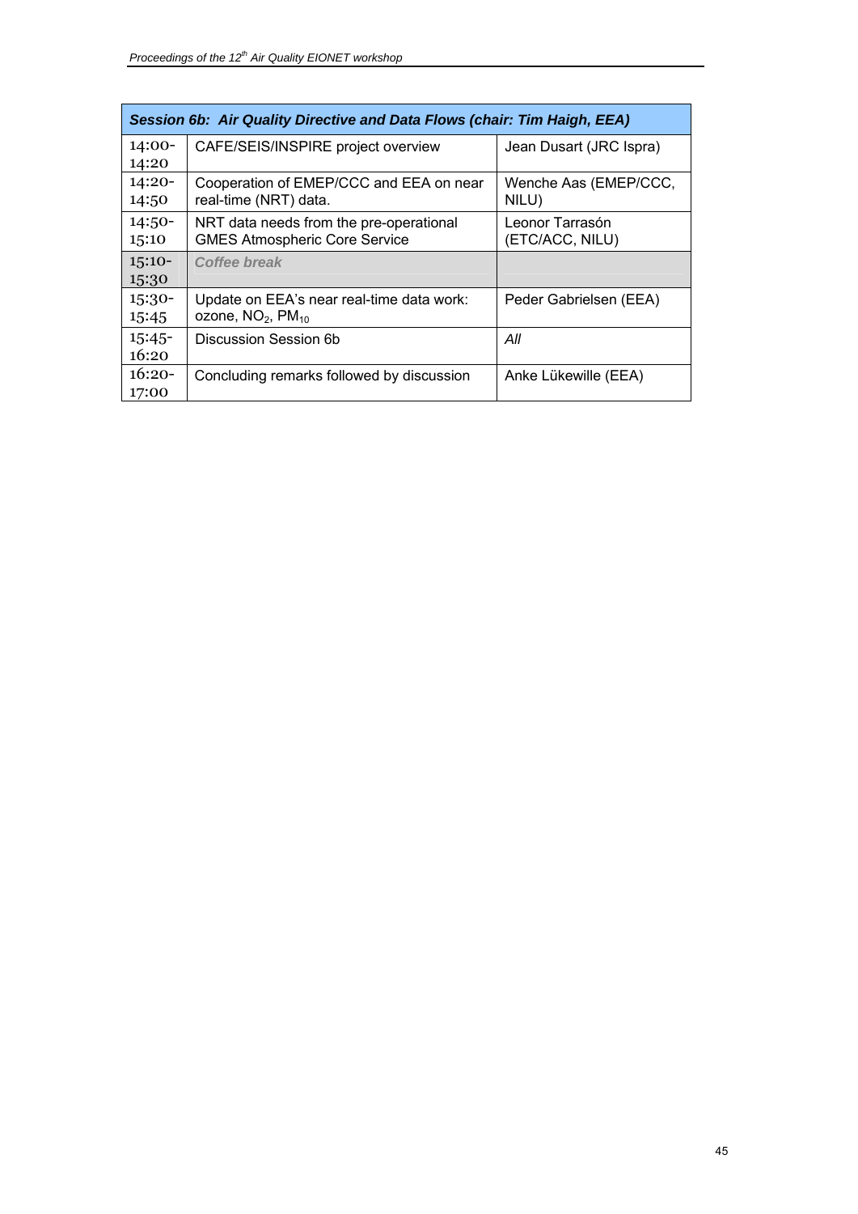| ***Session 6b: Air Quality Directive and Data Flows (chair: Tim Haigh, EEA)*** | | |
|---|---|---|
| 14:00-14:20 | CAFE/SEIS/INSPIRE project overview | Jean Dusart (JRC Ispra) |
| 14:20-14:50 | Cooperation of EMEP/CCC and EEA on near real-time (NRT) data. | Wenche Aas (EMEP/CCC, NILU) |
| 14:50-15:10 | NRT data needs from the pre-operational GMES Atmospheric Core Service | Leonor Tarrasón (ETC/ACC, NILU) |
| 15:10-15:30 | ***Coffee break*** | |
| 15:30-15:45 | Update on EEA's near real-time data work: ozone, $NO_2$, $PM_{10}$ | Peder Gabrielsen (EEA) |
| 15:45-16:20 | Discussion Session 6b | *All* |
| 16:20-17:00 | Concluding remarks followed by discussion | Anke Lükewille (EEA) |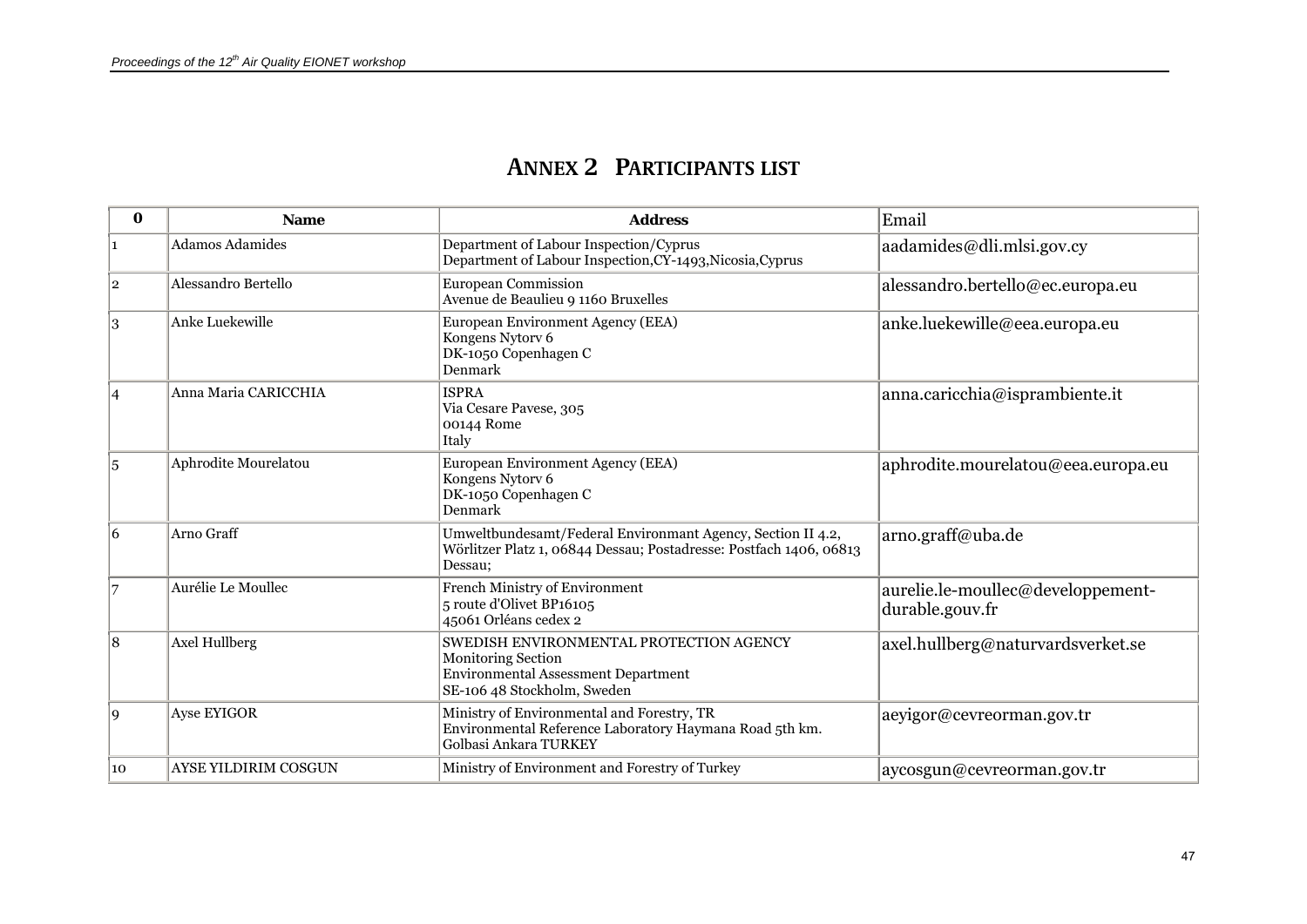# ANNEX 2 PARTICIPANTS LIST

| 0 | Name | Address | Email |
|---|---|---|---|
| 1 | Adamos Adamides | Department of Labour Inspection/Cyprus<br>Department of Labour Inspection,CY-1493,Nicosia,Cyprus | aadamides@dli.mlsi.gov.cy |
| 2 | Alessandro Bertello | European Commission<br>Avenue de Beaulieu 9 1160 Bruxelles | alessandro.bertello@ec.europa.eu |
| 3 | Anke Luekewille | European Environment Agency (EEA)<br>Kongens Nytorv 6<br>DK-1050 Copenhagen C<br>Denmark | anke.luekewille@eea.europa.eu |
| 4 | Anna Maria CARICCHIA | ISPRA<br>Via Cesare Pavese, 305<br>00144 Rome<br>Italy | anna.caricchia@isprambiente.it |
| 5 | Aphrodite Mourelatou | European Environment Agency (EEA)<br>Kongens Nytorv 6<br>DK-1050 Copenhagen C<br>Denmark | aphrodite.mourelatou@eea.europa.eu |
| 6 | Arno Graff | Umweltbundesamt/Federal Environmant Agency, Section II 4.2, Wörlitzer Platz 1, 06844 Dessau; Postadresse: Postfach 1406, 06813 Dessau; | arno.graff@uba.de |
| 7 | Aurélie Le Moullec | French Ministry of Environment<br>5 route d'Olivet BP16105<br>45061 Orléans cedex 2 | aurelie.le-moullec@developpement-durable.gouv.fr |
| 8 | Axel Hullberg | SWEDISH ENVIRONMENTAL PROTECTION AGENCY<br>Monitoring Section<br>Environmental Assessment Department<br>SE-106 48 Stockholm, Sweden | axel.hullberg@naturvardsverket.se |
| 9 | Ayse EYIGOR | Ministry of Environmental and Forestry, TR<br>Environmental Reference Laboratory Haymana Road 5th km.<br>Golbasi Ankara TURKEY | aeyigor@cevreorman.gov.tr |
| 10 | AYSE YILDIRIM COSGUN | Ministry of Environment and Forestry of Turkey | aycosgun@cevreorman.gov.tr |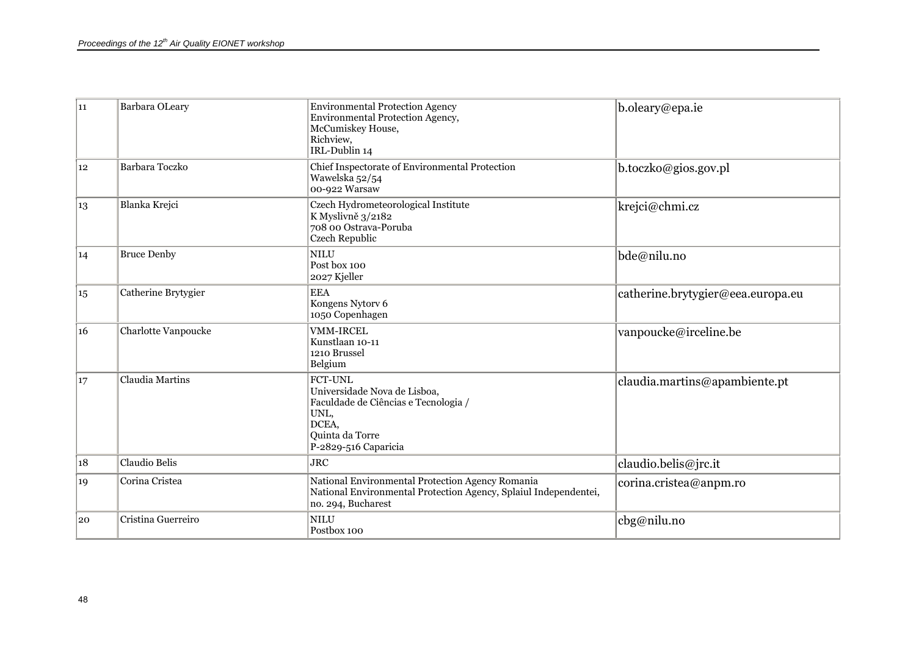| 11 | Barbara OLeary | Environmental Protection Agency<br>Environmental Protection Agency,<br>McCumiskey House,<br>Richview,<br>IRL-Dublin 14 | b.oleary@epa.ie |
|---|---|---|---|
| 12 | Barbara Toczko | Chief Inspectorate of Environmental Protection<br>Wawelska 52/54<br>00-922 Warsaw | b.toczko@gios.gov.pl |
| 13 | Blanka Krejci | Czech Hydrometeorological Institute<br>K Myslivně 3/2182<br>708 00 Ostrava-Poruba<br>Czech Republic | krejci@chmi.cz |
| 14 | Bruce Denby | NILU<br>Post box 100<br>2027 Kjeller | bde@nilu.no |
| 15 | Catherine Brytygier | EEA<br>Kongens Nytorv 6<br>1050 Copenhagen | catherine.brytygier@eea.europa.eu |
| 16 | Charlotte Vanpoucke | VMM-IRCEL<br>Kunstlaan 10-11<br>1210 Brussel<br>Belgium | vanpoucke@irceline.be |
| 17 | Claudia Martins | FCT-UNL<br>Universidade Nova de Lisboa,<br>Faculdade de Ciências e Tecnologia /<br>UNL,<br>DCEA,<br>Quinta da Torre<br>P-2829-516 Caparicia | claudia.martins@apambiente.pt |
| 18 | Claudio Belis | JRC | claudio.belis@jrc.it |
| 19 | Corina Cristea | National Environmental Protection Agency Romania<br>National Environmental Protection Agency, Splaiul Independentei,<br>no. 294, Bucharest | corina.cristea@anpm.ro |
| 20 | Cristina Guerreiro | NILU<br>Postbox 100 | cbg@nilu.no |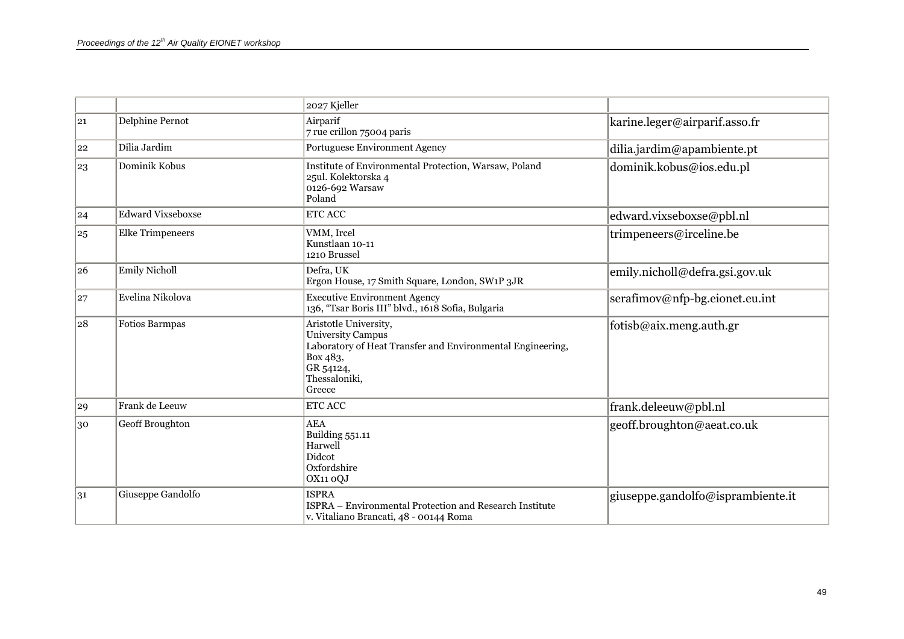|  |  | 2027 Kjeller |  |
|---|---|---|---|
| 21 | Delphine Pernot | Airparif<br>7 rue crillon 75004 paris | karine.leger@airparif.asso.fr |
| 22 | Dilia Jardim | Portuguese Environment Agency | dilia.jardim@apambiente.pt |
| 23 | Dominik Kobus | Institute of Environmental Protection, Warsaw, Poland<br>25ul. Kolektorska 4<br>0126-692 Warsaw<br>Poland | dominik.kobus@ios.edu.pl |
| 24 | Edward Vixseboxse | ETC ACC | edward.vixseboxse@pbl.nl |
| 25 | Elke Trimpeneers | VMM, Ircel<br>Kunstlaan 10-11<br>1210 Brussel | trimpeneers@irceline.be |
| 26 | Emily Nicholl | Defra, UK<br>Ergon House, 17 Smith Square, London, SW1P 3JR | emily.nicholl@defra.gsi.gov.uk |
| 27 | Evelina Nikolova | Executive Environment Agency<br>136, "Tsar Boris III" blvd., 1618 Sofia, Bulgaria | serafimov@nfp-bg.eionet.eu.int |
| 28 | Fotios Barmpas | Aristotle University,<br>University Campus<br>Laboratory of Heat Transfer and Environmental Engineering,<br>Box 483,<br>GR 54124,<br>Thessaloniki,<br>Greece | fotisb@aix.meng.auth.gr |
| 29 | Frank de Leeuw | ETC ACC | frank.deleeuw@pbl.nl |
| 30 | Geoff Broughton | AEA<br>Building 551.11<br>Harwell<br>Didcot<br>Oxfordshire<br>OX11 0QJ | geoff.broughton@aeat.co.uk |
| 31 | Giuseppe Gandolfo | ISPRA<br>ISPRA – Environmental Protection and Research Institute<br>v. Vitaliano Brancati, 48 - 00144 Roma | giuseppe.gandolfo@isprambiente.it |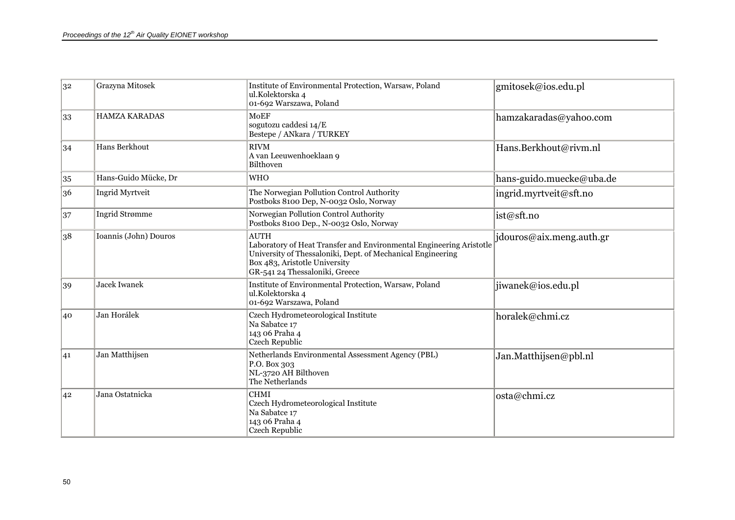| 32 | Grazyna Mitosek | Institute of Environmental Protection, Warsaw, Poland<br>ul.Kolektorska 4<br>01-692 Warszawa, Poland | gmitosek@ios.edu.pl |
|---|---|---|---|
| 33 | HAMZA KARADAS | MoEF<br>sogutozu caddesi 14/E<br>Bestepe / ANkara / TURKEY | hamzakaradas@yahoo.com |
| 34 | Hans Berkhout | RIVM<br>A van Leeuwenhoeklaan 9<br>Bilthoven | Hans.Berkhout@rivm.nl |
| 35 | Hans-Guido Mücke, Dr | WHO | hans-guido.muecke@uba.de |
| 36 | Ingrid Myrtveit | The Norwegian Pollution Control Authority<br>Postboks 8100 Dep, N-0032 Oslo, Norway | ingrid.myrtveit@sft.no |
| 37 | Ingrid Strømme | Norwegian Pollution Control Authority<br>Postboks 8100 Dep., N-0032 Oslo, Norway | ist@sft.no |
| 38 | Ioannis (John) Douros | AUTH<br>Laboratory of Heat Transfer and Environmental Engineering Aristotle University of Thessaloniki, Dept. of Mechanical Engineering<br>Box 483, Aristotle University<br>GR-541 24 Thessaloniki, Greece | jdouros@aix.meng.auth.gr |
| 39 | Jacek Iwanek | Institute of Environmental Protection, Warsaw, Poland<br>ul.Kolektorska 4<br>01-692 Warszawa, Poland | jiwanek@ios.edu.pl |
| 40 | Jan Horálek | Czech Hydrometeorological Institute<br>Na Sabatce 17<br>143 06 Praha 4<br>Czech Republic | horalek@chmi.cz |
| 41 | Jan Matthijsen | Netherlands Environmental Assessment Agency (PBL)<br>P.O. Box 303<br>NL-3720 AH Bilthoven<br>The Netherlands | Jan.Matthijsen@pbl.nl |
| 42 | Jana Ostatnicka | CHMI<br>Czech Hydrometeorological Institute<br>Na Sabatce 17<br>143 06 Praha 4<br>Czech Republic | osta@chmi.cz |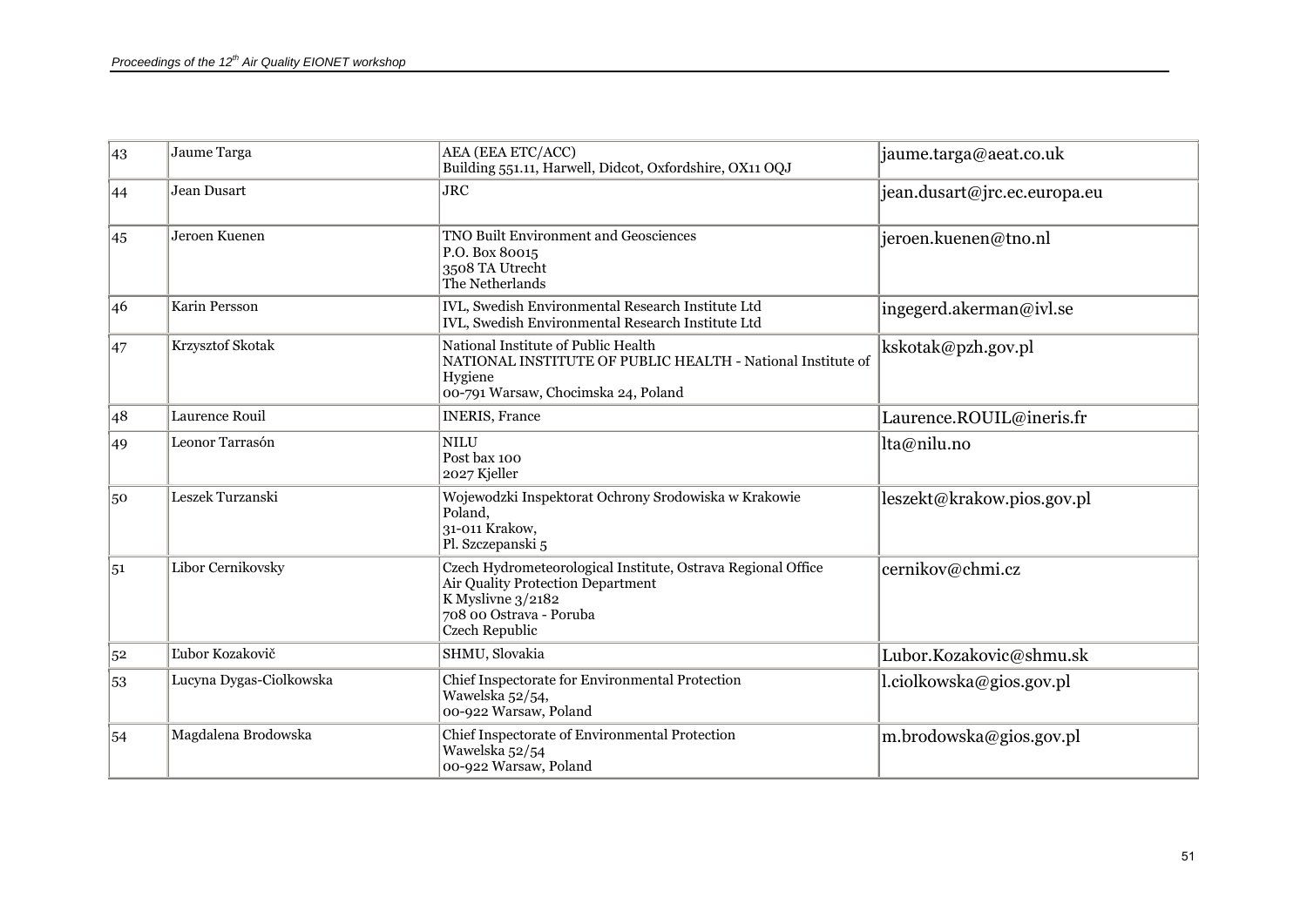| 43 | Jaume Targa | AEA (EEA ETC/ACC)<br>Building 551.11, Harwell, Didcot, Oxfordshire, OX11 OQJ | jaume.targa@aeat.co.uk |
|---|---|---|---|
| 44 | Jean Dusart | JRC | jean.dusart@jrc.ec.europa.eu |
| 45 | Jeroen Kuenen | TNO Built Environment and Geosciences<br>P.O. Box 80015<br>3508 TA Utrecht<br>The Netherlands | jeroen.kuenen@tno.nl |
| 46 | Karin Persson | IVL, Swedish Environmental Research Institute Ltd<br>IVL, Swedish Environmental Research Institute Ltd | ingegerd.akerman@ivl.se |
| 47 | Krzysztof Skotak | National Institute of Public Health<br>NATIONAL INSTITUTE OF PUBLIC HEALTH - National Institute of Hygiene<br>00-791 Warsaw, Chocimska 24, Poland | kskotak@pzh.gov.pl |
| 48 | Laurence Rouil | INERIS, France | Laurence.ROUIL@ineris.fr |
| 49 | Leonor Tarrasón | NILU<br>Post bax 100<br>2027 Kjeller | lta@nilu.no |
| 50 | Leszek Turzanski | Wojewodzki Inspektorat Ochrony Srodowiska w Krakowie<br>Poland,<br>31-011 Krakow,<br>Pl. Szczepanski 5 | leszekt@krakow.pios.gov.pl |
| 51 | Libor Cernikovsky | Czech Hydrometeorological Institute, Ostrava Regional Office<br>Air Quality Protection Department<br>K Myslivne 3/2182<br>708 00 Ostrava - Poruba<br>Czech Republic | cernikov@chmi.cz |
| 52 | Ľubor Kozakovič | SHMU, Slovakia | Lubor.Kozakovic@shmu.sk |
| 53 | Lucyna Dygas-Ciolkowska | Chief Inspectorate for Environmental Protection<br>Wawelska 52/54,<br>00-922 Warsaw, Poland | l.ciolkowska@gios.gov.pl |
| 54 | Magdalena Brodowska | Chief Inspectorate of Environmental Protection<br>Wawelska 52/54<br>00-922 Warsaw, Poland | m.brodowska@gios.gov.pl |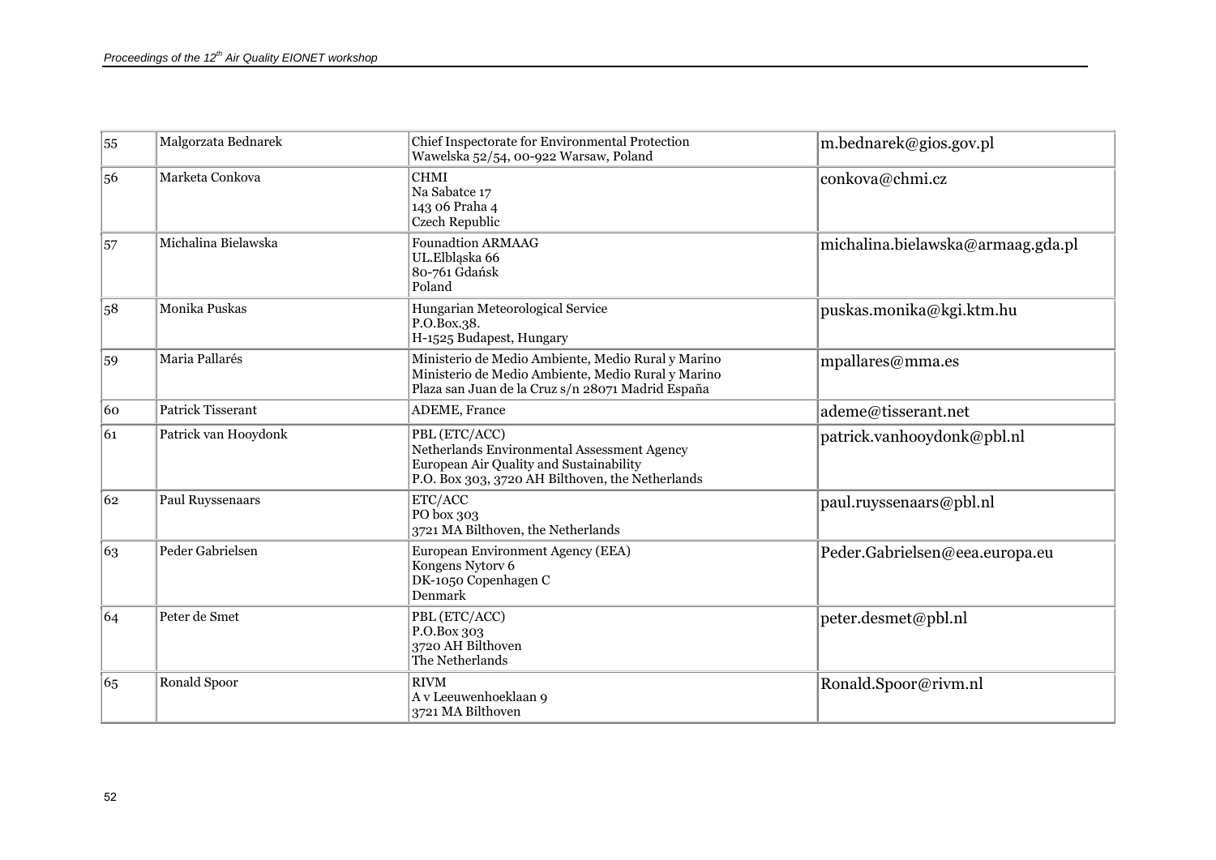| | | | |
|---|---|---|---|
| 55 | Malgorzata Bednarek | Chief Inspectorate for Environmental Protection<br>Wawelska 52/54, 00-922 Warsaw, Poland | m.bednarek@gios.gov.pl |
| 56 | Marketa Conkova | CHMI<br>Na Sabatce 17<br>143 06 Praha 4<br>Czech Republic | conkova@chmi.cz |
| 57 | Michalina Bielawska | Founadtion ARMAAG<br>UL.Elbląska 66<br>80-761 Gdańsk<br>Poland | michalina.bielawska@armaag.gda.pl |
| 58 | Monika Puskas | Hungarian Meteorological Service<br>P.O.Box.38.<br>H-1525 Budapest, Hungary | puskas.monika@kgi.ktm.hu |
| 59 | Maria Pallarés | Ministerio de Medio Ambiente, Medio Rural y Marino<br>Ministerio de Medio Ambiente, Medio Rural y Marino<br>Plaza san Juan de la Cruz s/n 28071 Madrid España | mpallares@mma.es |
| 60 | Patrick Tisserant | ADEME, France | ademe@tisserant.net |
| 61 | Patrick van Hooydonk | PBL (ETC/ACC)<br>Netherlands Environmental Assessment Agency<br>European Air Quality and Sustainability<br>P.O. Box 303, 3720 AH Bilthoven, the Netherlands | patrick.vanhooydonk@pbl.nl |
| 62 | Paul Ruyssenaars | ETC/ACC<br>PO box 303<br>3721 MA Bilthoven, the Netherlands | paul.ruyssenaars@pbl.nl |
| 63 | Peder Gabrielsen | European Environment Agency (EEA)<br>Kongens Nytorv 6<br>DK-1050 Copenhagen C<br>Denmark | Peder.Gabrielsen@eea.europa.eu |
| 64 | Peter de Smet | PBL (ETC/ACC)<br>P.O.Box 303<br>3720 AH Bilthoven<br>The Netherlands | peter.desmet@pbl.nl |
| 65 | Ronald Spoor | RIVM<br>A v Leeuwenhoeklaan 9<br>3721 MA Bilthoven | Ronald.Spoor@rivm.nl |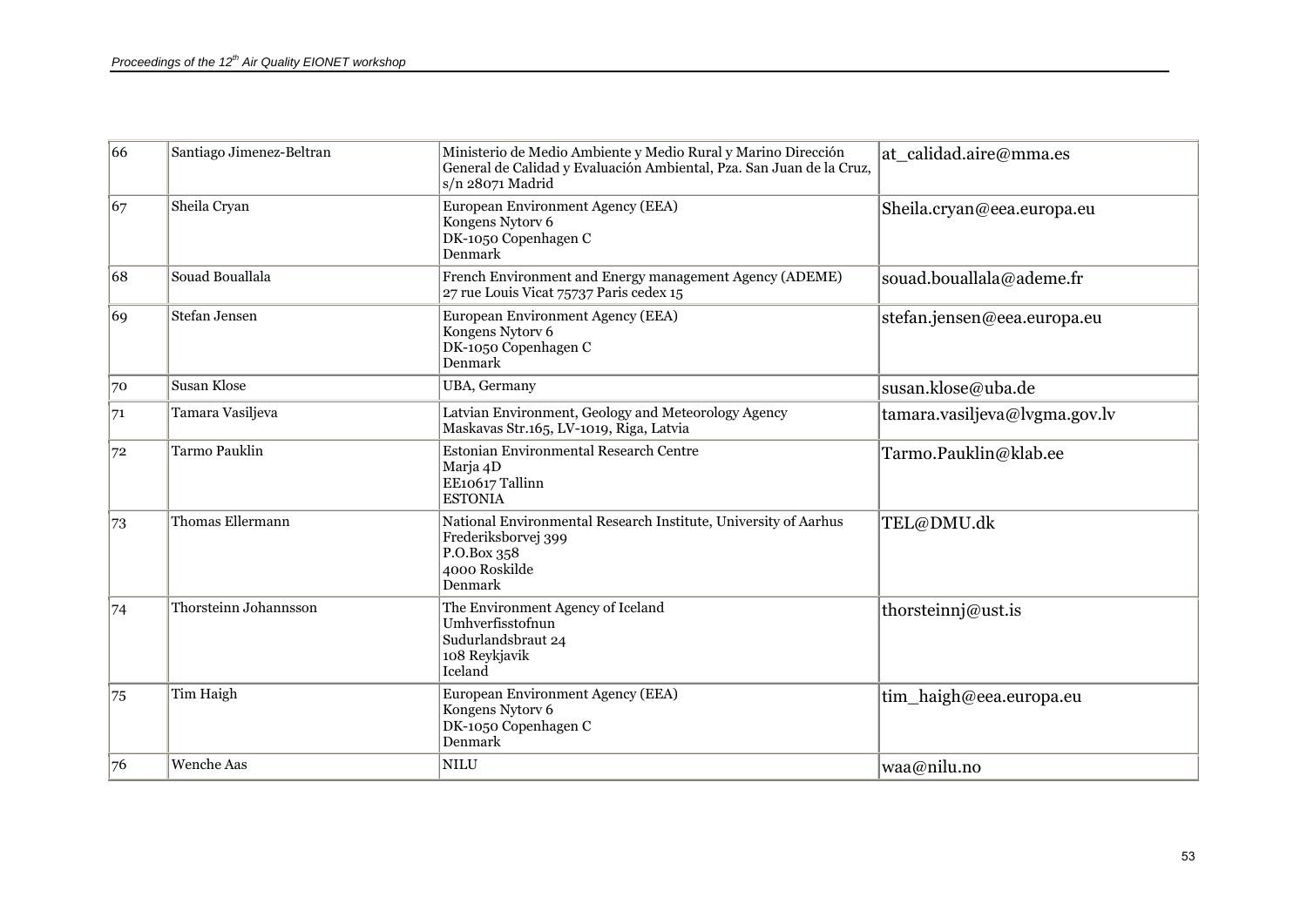| 66 | Santiago Jimenez-Beltran | Ministerio de Medio Ambiente y Medio Rural y Marino Dirección General de Calidad y Evaluación Ambiental, Pza. San Juan de la Cruz, s/n 28071 Madrid | at_calidad.aire@mma.es |
|---|---|---|---|
| 67 | Sheila Cryan | European Environment Agency (EEA)<br>Kongens Nytorv 6<br>DK-1050 Copenhagen C<br>Denmark | Sheila.cryan@eea.europa.eu |
| 68 | Souad Bouallala | French Environment and Energy management Agency (ADEME)<br>27 rue Louis Vicat 75737 Paris cedex 15 | souad.bouallala@ademe.fr |
| 69 | Stefan Jensen | European Environment Agency (EEA)<br>Kongens Nytorv 6<br>DK-1050 Copenhagen C<br>Denmark | stefan.jensen@eea.europa.eu |
| 70 | Susan Klose | UBA, Germany | susan.klose@uba.de |
| 71 | Tamara Vasiljeva | Latvian Environment, Geology and Meteorology Agency<br>Maskavas Str.165, LV-1019, Riga, Latvia | tamara.vasiljeva@lvgma.gov.lv |
| 72 | Tarmo Pauklin | Estonian Environmental Research Centre<br>Marja 4D<br>EE10617 Tallinn<br>ESTONIA | Tarmo.Pauklin@klab.ee |
| 73 | Thomas Ellermann | National Environmental Research Institute, University of Aarhus<br>Frederiksborvej 399<br>P.O.Box 358<br>4000 Roskilde<br>Denmark | TEL@DMU.dk |
| 74 | Thorsteinn Johannsson | The Environment Agency of Iceland<br>Umhverfisstofnun<br>Sudurlandsbraut 24<br>108 Reykjavik<br>Iceland | thorsteinnj@ust.is |
| 75 | Tim Haigh | European Environment Agency (EEA)<br>Kongens Nytorv 6<br>DK-1050 Copenhagen C<br>Denmark | tim_haigh@eea.europa.eu |
| 76 | Wenche Aas | NILU | waa@nilu.no |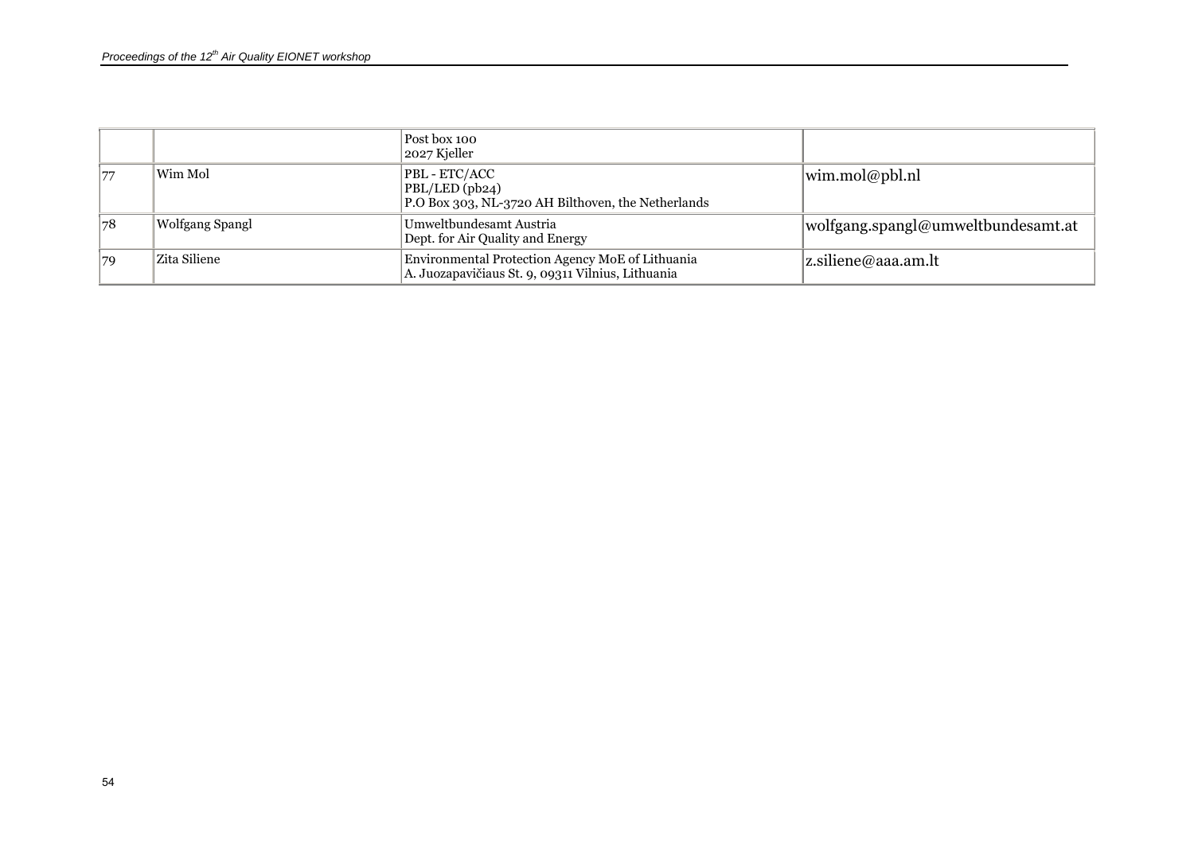| | | | |
|---|---|---|---|
| | | Post box 100<br>2027 Kjeller | |
| 77 | Wim Mol | PBL - ETC/ACC<br>PBL/LED (pb24)<br>P.O Box 303, NL-3720 AH Bilthoven, the Netherlands | wim.mol@pbl.nl |
| 78 | Wolfgang Spangl | Umweltbundesamt Austria<br>Dept. for Air Quality and Energy | wolfgang.spangl@umweltbundesamt.at |
| 79 | Zita Siliene | Environmental Protection Agency MoE of Lithuania<br>A. Juozapavičiaus St. 9, 09311 Vilnius, Lithuania | z.siliene@aaa.am.lt |